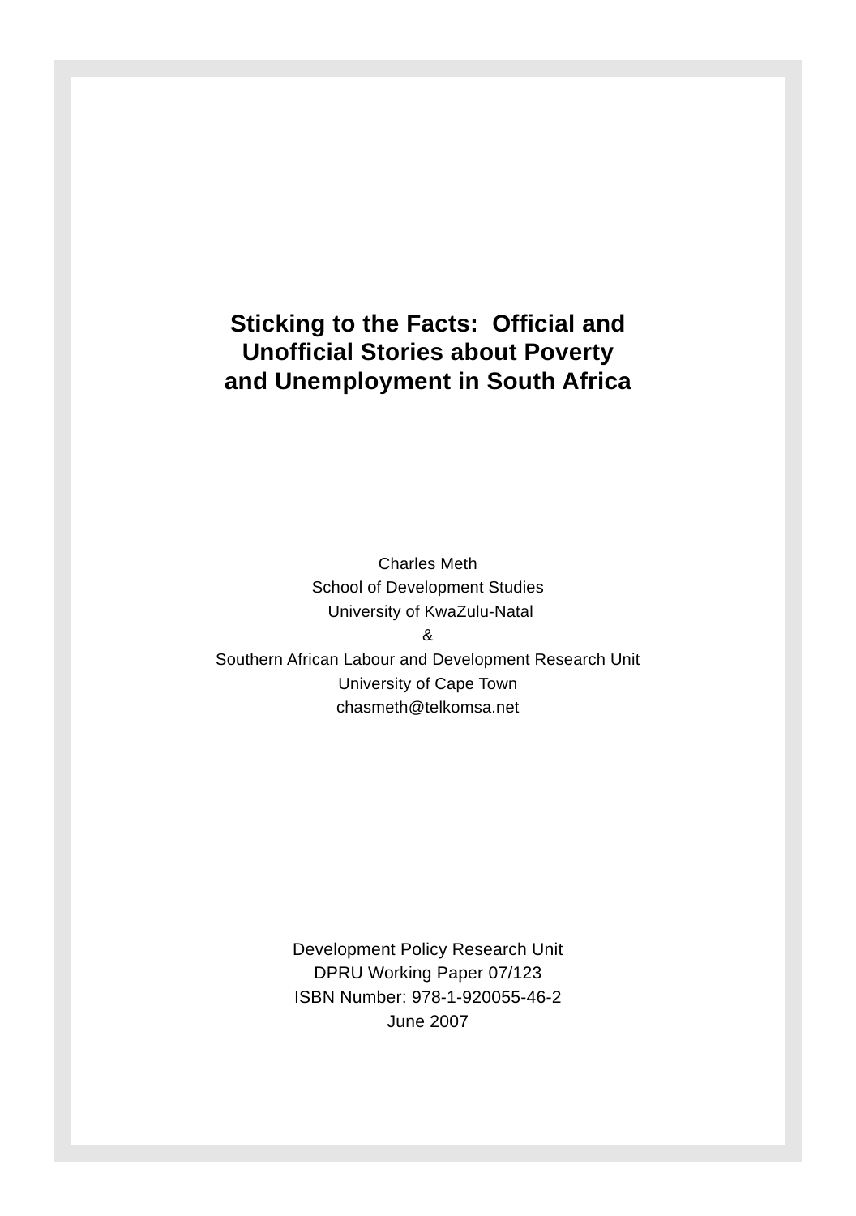# Sticking to the Facts: Official and Unofficial Stories about Poverty and Unemployment in South Africa

Charles Meth
School of Development Studies
University of KwaZulu-Natal
&
Southern African Labour and Development Research Unit
University of Cape Town
chasmeth@telkomsa.net

Development Policy Research Unit
DPRU Working Paper 07/123
ISBN Number: 978-1-920055-46-2
June 2007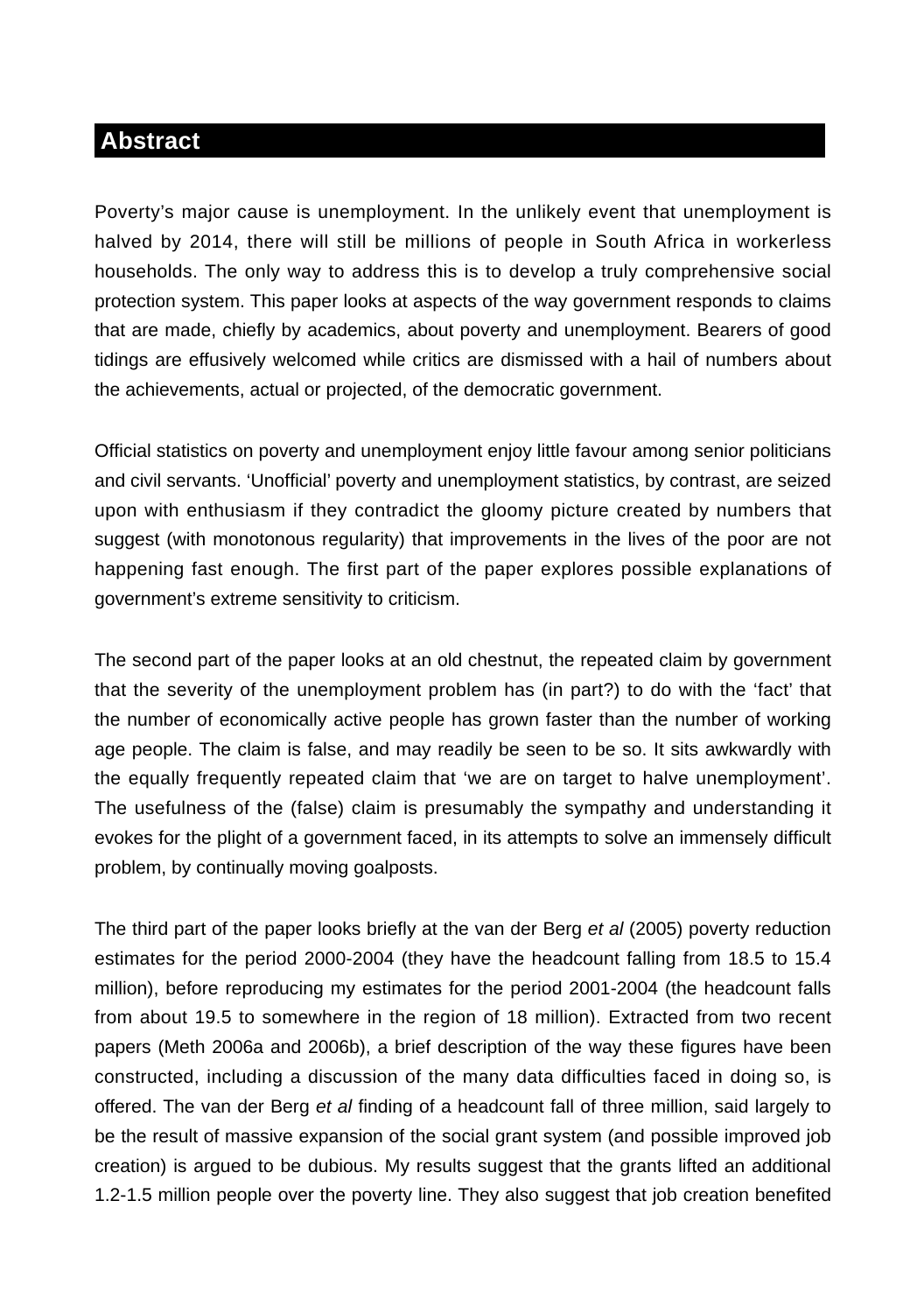## Abstract

Poverty's major cause is unemployment. In the unlikely event that unemployment is halved by 2014, there will still be millions of people in South Africa in workerless households. The only way to address this is to develop a truly comprehensive social protection system. This paper looks at aspects of the way government responds to claims that are made, chiefly by academics, about poverty and unemployment. Bearers of good tidings are effusively welcomed while critics are dismissed with a hail of numbers about the achievements, actual or projected, of the democratic government.

Official statistics on poverty and unemployment enjoy little favour among senior politicians and civil servants. 'Unofficial' poverty and unemployment statistics, by contrast, are seized upon with enthusiasm if they contradict the gloomy picture created by numbers that suggest (with monotonous regularity) that improvements in the lives of the poor are not happening fast enough. The first part of the paper explores possible explanations of government's extreme sensitivity to criticism.

The second part of the paper looks at an old chestnut, the repeated claim by government that the severity of the unemployment problem has (in part?) to do with the 'fact' that the number of economically active people has grown faster than the number of working age people. The claim is false, and may readily be seen to be so. It sits awkwardly with the equally frequently repeated claim that 'we are on target to halve unemployment'. The usefulness of the (false) claim is presumably the sympathy and understanding it evokes for the plight of a government faced, in its attempts to solve an immensely difficult problem, by continually moving goalposts.

The third part of the paper looks briefly at the van der Berg *et al* (2005) poverty reduction estimates for the period 2000-2004 (they have the headcount falling from 18.5 to 15.4 million), before reproducing my estimates for the period 2001-2004 (the headcount falls from about 19.5 to somewhere in the region of 18 million). Extracted from two recent papers (Meth 2006a and 2006b), a brief description of the way these figures have been constructed, including a discussion of the many data difficulties faced in doing so, is offered. The van der Berg *et al* finding of a headcount fall of three million, said largely to be the result of massive expansion of the social grant system (and possible improved job creation) is argued to be dubious. My results suggest that the grants lifted an additional 1.2-1.5 million people over the poverty line. They also suggest that job creation benefited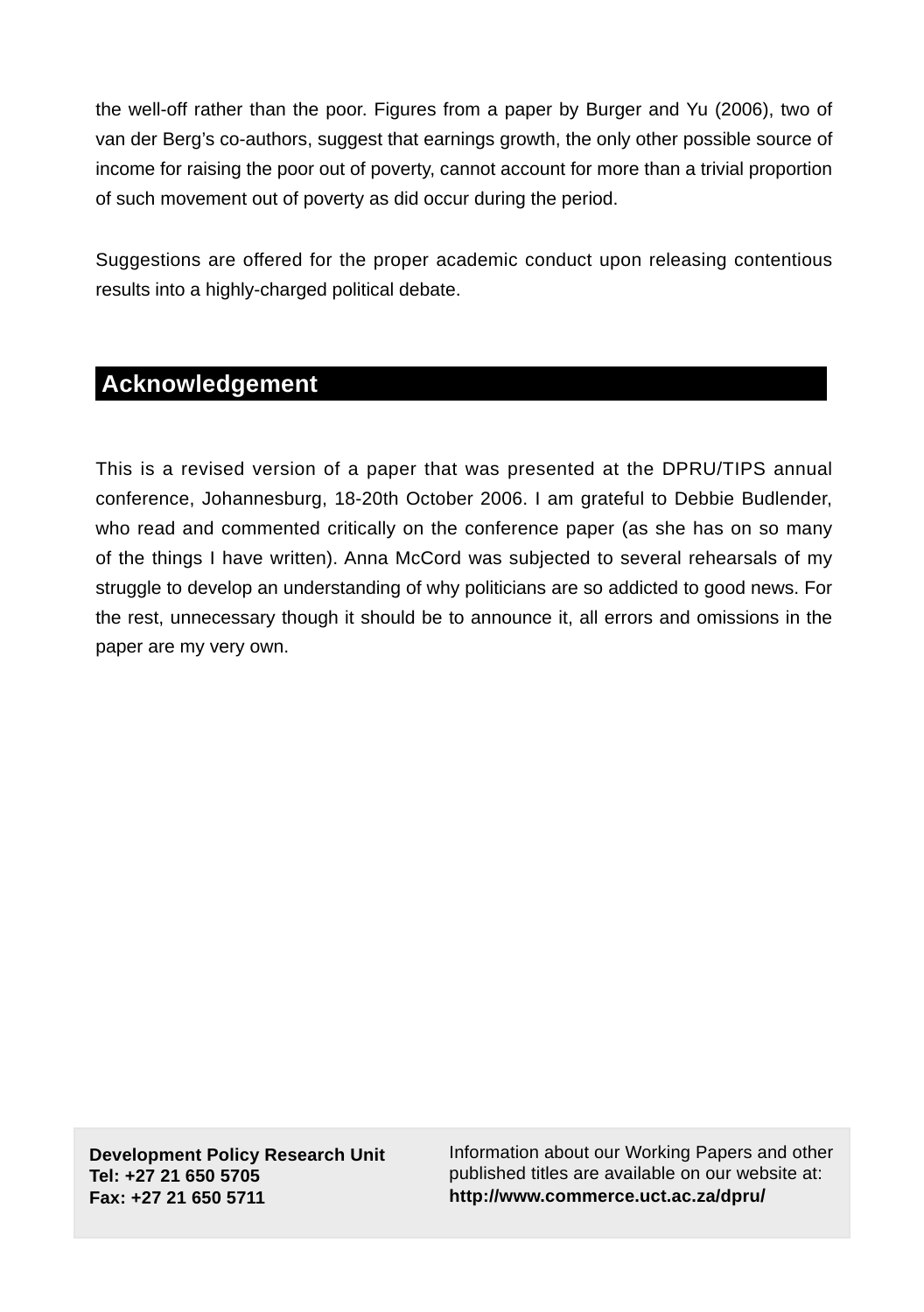the well-off rather than the poor. Figures from a paper by Burger and Yu (2006), two of van der Berg's co-authors, suggest that earnings growth, the only other possible source of income for raising the poor out of poverty, cannot account for more than a trivial proportion of such movement out of poverty as did occur during the period.

Suggestions are offered for the proper academic conduct upon releasing contentious results into a highly-charged political debate.

## Acknowledgement

This is a revised version of a paper that was presented at the DPRU/TIPS annual conference, Johannesburg, 18-20th October 2006. I am grateful to Debbie Budlender, who read and commented critically on the conference paper (as she has on so many of the things I have written). Anna McCord was subjected to several rehearsals of my struggle to develop an understanding of why politicians are so addicted to good news. For the rest, unnecessary though it should be to announce it, all errors and omissions in the paper are my very own.

**Development Policy Research Unit**
**Tel: +27 21 650 5705**
**Fax: +27 21 650 5711**

Information about our Working Papers and other published titles are available on our website at:
**http://www.commerce.uct.ac.za/dpru/**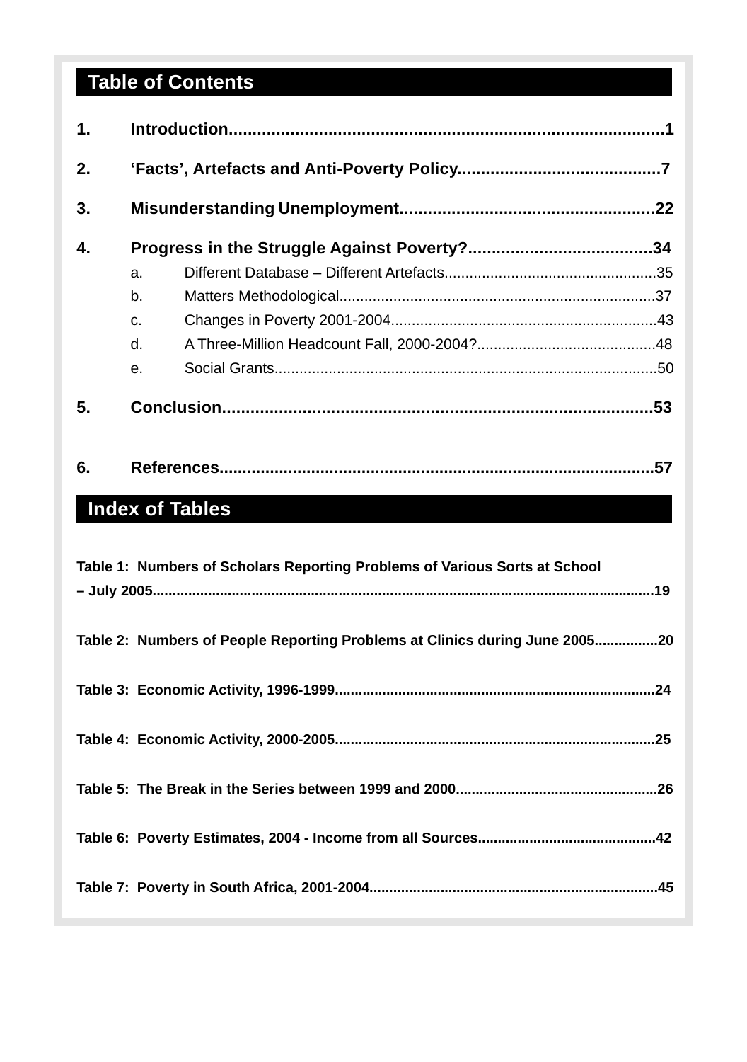## Table of Contents

1. **Introduction**........................................................................................**1**

2. **'Facts', Artefacts and Anti-Poverty Policy**..........................................**7**

3. **Misunderstanding Unemployment**.....................................................**22**

4. **Progress in the Struggle Against Poverty?**.......................................**34**
   a. Different Database – Different Artefacts..................................................35
   b. Matters Methodological...........................................................................37
   c. Changes in Poverty 2001-2004................................................................43
   d. A Three-Million Headcount Fall, 2000-2004?..........................................48
   e. Social Grants...........................................................................................50

5. **Conclusion**..........................................................................................**53**

6. **References**...........................................................................................**57**

## Index of Tables

**Table 1: Numbers of Scholars Reporting Problems of Various Sorts at School – July 2005**..............................................................................................................**19**

**Table 2: Numbers of People Reporting Problems at Clinics during June 2005**................**20**

**Table 3: Economic Activity, 1996-1999**................................................................................**24**

**Table 4: Economic Activity, 2000-2005**................................................................................**25**

**Table 5: The Break in the Series between 1999 and 2000**..................................................**26**

**Table 6: Poverty Estimates, 2004 - Income from all Sources**............................................**42**

**Table 7: Poverty in South Africa, 2001-2004**........................................................................**45**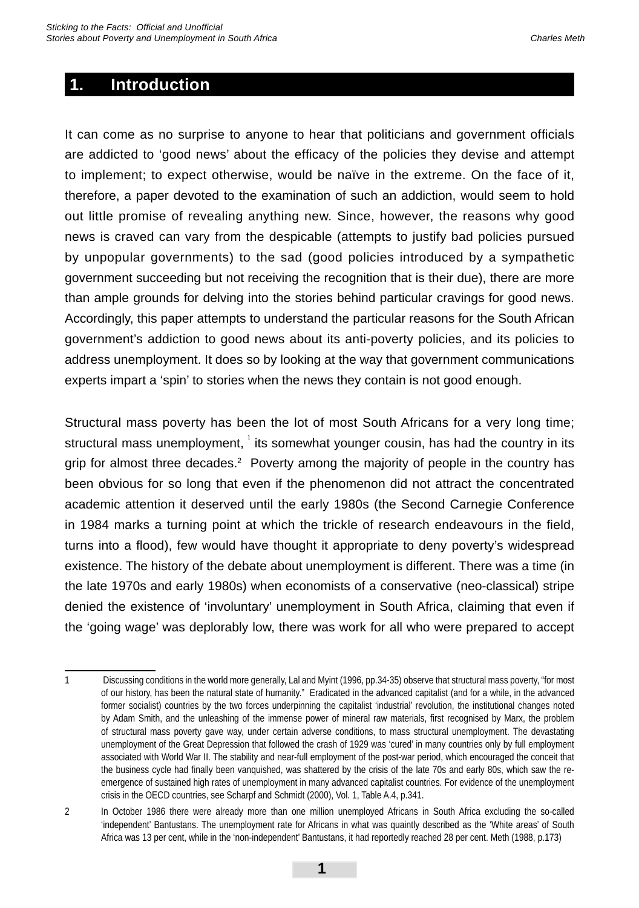## 1. Introduction

It can come as no surprise to anyone to hear that politicians and government officials are addicted to 'good news' about the efficacy of the policies they devise and attempt to implement; to expect otherwise, would be naïve in the extreme. On the face of it, therefore, a paper devoted to the examination of such an addiction, would seem to hold out little promise of revealing anything new. Since, however, the reasons why good news is craved can vary from the despicable (attempts to justify bad policies pursued by unpopular governments) to the sad (good policies introduced by a sympathetic government succeeding but not receiving the recognition that is their due), there are more than ample grounds for delving into the stories behind particular cravings for good news. Accordingly, this paper attempts to understand the particular reasons for the South African government's addiction to good news about its anti-poverty policies, and its policies to address unemployment. It does so by looking at the way that government communications experts impart a 'spin' to stories when the news they contain is not good enough.

Structural mass poverty has been the lot of most South Africans for a very long time; structural mass unemployment, [1] its somewhat younger cousin, has had the country in its grip for almost three decades.[2] Poverty among the majority of people in the country has been obvious for so long that even if the phenomenon did not attract the concentrated academic attention it deserved until the early 1980s (the Second Carnegie Conference in 1984 marks a turning point at which the trickle of research endeavours in the field, turns into a flood), few would have thought it appropriate to deny poverty's widespread existence. The history of the debate about unemployment is different. There was a time (in the late 1970s and early 1980s) when economists of a conservative (neo-classical) stripe denied the existence of 'involuntary' unemployment in South Africa, claiming that even if the 'going wage' was deplorably low, there was work for all who were prepared to accept

---

1 Discussing conditions in the world more generally, Lal and Myint (1996, pp.34-35) observe that structural mass poverty, "for most of our history, has been the natural state of humanity." Eradicated in the advanced capitalist (and for a while, in the advanced former socialist) countries by the two forces underpinning the capitalist 'industrial' revolution, the institutional changes noted by Adam Smith, and the unleashing of the immense power of mineral raw materials, first recognised by Marx, the problem of structural mass poverty gave way, under certain adverse conditions, to mass structural unemployment. The devastating unemployment of the Great Depression that followed the crash of 1929 was 'cured' in many countries only by full employment associated with World War II. The stability and near-full employment of the post-war period, which encouraged the conceit that the business cycle had finally been vanquished, was shattered by the crisis of the late 70s and early 80s, which saw the re-emergence of sustained high rates of unemployment in many advanced capitalist countries. For evidence of the unemployment crisis in the OECD countries, see Scharpf and Schmidt (2000), Vol. 1, Table A.4, p.341.

2 In October 1986 there were already more than one million unemployed Africans in South Africa excluding the so-called 'independent' Bantustans. The unemployment rate for Africans in what was quaintly described as the 'White areas' of South Africa was 13 per cent, while in the 'non-independent' Bantustans, it had reportedly reached 28 per cent. Meth (1988, p.173)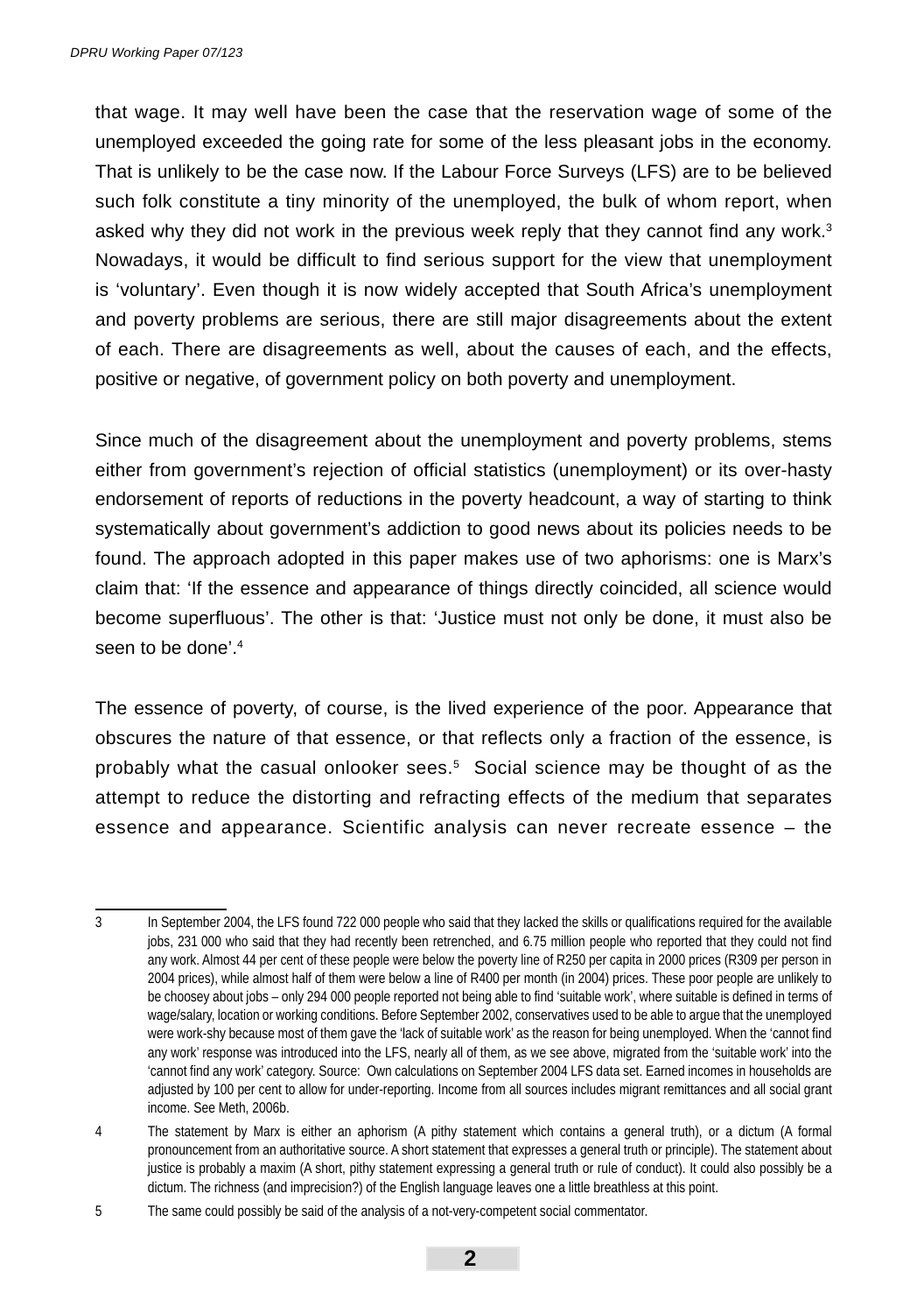that wage. It may well have been the case that the reservation wage of some of the unemployed exceeded the going rate for some of the less pleasant jobs in the economy. That is unlikely to be the case now. If the Labour Force Surveys (LFS) are to be believed such folk constitute a tiny minority of the unemployed, the bulk of whom report, when asked why they did not work in the previous week reply that they cannot find any work.[3] Nowadays, it would be difficult to find serious support for the view that unemployment is 'voluntary'. Even though it is now widely accepted that South Africa's unemployment and poverty problems are serious, there are still major disagreements about the extent of each. There are disagreements as well, about the causes of each, and the effects, positive or negative, of government policy on both poverty and unemployment.

Since much of the disagreement about the unemployment and poverty problems, stems either from government's rejection of official statistics (unemployment) or its over-hasty endorsement of reports of reductions in the poverty headcount, a way of starting to think systematically about government's addiction to good news about its policies needs to be found. The approach adopted in this paper makes use of two aphorisms: one is Marx's claim that: 'If the essence and appearance of things directly coincided, all science would become superfluous'. The other is that: 'Justice must not only be done, it must also be seen to be done'.[4]

The essence of poverty, of course, is the lived experience of the poor. Appearance that obscures the nature of that essence, or that reflects only a fraction of the essence, is probably what the casual onlooker sees.[5] Social science may be thought of as the attempt to reduce the distorting and refracting effects of the medium that separates essence and appearance. Scientific analysis can never recreate essence – the

---

3 In September 2004, the LFS found 722 000 people who said that they lacked the skills or qualifications required for the available jobs, 231 000 who said that they had recently been retrenched, and 6.75 million people who reported that they could not find any work. Almost 44 per cent of these people were below the poverty line of R250 per capita in 2000 prices (R309 per person in 2004 prices), while almost half of them were below a line of R400 per month (in 2004) prices. These poor people are unlikely to be choosey about jobs – only 294 000 people reported not being able to find 'suitable work', where suitable is defined in terms of wage/salary, location or working conditions. Before September 2002, conservatives used to be able to argue that the unemployed were work-shy because most of them gave the 'lack of suitable work' as the reason for being unemployed. When the 'cannot find any work' response was introduced into the LFS, nearly all of them, as we see above, migrated from the 'suitable work' into the 'cannot find any work' category. Source: Own calculations on September 2004 LFS data set. Earned incomes in households are adjusted by 100 per cent to allow for under-reporting. Income from all sources includes migrant remittances and all social grant income. See Meth, 2006b.

4 The statement by Marx is either an aphorism (A pithy statement which contains a general truth), or a dictum (A formal pronouncement from an authoritative source. A short statement that expresses a general truth or principle). The statement about justice is probably a maxim (A short, pithy statement expressing a general truth or rule of conduct). It could also possibly be a dictum. The richness (and imprecision?) of the English language leaves one a little breathless at this point.

5 The same could possibly be said of the analysis of a not-very-competent social commentator.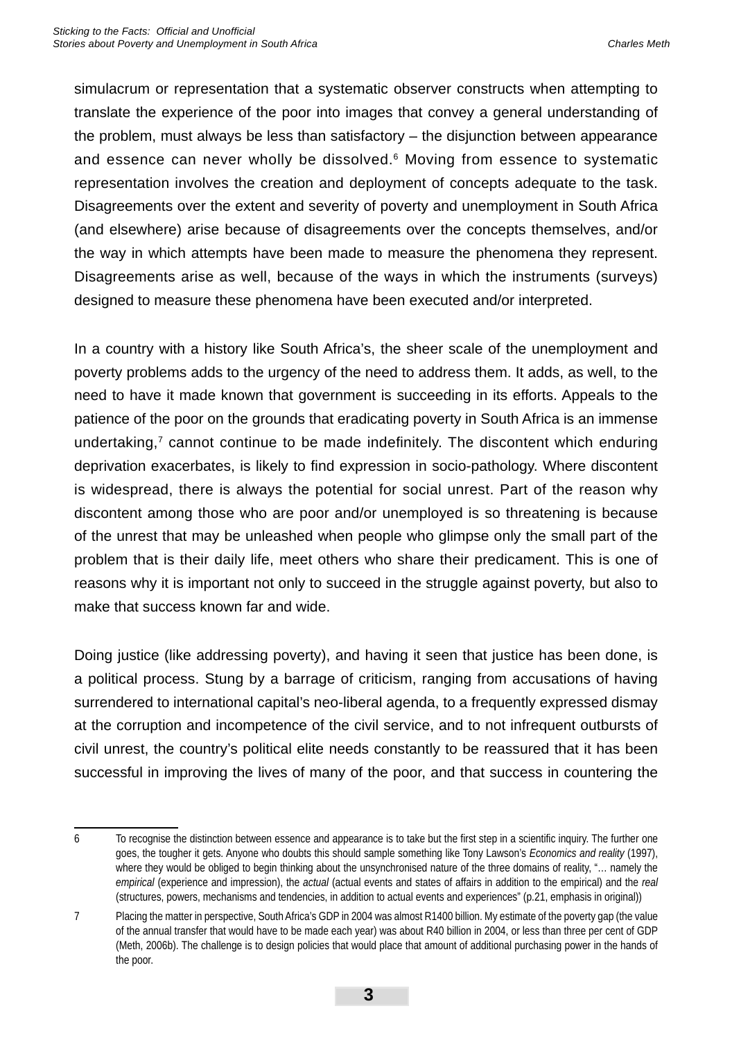simulacrum or representation that a systematic observer constructs when attempting to translate the experience of the poor into images that convey a general understanding of the problem, must always be less than satisfactory – the disjunction between appearance and essence can never wholly be dissolved.[6] Moving from essence to systematic representation involves the creation and deployment of concepts adequate to the task. Disagreements over the extent and severity of poverty and unemployment in South Africa (and elsewhere) arise because of disagreements over the concepts themselves, and/or the way in which attempts have been made to measure the phenomena they represent. Disagreements arise as well, because of the ways in which the instruments (surveys) designed to measure these phenomena have been executed and/or interpreted.

In a country with a history like South Africa's, the sheer scale of the unemployment and poverty problems adds to the urgency of the need to address them. It adds, as well, to the need to have it made known that government is succeeding in its efforts. Appeals to the patience of the poor on the grounds that eradicating poverty in South Africa is an immense undertaking,[7] cannot continue to be made indefinitely. The discontent which enduring deprivation exacerbates, is likely to find expression in socio-pathology. Where discontent is widespread, there is always the potential for social unrest. Part of the reason why discontent among those who are poor and/or unemployed is so threatening is because of the unrest that may be unleashed when people who glimpse only the small part of the problem that is their daily life, meet others who share their predicament. This is one of reasons why it is important not only to succeed in the struggle against poverty, but also to make that success known far and wide.

Doing justice (like addressing poverty), and having it seen that justice has been done, is a political process. Stung by a barrage of criticism, ranging from accusations of having surrendered to international capital's neo-liberal agenda, to a frequently expressed dismay at the corruption and incompetence of the civil service, and to not infrequent outbursts of civil unrest, the country's political elite needs constantly to be reassured that it has been successful in improving the lives of many of the poor, and that success in countering the

---

6 To recognise the distinction between essence and appearance is to take but the first step in a scientific inquiry. The further one goes, the tougher it gets. Anyone who doubts this should sample something like Tony Lawson's *Economics and reality* (1997), where they would be obliged to begin thinking about the unsynchronised nature of the three domains of reality, "… namely the *empirical* (experience and impression), the *actual* (actual events and states of affairs in addition to the empirical) and the *real* (structures, powers, mechanisms and tendencies, in addition to actual events and experiences" (p.21, emphasis in original))

7 Placing the matter in perspective, South Africa's GDP in 2004 was almost R1400 billion. My estimate of the poverty gap (the value of the annual transfer that would have to be made each year) was about R40 billion in 2004, or less than three per cent of GDP (Meth, 2006b). The challenge is to design policies that would place that amount of additional purchasing power in the hands of the poor.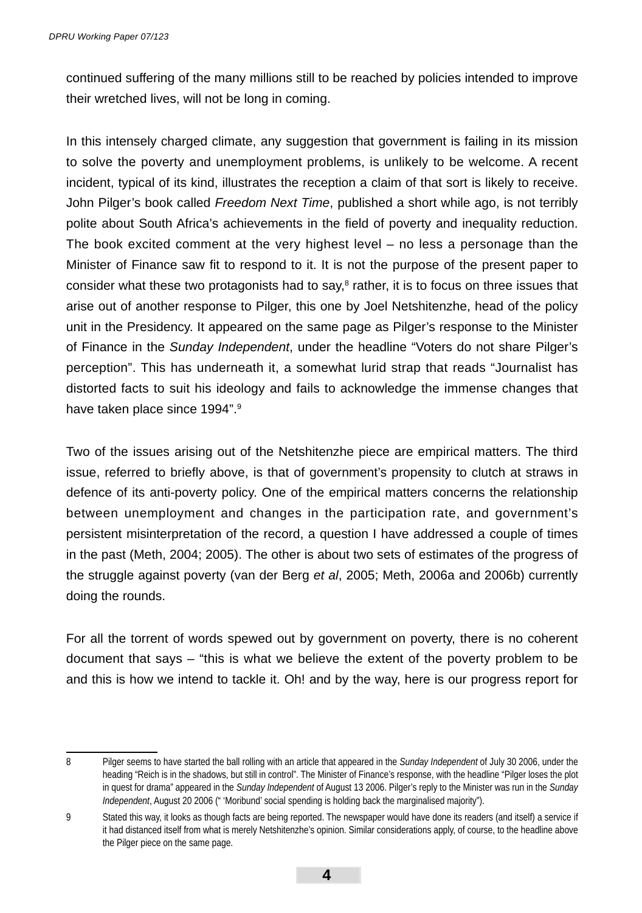continued suffering of the many millions still to be reached by policies intended to improve their wretched lives, will not be long in coming.

In this intensely charged climate, any suggestion that government is failing in its mission to solve the poverty and unemployment problems, is unlikely to be welcome. A recent incident, typical of its kind, illustrates the reception a claim of that sort is likely to receive. John Pilger's book called *Freedom Next Time*, published a short while ago, is not terribly polite about South Africa's achievements in the field of poverty and inequality reduction. The book excited comment at the very highest level – no less a personage than the Minister of Finance saw fit to respond to it. It is not the purpose of the present paper to consider what these two protagonists had to say,[8] rather, it is to focus on three issues that arise out of another response to Pilger, this one by Joel Netshitenzhe, head of the policy unit in the Presidency. It appeared on the same page as Pilger's response to the Minister of Finance in the *Sunday Independent*, under the headline "Voters do not share Pilger's perception". This has underneath it, a somewhat lurid strap that reads "Journalist has distorted facts to suit his ideology and fails to acknowledge the immense changes that have taken place since 1994".[9]

Two of the issues arising out of the Netshitenzhe piece are empirical matters. The third issue, referred to briefly above, is that of government's propensity to clutch at straws in defence of its anti-poverty policy. One of the empirical matters concerns the relationship between unemployment and changes in the participation rate, and government's persistent misinterpretation of the record, a question I have addressed a couple of times in the past (Meth, 2004; 2005). The other is about two sets of estimates of the progress of the struggle against poverty (van der Berg *et al*, 2005; Meth, 2006a and 2006b) currently doing the rounds.

For all the torrent of words spewed out by government on poverty, there is no coherent document that says – "this is what we believe the extent of the poverty problem to be and this is how we intend to tackle it. Oh! and by the way, here is our progress report for

---

8 Pilger seems to have started the ball rolling with an article that appeared in the *Sunday Independent* of July 30 2006, under the heading "Reich is in the shadows, but still in control". The Minister of Finance's response, with the headline "Pilger loses the plot in quest for drama" appeared in the *Sunday Independent* of August 13 2006. Pilger's reply to the Minister was run in the *Sunday Independent*, August 20 2006 (" 'Moribund' social spending is holding back the marginalised majority").

9 Stated this way, it looks as though facts are being reported. The newspaper would have done its readers (and itself) a service if it had distanced itself from what is merely Netshitenzhe's opinion. Similar considerations apply, of course, to the headline above the Pilger piece on the same page.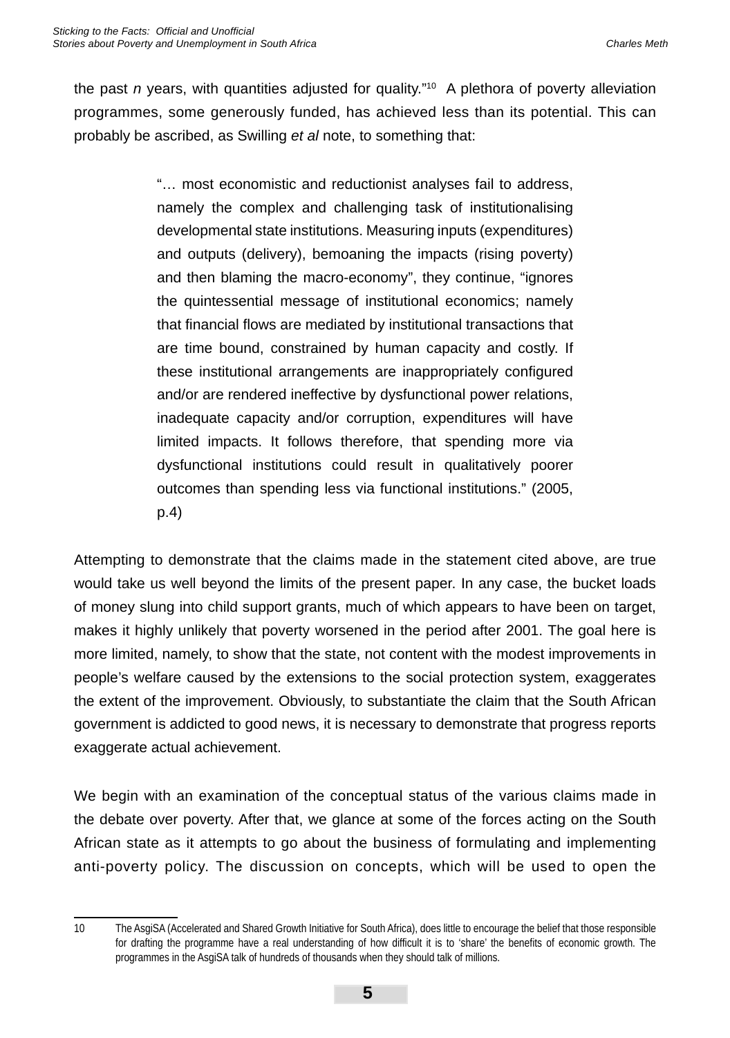the past *n* years, with quantities adjusted for quality."[10] A plethora of poverty alleviation programmes, some generously funded, has achieved less than its potential. This can probably be ascribed, as Swilling *et al* note, to something that:

> "… most economistic and reductionist analyses fail to address, namely the complex and challenging task of institutionalising developmental state institutions. Measuring inputs (expenditures) and outputs (delivery), bemoaning the impacts (rising poverty) and then blaming the macro-economy", they continue, "ignores the quintessential message of institutional economics; namely that financial flows are mediated by institutional transactions that are time bound, constrained by human capacity and costly. If these institutional arrangements are inappropriately configured and/or are rendered ineffective by dysfunctional power relations, inadequate capacity and/or corruption, expenditures will have limited impacts. It follows therefore, that spending more via dysfunctional institutions could result in qualitatively poorer outcomes than spending less via functional institutions." (2005, p.4)

Attempting to demonstrate that the claims made in the statement cited above, are true would take us well beyond the limits of the present paper. In any case, the bucket loads of money slung into child support grants, much of which appears to have been on target, makes it highly unlikely that poverty worsened in the period after 2001. The goal here is more limited, namely, to show that the state, not content with the modest improvements in people's welfare caused by the extensions to the social protection system, exaggerates the extent of the improvement. Obviously, to substantiate the claim that the South African government is addicted to good news, it is necessary to demonstrate that progress reports exaggerate actual achievement.

We begin with an examination of the conceptual status of the various claims made in the debate over poverty. After that, we glance at some of the forces acting on the South African state as it attempts to go about the business of formulating and implementing anti-poverty policy. The discussion on concepts, which will be used to open the

---

10 The AsgiSA (Accelerated and Shared Growth Initiative for South Africa), does little to encourage the belief that those responsible for drafting the programme have a real understanding of how difficult it is to 'share' the benefits of economic growth. The programmes in the AsgiSA talk of hundreds of thousands when they should talk of millions.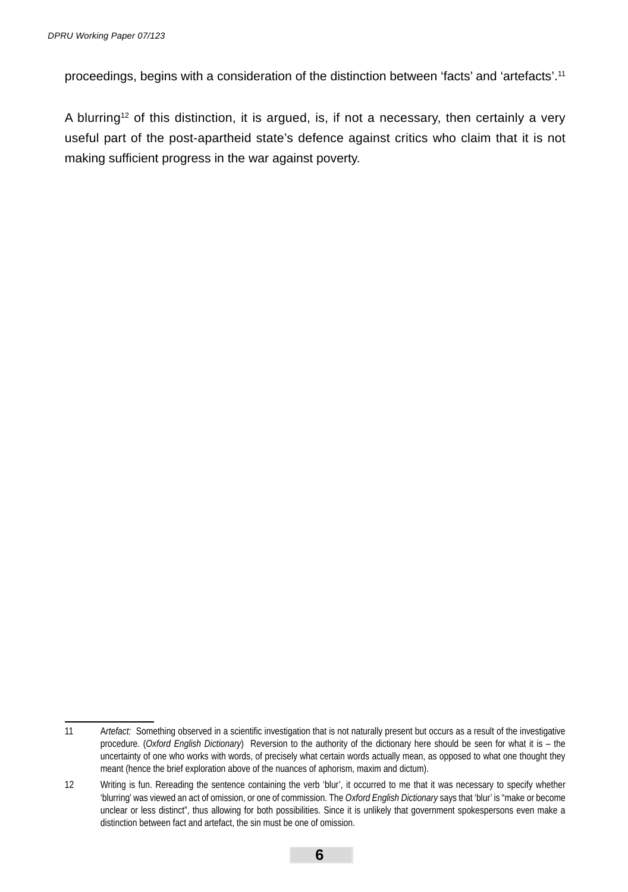proceedings, begins with a consideration of the distinction between 'facts' and 'artefacts'.[11]

A blurring[12] of this distinction, it is argued, is, if not a necessary, then certainly a very useful part of the post-apartheid state's defence against critics who claim that it is not making sufficient progress in the war against poverty.

---

11 *Artefact:* Something observed in a scientific investigation that is not naturally present but occurs as a result of the investigative procedure. (*Oxford English Dictionary*) Reversion to the authority of the dictionary here should be seen for what it is – the uncertainty of one who works with words, of precisely what certain words actually mean, as opposed to what one thought they meant (hence the brief exploration above of the nuances of aphorism, maxim and dictum).

12 Writing is fun. Rereading the sentence containing the verb 'blur', it occurred to me that it was necessary to specify whether 'blurring' was viewed an act of omission, or one of commission. The *Oxford English Dictionary* says that 'blur' is "make or become unclear or less distinct", thus allowing for both possibilities. Since it is unlikely that government spokespersons even make a distinction between fact and artefact, the sin must be one of omission.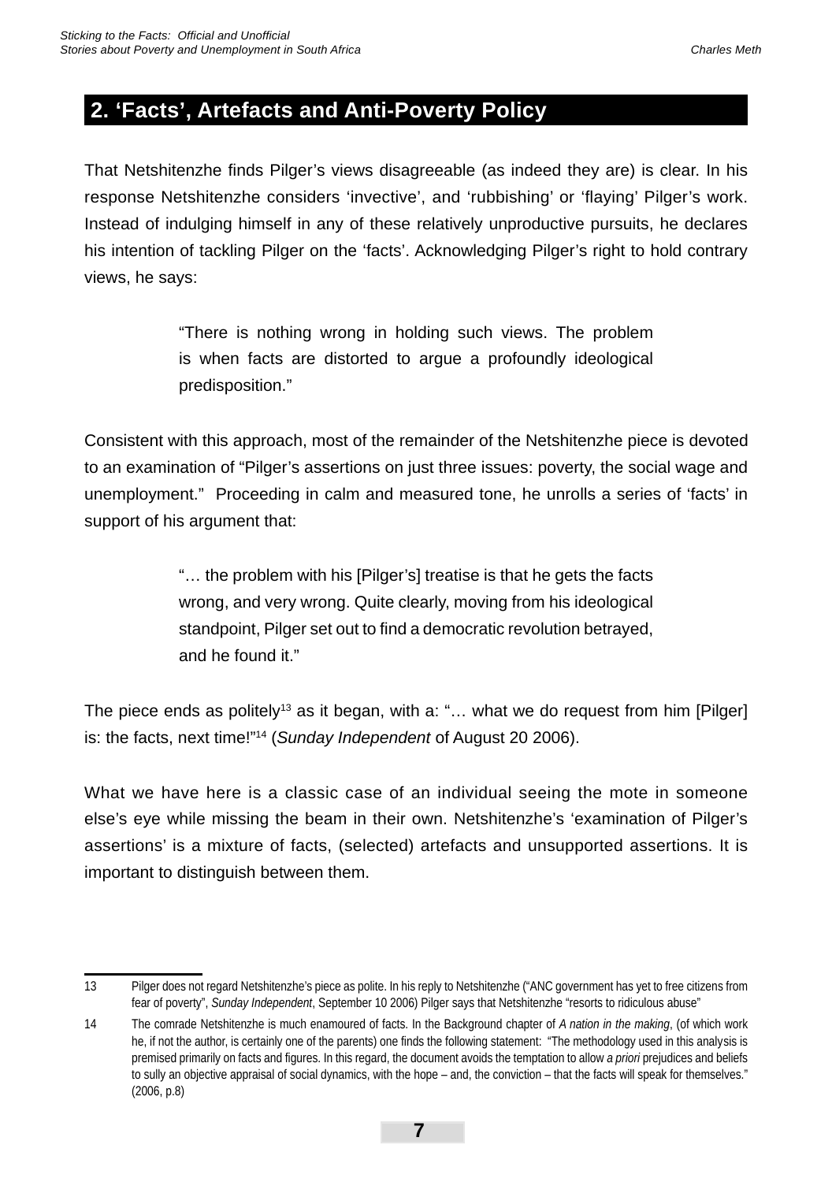## 2. ‘Facts’, Artefacts and Anti-Poverty Policy

That Netshitenzhe finds Pilger’s views disagreeable (as indeed they are) is clear. In his response Netshitenzhe considers ‘invective’, and ‘rubbishing’ or ‘flaying’ Pilger’s work. Instead of indulging himself in any of these relatively unproductive pursuits, he declares his intention of tackling Pilger on the ‘facts’. Acknowledging Pilger’s right to hold contrary views, he says:

> “There is nothing wrong in holding such views. The problem is when facts are distorted to argue a profoundly ideological predisposition.”

Consistent with this approach, most of the remainder of the Netshitenzhe piece is devoted to an examination of “Pilger’s assertions on just three issues: poverty, the social wage and unemployment.” Proceeding in calm and measured tone, he unrolls a series of ‘facts’ in support of his argument that:

> “… the problem with his [Pilger’s] treatise is that he gets the facts wrong, and very wrong. Quite clearly, moving from his ideological standpoint, Pilger set out to find a democratic revolution betrayed, and he found it.”

The piece ends as politely[13] as it began, with a: “… what we do request from him [Pilger] is: the facts, next time!”[14] (*Sunday Independent* of August 20 2006).

What we have here is a classic case of an individual seeing the mote in someone else’s eye while missing the beam in their own. Netshitenzhe’s ‘examination of Pilger’s assertions’ is a mixture of facts, (selected) artefacts and unsupported assertions. It is important to distinguish between them.

---

13 Pilger does not regard Netshitenzhe’s piece as polite. In his reply to Netshitenzhe (“ANC government has yet to free citizens from fear of poverty”, *Sunday Independent*, September 10 2006) Pilger says that Netshitenzhe “resorts to ridiculous abuse”

14 The comrade Netshitenzhe is much enamoured of facts. In the Background chapter of *A nation in the making*, (of which work he, if not the author, is certainly one of the parents) one finds the following statement: “The methodology used in this analysis is premised primarily on facts and figures. In this regard, the document avoids the temptation to allow *a priori* prejudices and beliefs to sully an objective appraisal of social dynamics, with the hope – and, the conviction – that the facts will speak for themselves.” (2006, p.8)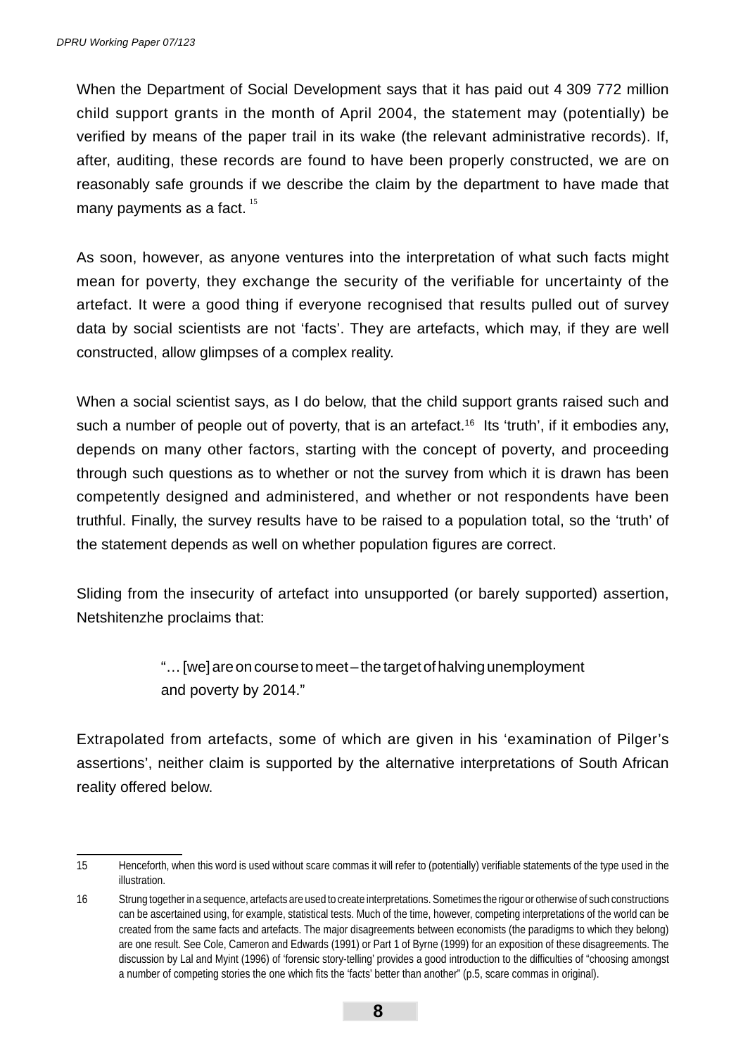When the Department of Social Development says that it has paid out 4 309 772 million child support grants in the month of April 2004, the statement may (potentially) be verified by means of the paper trail in its wake (the relevant administrative records). If, after, auditing, these records are found to have been properly constructed, we are on reasonably safe grounds if we describe the claim by the department to have made that many payments as a fact. [15]

As soon, however, as anyone ventures into the interpretation of what such facts might mean for poverty, they exchange the security of the verifiable for uncertainty of the artefact. It were a good thing if everyone recognised that results pulled out of survey data by social scientists are not 'facts'. They are artefacts, which may, if they are well constructed, allow glimpses of a complex reality.

When a social scientist says, as I do below, that the child support grants raised such and such a number of people out of poverty, that is an artefact.[16] Its 'truth', if it embodies any, depends on many other factors, starting with the concept of poverty, and proceeding through such questions as to whether or not the survey from which it is drawn has been competently designed and administered, and whether or not respondents have been truthful. Finally, the survey results have to be raised to a population total, so the 'truth' of the statement depends as well on whether population figures are correct.

Sliding from the insecurity of artefact into unsupported (or barely supported) assertion, Netshitenzhe proclaims that:

> "… [we] are on course to meet – the target of halving unemployment and poverty by 2014."

Extrapolated from artefacts, some of which are given in his 'examination of Pilger's assertions', neither claim is supported by the alternative interpretations of South African reality offered below.

---

15 Henceforth, when this word is used without scare commas it will refer to (potentially) verifiable statements of the type used in the illustration.

16 Strung together in a sequence, artefacts are used to create interpretations. Sometimes the rigour or otherwise of such constructions can be ascertained using, for example, statistical tests. Much of the time, however, competing interpretations of the world can be created from the same facts and artefacts. The major disagreements between economists (the paradigms to which they belong) are one result. See Cole, Cameron and Edwards (1991) or Part 1 of Byrne (1999) for an exposition of these disagreements. The discussion by Lal and Myint (1996) of 'forensic story-telling' provides a good introduction to the difficulties of "choosing amongst a number of competing stories the one which fits the 'facts' better than another" (p.5, scare commas in original).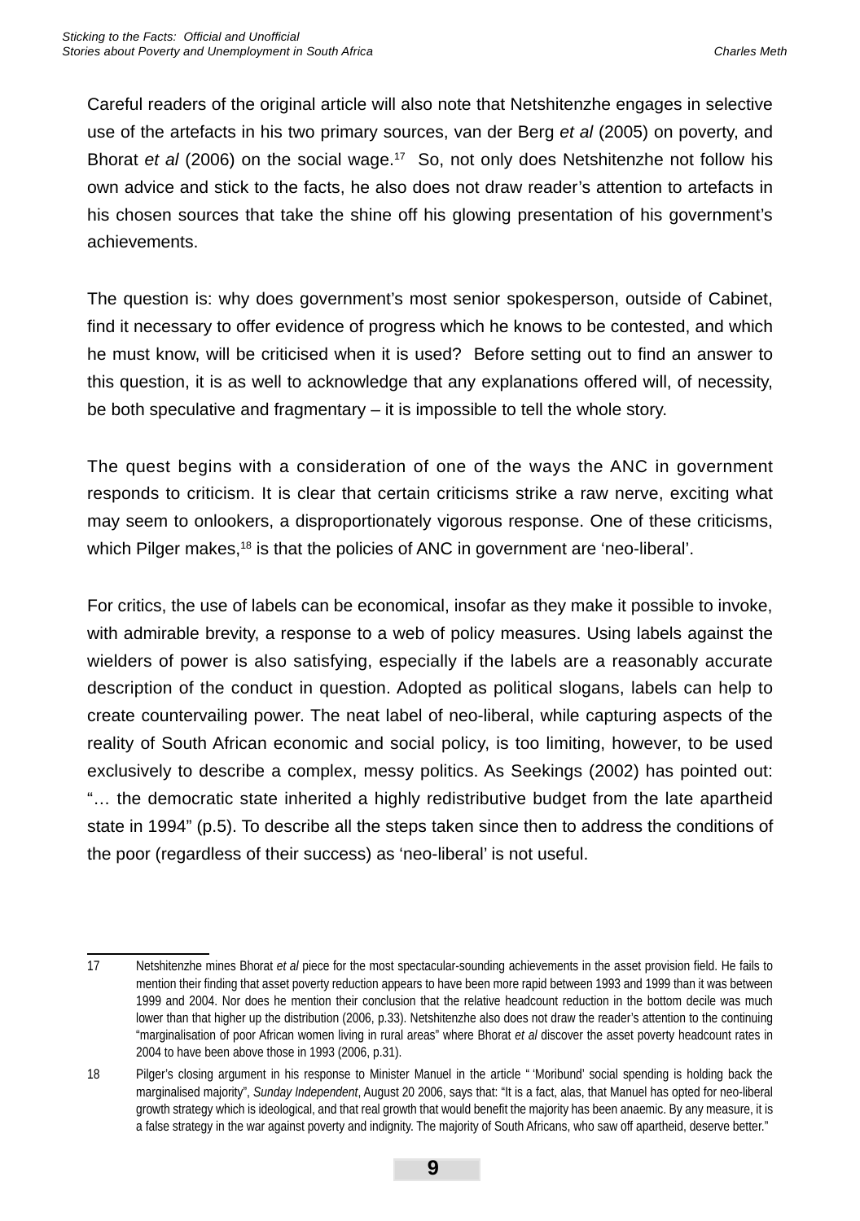Careful readers of the original article will also note that Netshitenzhe engages in selective use of the artefacts in his two primary sources, van der Berg *et al* (2005) on poverty, and Bhorat *et al* (2006) on the social wage.[17] So, not only does Netshitenzhe not follow his own advice and stick to the facts, he also does not draw reader's attention to artefacts in his chosen sources that take the shine off his glowing presentation of his government's achievements.

The question is: why does government's most senior spokesperson, outside of Cabinet, find it necessary to offer evidence of progress which he knows to be contested, and which he must know, will be criticised when it is used? Before setting out to find an answer to this question, it is as well to acknowledge that any explanations offered will, of necessity, be both speculative and fragmentary – it is impossible to tell the whole story.

The quest begins with a consideration of one of the ways the ANC in government responds to criticism. It is clear that certain criticisms strike a raw nerve, exciting what may seem to onlookers, a disproportionately vigorous response. One of these criticisms, which Pilger makes,[18] is that the policies of ANC in government are 'neo-liberal'.

For critics, the use of labels can be economical, insofar as they make it possible to invoke, with admirable brevity, a response to a web of policy measures. Using labels against the wielders of power is also satisfying, especially if the labels are a reasonably accurate description of the conduct in question. Adopted as political slogans, labels can help to create countervailing power. The neat label of neo-liberal, while capturing aspects of the reality of South African economic and social policy, is too limiting, however, to be used exclusively to describe a complex, messy politics. As Seekings (2002) has pointed out: "… the democratic state inherited a highly redistributive budget from the late apartheid state in 1994" (p.5). To describe all the steps taken since then to address the conditions of the poor (regardless of their success) as 'neo-liberal' is not useful.

---

17 Netshitenzhe mines Bhorat *et al* piece for the most spectacular-sounding achievements in the asset provision field. He fails to mention their finding that asset poverty reduction appears to have been more rapid between 1993 and 1999 than it was between 1999 and 2004. Nor does he mention their conclusion that the relative headcount reduction in the bottom decile was much lower than that higher up the distribution (2006, p.33). Netshitenzhe also does not draw the reader's attention to the continuing "marginalisation of poor African women living in rural areas" where Bhorat *et al* discover the asset poverty headcount rates in 2004 to have been above those in 1993 (2006, p.31).

18 Pilger's closing argument in his response to Minister Manuel in the article " 'Moribund' social spending is holding back the marginalised majority", *Sunday Independent*, August 20 2006, says that: "It is a fact, alas, that Manuel has opted for neo-liberal growth strategy which is ideological, and that real growth that would benefit the majority has been anaemic. By any measure, it is a false strategy in the war against poverty and indignity. The majority of South Africans, who saw off apartheid, deserve better."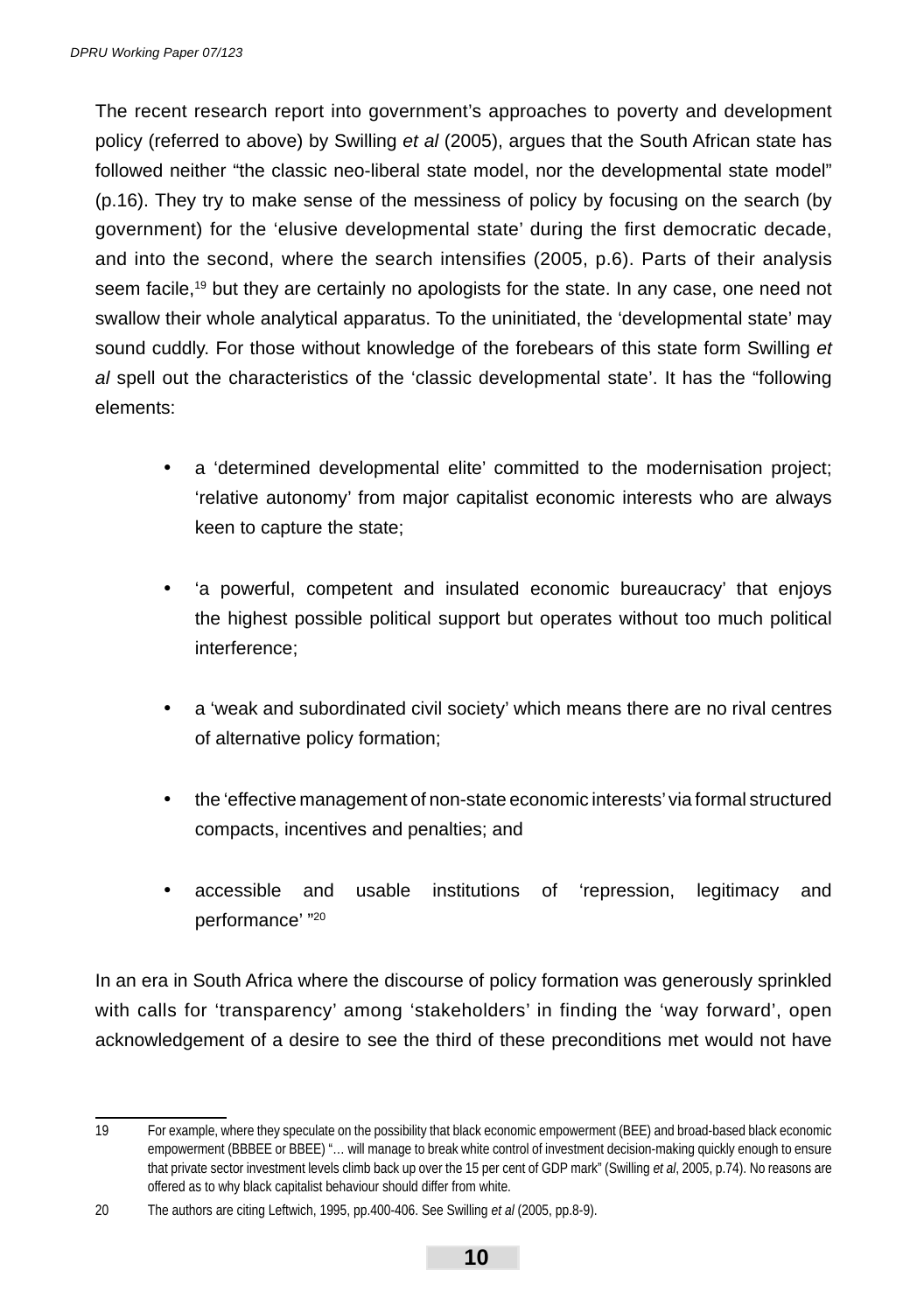The recent research report into government's approaches to poverty and development policy (referred to above) by Swilling *et al* (2005), argues that the South African state has followed neither "the classic neo-liberal state model, nor the developmental state model" (p.16). They try to make sense of the messiness of policy by focusing on the search (by government) for the 'elusive developmental state' during the first democratic decade, and into the second, where the search intensifies (2005, p.6). Parts of their analysis seem facile,[19] but they are certainly no apologists for the state. In any case, one need not swallow their whole analytical apparatus. To the uninitiated, the 'developmental state' may sound cuddly. For those without knowledge of the forebears of this state form Swilling *et al* spell out the characteristics of the 'classic developmental state'. It has the "following elements:

- a 'determined developmental elite' committed to the modernisation project; 'relative autonomy' from major capitalist economic interests who are always keen to capture the state;
- 'a powerful, competent and insulated economic bureaucracy' that enjoys the highest possible political support but operates without too much political interference;
- a 'weak and subordinated civil society' which means there are no rival centres of alternative policy formation;
- the 'effective management of non-state economic interests' via formal structured compacts, incentives and penalties; and
- accessible and usable institutions of 'repression, legitimacy and performance' "[20]

In an era in South Africa where the discourse of policy formation was generously sprinkled with calls for 'transparency' among 'stakeholders' in finding the 'way forward', open acknowledgement of a desire to see the third of these preconditions met would not have

---

19 For example, where they speculate on the possibility that black economic empowerment (BEE) and broad-based black economic empowerment (BBBEE or BBEE) "… will manage to break white control of investment decision-making quickly enough to ensure that private sector investment levels climb back up over the 15 per cent of GDP mark" (Swilling *et al*, 2005, p.74). No reasons are offered as to why black capitalist behaviour should differ from white.

20 The authors are citing Leftwich, 1995, pp.400-406. See Swilling *et al* (2005, pp.8-9).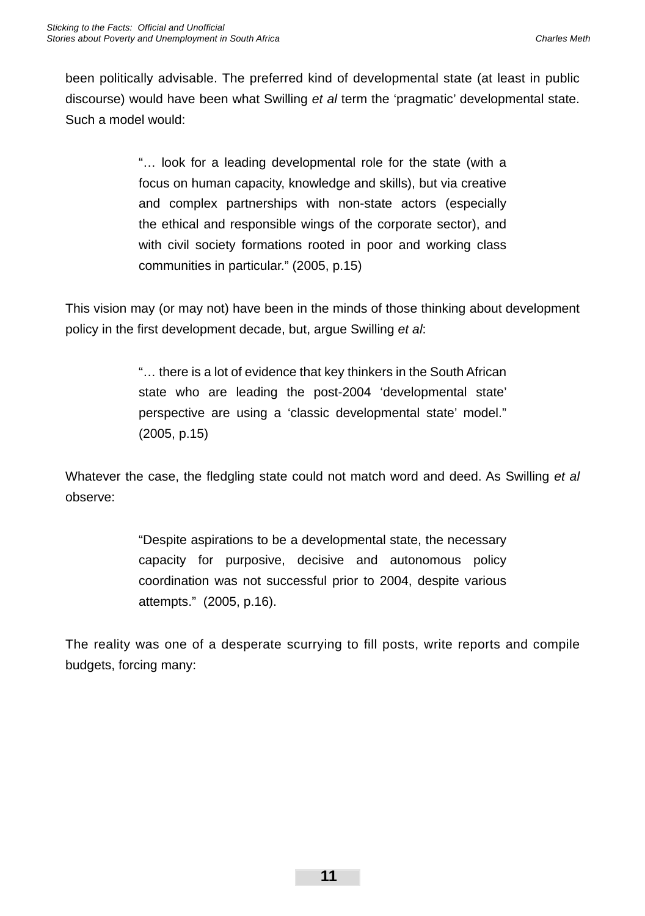been politically advisable. The preferred kind of developmental state (at least in public discourse) would have been what Swilling *et al* term the 'pragmatic' developmental state. Such a model would:

> "… look for a leading developmental role for the state (with a focus on human capacity, knowledge and skills), but via creative and complex partnerships with non-state actors (especially the ethical and responsible wings of the corporate sector), and with civil society formations rooted in poor and working class communities in particular." (2005, p.15)

This vision may (or may not) have been in the minds of those thinking about development policy in the first development decade, but, argue Swilling *et al*:

> "… there is a lot of evidence that key thinkers in the South African state who are leading the post-2004 'developmental state' perspective are using a 'classic developmental state' model." (2005, p.15)

Whatever the case, the fledgling state could not match word and deed. As Swilling *et al* observe:

> "Despite aspirations to be a developmental state, the necessary capacity for purposive, decisive and autonomous policy coordination was not successful prior to 2004, despite various attempts." (2005, p.16).

The reality was one of a desperate scurrying to fill posts, write reports and compile budgets, forcing many: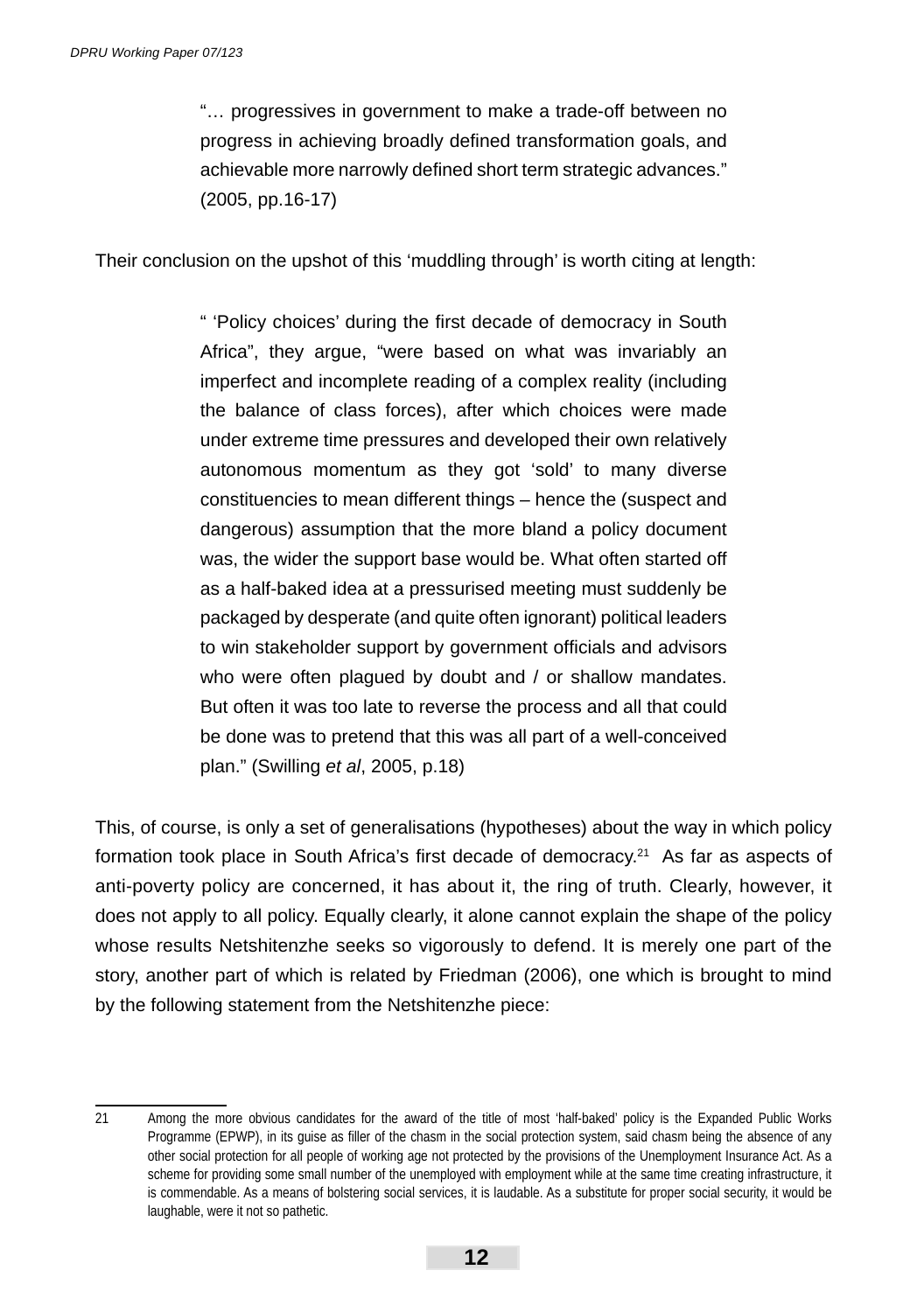> "… progressives in government to make a trade-off between no progress in achieving broadly defined transformation goals, and achievable more narrowly defined short term strategic advances." (2005, pp.16-17)

Their conclusion on the upshot of this 'muddling through' is worth citing at length:

> " 'Policy choices' during the first decade of democracy in South Africa", they argue, "were based on what was invariably an imperfect and incomplete reading of a complex reality (including the balance of class forces), after which choices were made under extreme time pressures and developed their own relatively autonomous momentum as they got 'sold' to many diverse constituencies to mean different things – hence the (suspect and dangerous) assumption that the more bland a policy document was, the wider the support base would be. What often started off as a half-baked idea at a pressurised meeting must suddenly be packaged by desperate (and quite often ignorant) political leaders to win stakeholder support by government officials and advisors who were often plagued by doubt and / or shallow mandates. But often it was too late to reverse the process and all that could be done was to pretend that this was all part of a well-conceived plan." (Swilling *et al*, 2005, p.18)

This, of course, is only a set of generalisations (hypotheses) about the way in which policy formation took place in South Africa's first decade of democracy.[21] As far as aspects of anti-poverty policy are concerned, it has about it, the ring of truth. Clearly, however, it does not apply to all policy. Equally clearly, it alone cannot explain the shape of the policy whose results Netshitenzhe seeks so vigorously to defend. It is merely one part of the story, another part of which is related by Friedman (2006), one which is brought to mind by the following statement from the Netshitenzhe piece:

---

21 Among the more obvious candidates for the award of the title of most 'half-baked' policy is the Expanded Public Works Programme (EPWP), in its guise as filler of the chasm in the social protection system, said chasm being the absence of any other social protection for all people of working age not protected by the provisions of the Unemployment Insurance Act. As a scheme for providing some small number of the unemployed with employment while at the same time creating infrastructure, it is commendable. As a means of bolstering social services, it is laudable. As a substitute for proper social security, it would be laughable, were it not so pathetic.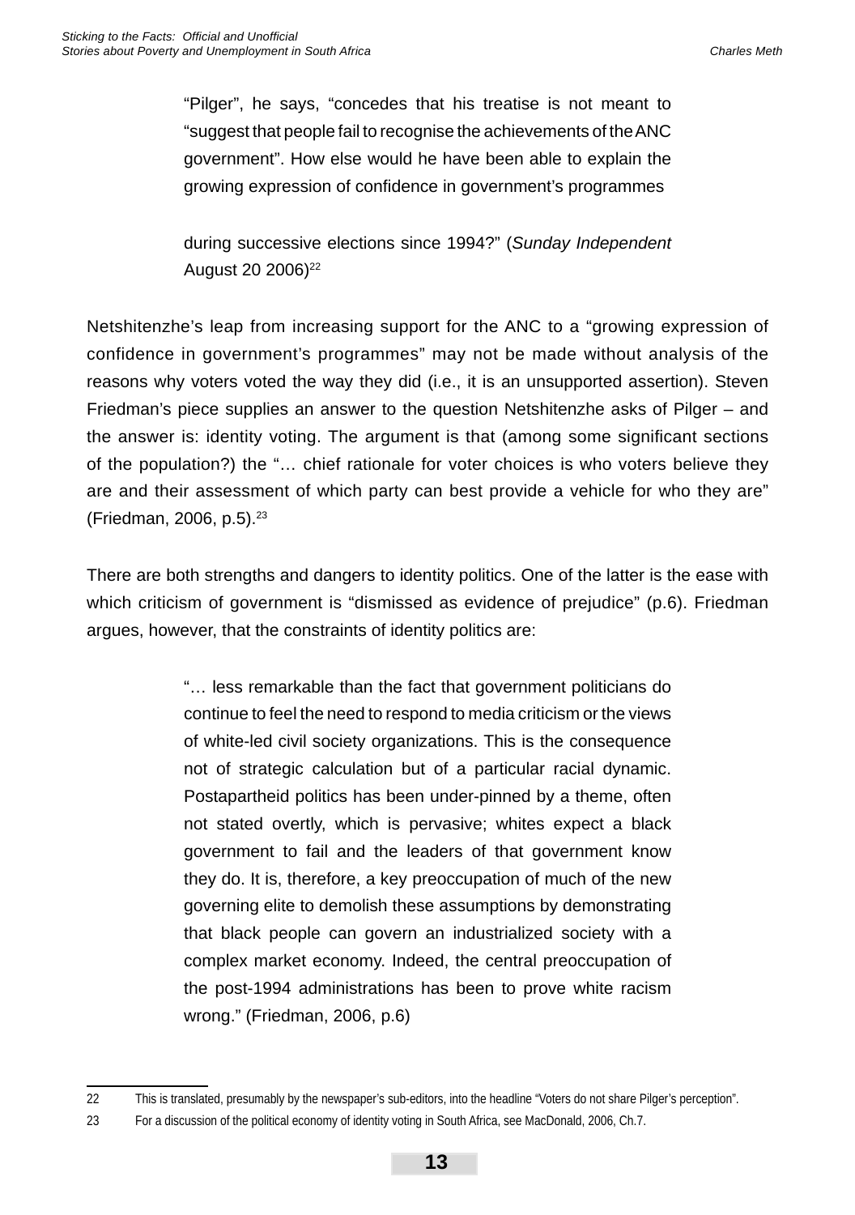> "Pilger", he says, "concedes that his treatise is not meant to "suggest that people fail to recognise the achievements of the ANC government". How else would he have been able to explain the growing expression of confidence in government's programmes
>
> during successive elections since 1994?" (*Sunday Independent* August 20 2006)[22]

Netshitenzhe's leap from increasing support for the ANC to a "growing expression of confidence in government's programmes" may not be made without analysis of the reasons why voters voted the way they did (i.e., it is an unsupported assertion). Steven Friedman's piece supplies an answer to the question Netshitenzhe asks of Pilger – and the answer is: identity voting. The argument is that (among some significant sections of the population?) the "… chief rationale for voter choices is who voters believe they are and their assessment of which party can best provide a vehicle for who they are" (Friedman, 2006, p.5).[23]

There are both strengths and dangers to identity politics. One of the latter is the ease with which criticism of government is "dismissed as evidence of prejudice" (p.6). Friedman argues, however, that the constraints of identity politics are:

> "… less remarkable than the fact that government politicians do continue to feel the need to respond to media criticism or the views of white-led civil society organizations. This is the consequence not of strategic calculation but of a particular racial dynamic. Postapartheid politics has been under-pinned by a theme, often not stated overtly, which is pervasive; whites expect a black government to fail and the leaders of that government know they do. It is, therefore, a key preoccupation of much of the new governing elite to demolish these assumptions by demonstrating that black people can govern an industrialized society with a complex market economy. Indeed, the central preoccupation of the post-1994 administrations has been to prove white racism wrong." (Friedman, 2006, p.6)

---

22 This is translated, presumably by the newspaper's sub-editors, into the headline "Voters do not share Pilger's perception".

23 For a discussion of the political economy of identity voting in South Africa, see MacDonald, 2006, Ch.7.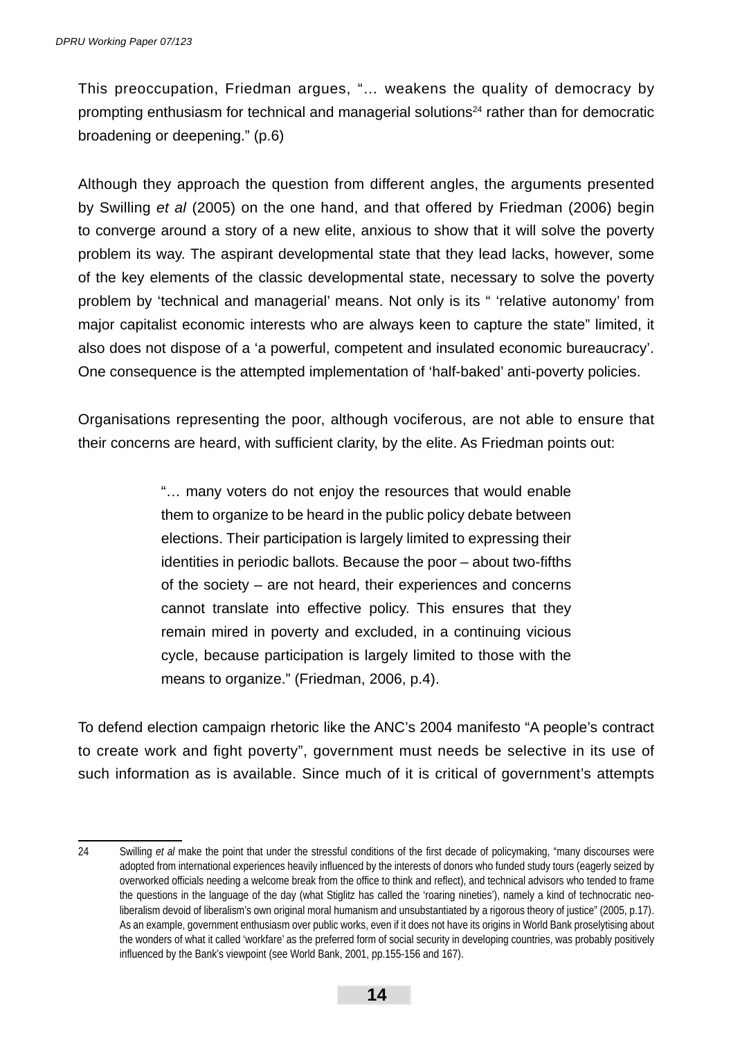This preoccupation, Friedman argues, "… weakens the quality of democracy by prompting enthusiasm for technical and managerial solutions[24] rather than for democratic broadening or deepening." (p.6)

Although they approach the question from different angles, the arguments presented by Swilling *et al* (2005) on the one hand, and that offered by Friedman (2006) begin to converge around a story of a new elite, anxious to show that it will solve the poverty problem its way. The aspirant developmental state that they lead lacks, however, some of the key elements of the classic developmental state, necessary to solve the poverty problem by 'technical and managerial' means. Not only is its " 'relative autonomy' from major capitalist economic interests who are always keen to capture the state" limited, it also does not dispose of a 'a powerful, competent and insulated economic bureaucracy'. One consequence is the attempted implementation of 'half-baked' anti-poverty policies.

Organisations representing the poor, although vociferous, are not able to ensure that their concerns are heard, with sufficient clarity, by the elite. As Friedman points out:

> "… many voters do not enjoy the resources that would enable them to organize to be heard in the public policy debate between elections. Their participation is largely limited to expressing their identities in periodic ballots. Because the poor – about two-fifths of the society – are not heard, their experiences and concerns cannot translate into effective policy. This ensures that they remain mired in poverty and excluded, in a continuing vicious cycle, because participation is largely limited to those with the means to organize." (Friedman, 2006, p.4).

To defend election campaign rhetoric like the ANC's 2004 manifesto "A people's contract to create work and fight poverty", government must needs be selective in its use of such information as is available. Since much of it is critical of government's attempts

---

24 Swilling *et al* make the point that under the stressful conditions of the first decade of policymaking, "many discourses were adopted from international experiences heavily influenced by the interests of donors who funded study tours (eagerly seized by overworked officials needing a welcome break from the office to think and reflect), and technical advisors who tended to frame the questions in the language of the day (what Stiglitz has called the 'roaring nineties'), namely a kind of technocratic neo-liberalism devoid of liberalism's own original moral humanism and unsubstantiated by a rigorous theory of justice" (2005, p.17). As an example, government enthusiasm over public works, even if it does not have its origins in World Bank proselytising about the wonders of what it called 'workfare' as the preferred form of social security in developing countries, was probably positively influenced by the Bank's viewpoint (see World Bank, 2001, pp.155-156 and 167).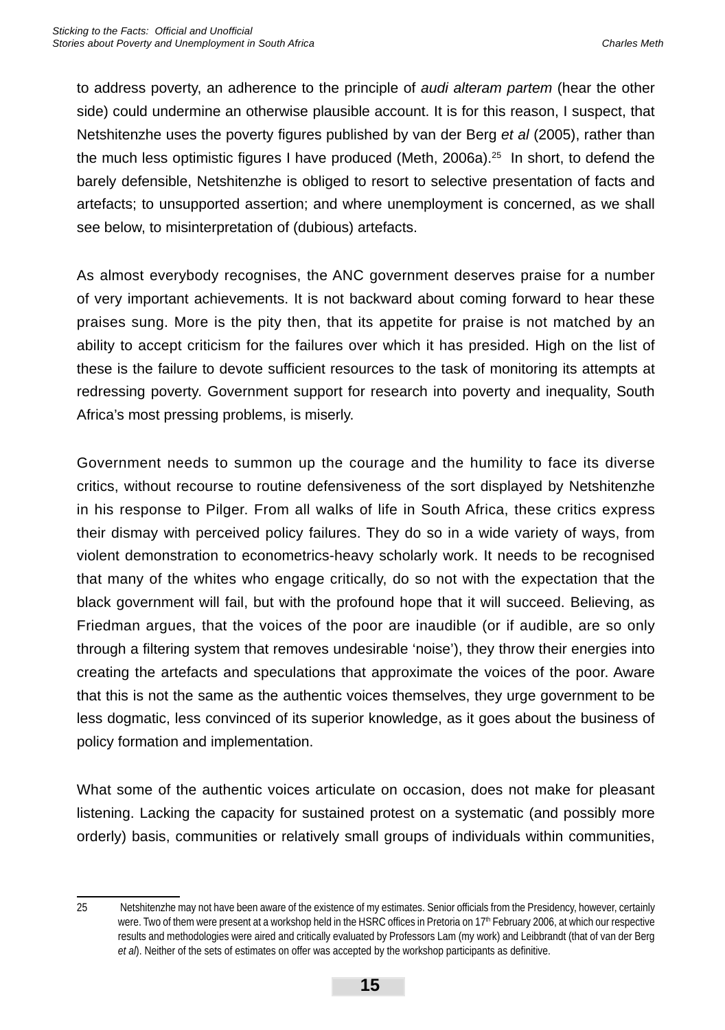to address poverty, an adherence to the principle of *audi alteram partem* (hear the other side) could undermine an otherwise plausible account. It is for this reason, I suspect, that Netshitenzhe uses the poverty figures published by van der Berg *et al* (2005), rather than the much less optimistic figures I have produced (Meth, 2006a).[25] In short, to defend the barely defensible, Netshitenzhe is obliged to resort to selective presentation of facts and artefacts; to unsupported assertion; and where unemployment is concerned, as we shall see below, to misinterpretation of (dubious) artefacts.

As almost everybody recognises, the ANC government deserves praise for a number of very important achievements. It is not backward about coming forward to hear these praises sung. More is the pity then, that its appetite for praise is not matched by an ability to accept criticism for the failures over which it has presided. High on the list of these is the failure to devote sufficient resources to the task of monitoring its attempts at redressing poverty. Government support for research into poverty and inequality, South Africa's most pressing problems, is miserly.

Government needs to summon up the courage and the humility to face its diverse critics, without recourse to routine defensiveness of the sort displayed by Netshitenzhe in his response to Pilger. From all walks of life in South Africa, these critics express their dismay with perceived policy failures. They do so in a wide variety of ways, from violent demonstration to econometrics-heavy scholarly work. It needs to be recognised that many of the whites who engage critically, do so not with the expectation that the black government will fail, but with the profound hope that it will succeed. Believing, as Friedman argues, that the voices of the poor are inaudible (or if audible, are so only through a filtering system that removes undesirable 'noise'), they throw their energies into creating the artefacts and speculations that approximate the voices of the poor. Aware that this is not the same as the authentic voices themselves, they urge government to be less dogmatic, less convinced of its superior knowledge, as it goes about the business of policy formation and implementation.

What some of the authentic voices articulate on occasion, does not make for pleasant listening. Lacking the capacity for sustained protest on a systematic (and possibly more orderly) basis, communities or relatively small groups of individuals within communities,

---

25 Netshitenzhe may not have been aware of the existence of my estimates. Senior officials from the Presidency, however, certainly were. Two of them were present at a workshop held in the HSRC offices in Pretoria on 17th February 2006, at which our respective results and methodologies were aired and critically evaluated by Professors Lam (my work) and Leibbrandt (that of van der Berg *et al*). Neither of the sets of estimates on offer was accepted by the workshop participants as definitive.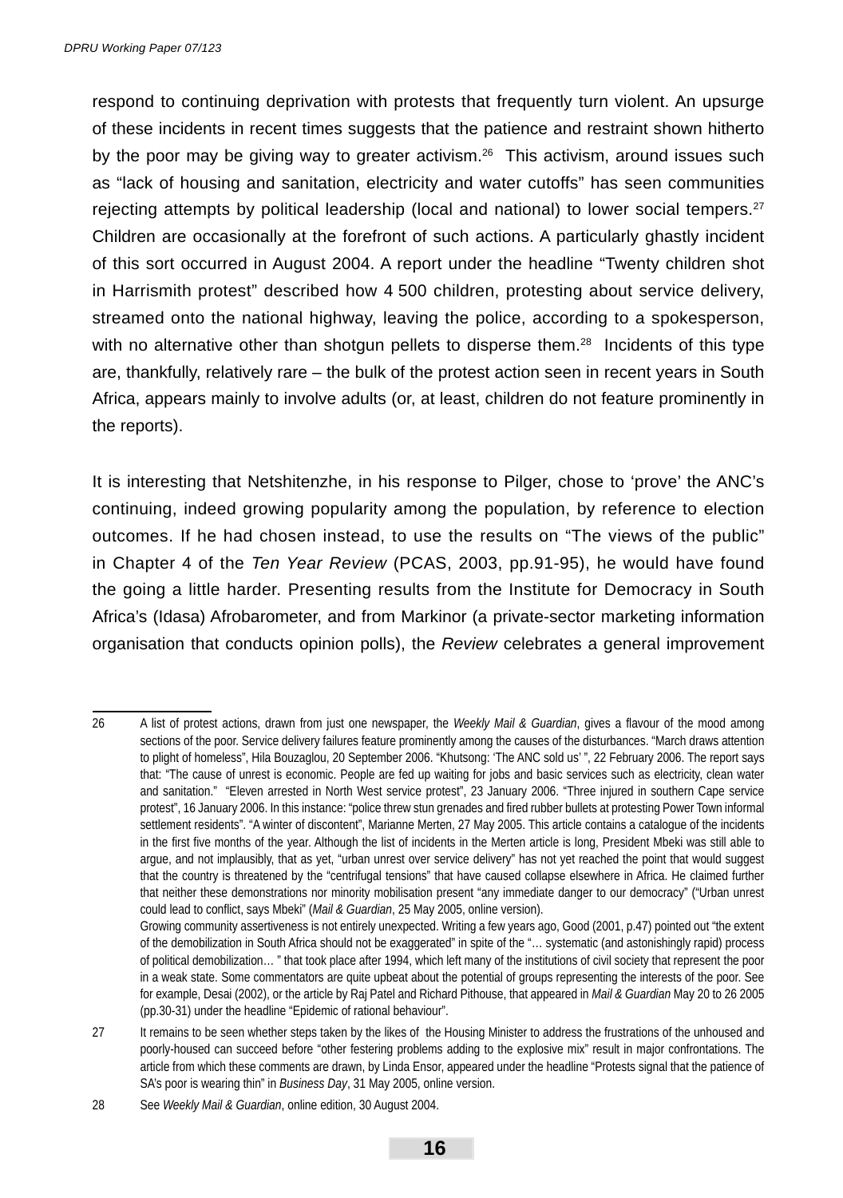respond to continuing deprivation with protests that frequently turn violent. An upsurge of these incidents in recent times suggests that the patience and restraint shown hitherto by the poor may be giving way to greater activism.[26] This activism, around issues such as "lack of housing and sanitation, electricity and water cutoffs" has seen communities rejecting attempts by political leadership (local and national) to lower social tempers.[27] Children are occasionally at the forefront of such actions. A particularly ghastly incident of this sort occurred in August 2004. A report under the headline "Twenty children shot in Harrismith protest" described how 4 500 children, protesting about service delivery, streamed onto the national highway, leaving the police, according to a spokesperson, with no alternative other than shotgun pellets to disperse them.[28] Incidents of this type are, thankfully, relatively rare – the bulk of the protest action seen in recent years in South Africa, appears mainly to involve adults (or, at least, children do not feature prominently in the reports).

It is interesting that Netshitenzhe, in his response to Pilger, chose to 'prove' the ANC's continuing, indeed growing popularity among the population, by reference to election outcomes. If he had chosen instead, to use the results on "The views of the public" in Chapter 4 of the *Ten Year Review* (PCAS, 2003, pp.91-95), he would have found the going a little harder. Presenting results from the Institute for Democracy in South Africa's (Idasa) Afrobarometer, and from Markinor (a private-sector marketing information organisation that conducts opinion polls), the *Review* celebrates a general improvement

---

26 A list of protest actions, drawn from just one newspaper, the *Weekly Mail & Guardian*, gives a flavour of the mood among sections of the poor. Service delivery failures feature prominently among the causes of the disturbances. "March draws attention to plight of homeless", Hila Bouzaglou, 20 September 2006. "Khutsong: 'The ANC sold us' ", 22 February 2006. The report says that: "The cause of unrest is economic. People are fed up waiting for jobs and basic services such as electricity, clean water and sanitation." "Eleven arrested in North West service protest", 23 January 2006. "Three injured in southern Cape service protest", 16 January 2006. In this instance: "police threw stun grenades and fired rubber bullets at protesting Power Town informal settlement residents". "A winter of discontent", Marianne Merten, 27 May 2005. This article contains a catalogue of the incidents in the first five months of the year. Although the list of incidents in the Merten article is long, President Mbeki was still able to argue, and not implausibly, that as yet, "urban unrest over service delivery" has not yet reached the point that would suggest that the country is threatened by the "centrifugal tensions" that have caused collapse elsewhere in Africa. He claimed further that neither these demonstrations nor minority mobilisation present "any immediate danger to our democracy" ("Urban unrest could lead to conflict, says Mbeki" (*Mail & Guardian*, 25 May 2005, online version).

Growing community assertiveness is not entirely unexpected. Writing a few years ago, Good (2001, p.47) pointed out "the extent of the demobilization in South Africa should not be exaggerated" in spite of the "… systematic (and astonishingly rapid) process of political demobilization… " that took place after 1994, which left many of the institutions of civil society that represent the poor in a weak state. Some commentators are quite upbeat about the potential of groups representing the interests of the poor. See for example, Desai (2002), or the article by Raj Patel and Richard Pithouse, that appeared in *Mail & Guardian* May 20 to 26 2005 (pp.30-31) under the headline "Epidemic of rational behaviour".

27 It remains to be seen whether steps taken by the likes of the Housing Minister to address the frustrations of the unhoused and poorly-housed can succeed before "other festering problems adding to the explosive mix" result in major confrontations. The article from which these comments are drawn, by Linda Ensor, appeared under the headline "Protests signal that the patience of SA's poor is wearing thin" in *Business Day*, 31 May 2005, online version.

28 See *Weekly Mail & Guardian*, online edition, 30 August 2004.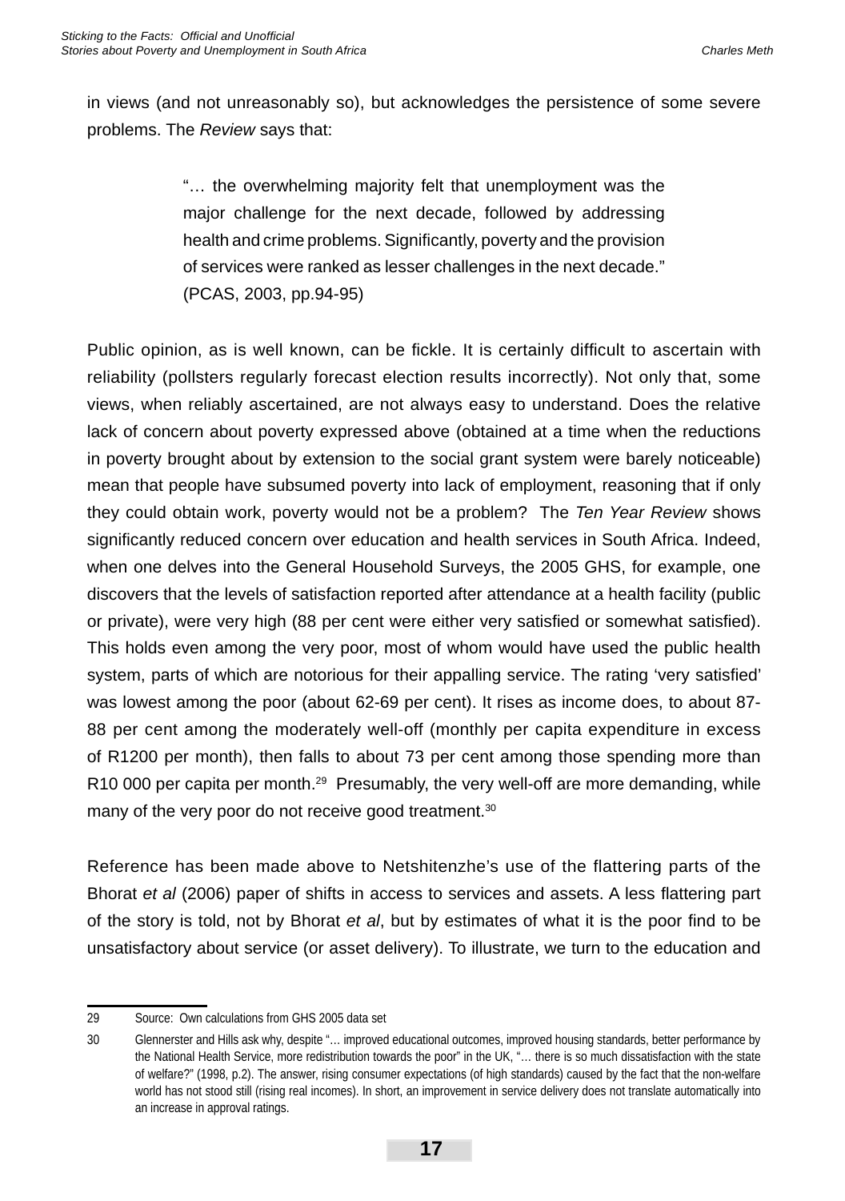in views (and not unreasonably so), but acknowledges the persistence of some severe problems. The *Review* says that:

> "… the overwhelming majority felt that unemployment was the major challenge for the next decade, followed by addressing health and crime problems. Significantly, poverty and the provision of services were ranked as lesser challenges in the next decade." (PCAS, 2003, pp.94-95)

Public opinion, as is well known, can be fickle. It is certainly difficult to ascertain with reliability (pollsters regularly forecast election results incorrectly). Not only that, some views, when reliably ascertained, are not always easy to understand. Does the relative lack of concern about poverty expressed above (obtained at a time when the reductions in poverty brought about by extension to the social grant system were barely noticeable) mean that people have subsumed poverty into lack of employment, reasoning that if only they could obtain work, poverty would not be a problem? The *Ten Year Review* shows significantly reduced concern over education and health services in South Africa. Indeed, when one delves into the General Household Surveys, the 2005 GHS, for example, one discovers that the levels of satisfaction reported after attendance at a health facility (public or private), were very high (88 per cent were either very satisfied or somewhat satisfied). This holds even among the very poor, most of whom would have used the public health system, parts of which are notorious for their appalling service. The rating 'very satisfied' was lowest among the poor (about 62-69 per cent). It rises as income does, to about 87-88 per cent among the moderately well-off (monthly per capita expenditure in excess of R1200 per month), then falls to about 73 per cent among those spending more than R10 000 per capita per month.[29] Presumably, the very well-off are more demanding, while many of the very poor do not receive good treatment.[30]

Reference has been made above to Netshitenzhe's use of the flattering parts of the Bhorat *et al* (2006) paper of shifts in access to services and assets. A less flattering part of the story is told, not by Bhorat *et al*, but by estimates of what it is the poor find to be unsatisfactory about service (or asset delivery). To illustrate, we turn to the education and

---

29 Source: Own calculations from GHS 2005 data set

30 Glennerster and Hills ask why, despite "… improved educational outcomes, improved housing standards, better performance by the National Health Service, more redistribution towards the poor" in the UK, "… there is so much dissatisfaction with the state of welfare?" (1998, p.2). The answer, rising consumer expectations (of high standards) caused by the fact that the non-welfare world has not stood still (rising real incomes). In short, an improvement in service delivery does not translate automatically into an increase in approval ratings.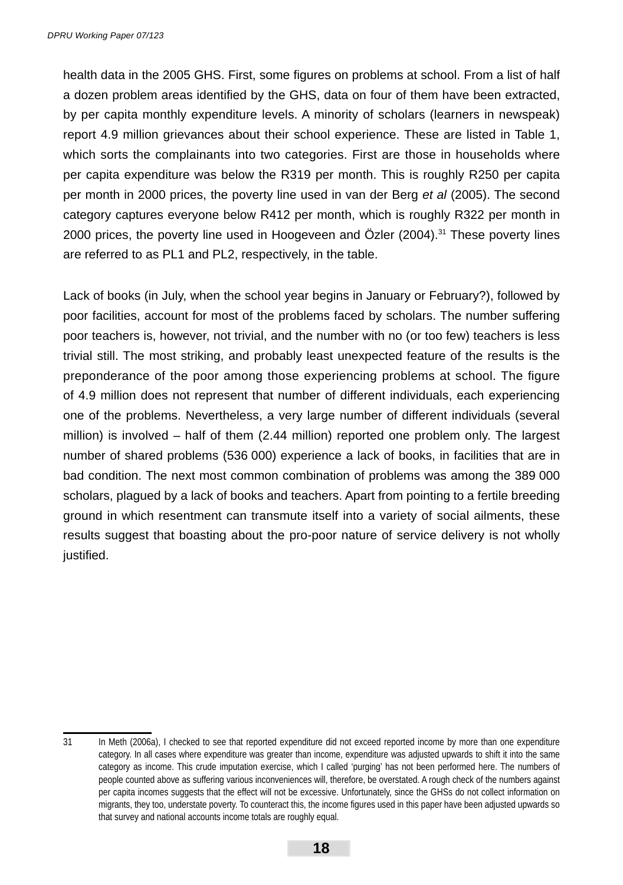health data in the 2005 GHS. First, some figures on problems at school. From a list of half a dozen problem areas identified by the GHS, data on four of them have been extracted, by per capita monthly expenditure levels. A minority of scholars (learners in newspeak) report 4.9 million grievances about their school experience. These are listed in Table 1, which sorts the complainants into two categories. First are those in households where per capita expenditure was below the R319 per month. This is roughly R250 per capita per month in 2000 prices, the poverty line used in van der Berg *et al* (2005). The second category captures everyone below R412 per month, which is roughly R322 per month in 2000 prices, the poverty line used in Hoogeveen and Özler (2004).[31] These poverty lines are referred to as PL1 and PL2, respectively, in the table.

Lack of books (in July, when the school year begins in January or February?), followed by poor facilities, account for most of the problems faced by scholars. The number suffering poor teachers is, however, not trivial, and the number with no (or too few) teachers is less trivial still. The most striking, and probably least unexpected feature of the results is the preponderance of the poor among those experiencing problems at school. The figure of 4.9 million does not represent that number of different individuals, each experiencing one of the problems. Nevertheless, a very large number of different individuals (several million) is involved – half of them (2.44 million) reported one problem only. The largest number of shared problems (536 000) experience a lack of books, in facilities that are in bad condition. The next most common combination of problems was among the 389 000 scholars, plagued by a lack of books and teachers. Apart from pointing to a fertile breeding ground in which resentment can transmute itself into a variety of social ailments, these results suggest that boasting about the pro-poor nature of service delivery is not wholly justified.

---

31 In Meth (2006a), I checked to see that reported expenditure did not exceed reported income by more than one expenditure category. In all cases where expenditure was greater than income, expenditure was adjusted upwards to shift it into the same category as income. This crude imputation exercise, which I called 'purging' has not been performed here. The numbers of people counted above as suffering various inconveniences will, therefore, be overstated. A rough check of the numbers against per capita incomes suggests that the effect will not be excessive. Unfortunately, since the GHSs do not collect information on migrants, they too, understate poverty. To counteract this, the income figures used in this paper have been adjusted upwards so that survey and national accounts income totals are roughly equal.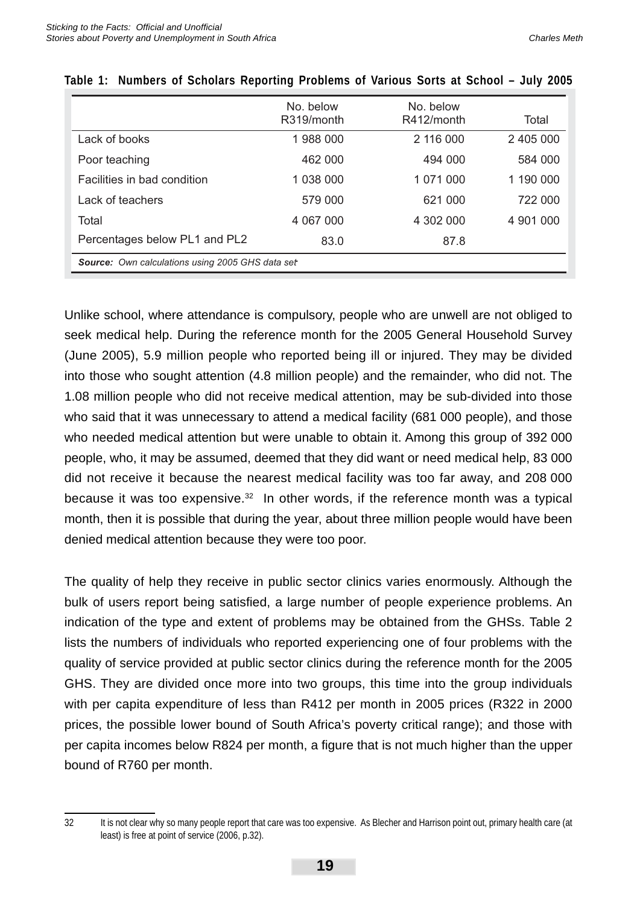**Table 1: Numbers of Scholars Reporting Problems of Various Sorts at School – July 2005**

| | No. below R319/month | No. below R412/month | Total |
|---|---|---|---|
| Lack of books | 1 988 000 | 2 116 000 | 2 405 000 |
| Poor teaching | 462 000 | 494 000 | 584 000 |
| Facilities in bad condition | 1 038 000 | 1 071 000 | 1 190 000 |
| Lack of teachers | 579 000 | 621 000 | 722 000 |
| Total | 4 067 000 | 4 302 000 | 4 901 000 |
| Percentages below PL1 and PL2 | 83.0 | 87.8 | |

***Source:*** *Own calculations using 2005 GHS data set*

Unlike school, where attendance is compulsory, people who are unwell are not obliged to seek medical help. During the reference month for the 2005 General Household Survey (June 2005), 5.9 million people who reported being ill or injured. They may be divided into those who sought attention (4.8 million people) and the remainder, who did not. The 1.08 million people who did not receive medical attention, may be sub-divided into those who said that it was unnecessary to attend a medical facility (681 000 people), and those who needed medical attention but were unable to obtain it. Among this group of 392 000 people, who, it may be assumed, deemed that they did want or need medical help, 83 000 did not receive it because the nearest medical facility was too far away, and 208 000 because it was too expensive.[32] In other words, if the reference month was a typical month, then it is possible that during the year, about three million people would have been denied medical attention because they were too poor.

The quality of help they receive in public sector clinics varies enormously. Although the bulk of users report being satisfied, a large number of people experience problems. An indication of the type and extent of problems may be obtained from the GHSs. Table 2 lists the numbers of individuals who reported experiencing one of four problems with the quality of service provided at public sector clinics during the reference month for the 2005 GHS. They are divided once more into two groups, this time into the group individuals with per capita expenditure of less than R412 per month in 2005 prices (R322 in 2000 prices, the possible lower bound of South Africa's poverty critical range); and those with per capita incomes below R824 per month, a figure that is not much higher than the upper bound of R760 per month.

---

32 It is not clear why so many people report that care was too expensive. As Blecher and Harrison point out, primary health care (at least) is free at point of service (2006, p.32).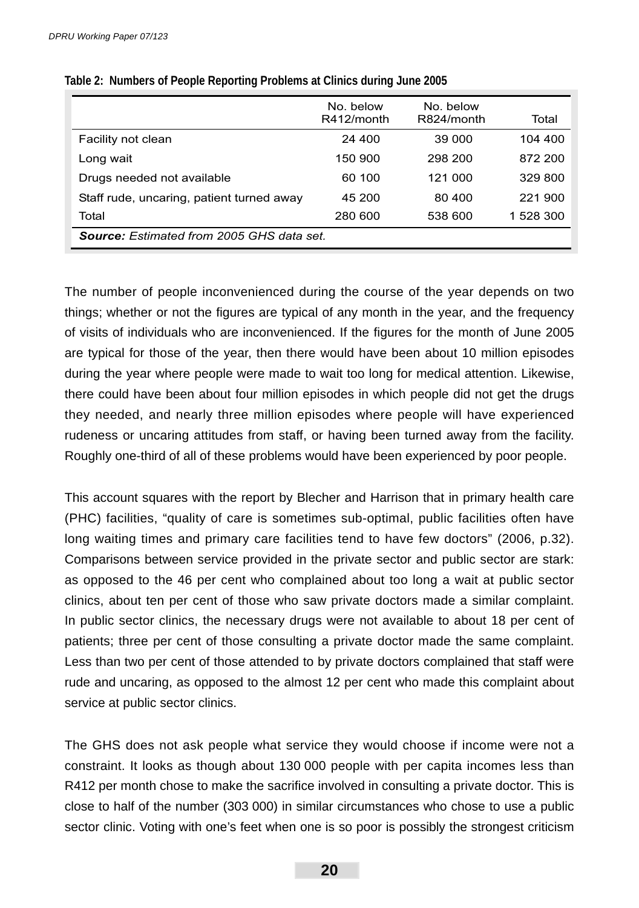**Table 2: Numbers of People Reporting Problems at Clinics during June 2005**

| | No. below R412/month | No. below R824/month | Total |
|---|---|---|---|
| Facility not clean | 24 400 | 39 000 | 104 400 |
| Long wait | 150 900 | 298 200 | 872 200 |
| Drugs needed not available | 60 100 | 121 000 | 329 800 |
| Staff rude, uncaring, patient turned away | 45 200 | 80 400 | 221 900 |
| Total | 280 600 | 538 600 | 1 528 300 |

***Source:*** *Estimated from 2005 GHS data set.*

The number of people inconvenienced during the course of the year depends on two things; whether or not the figures are typical of any month in the year, and the frequency of visits of individuals who are inconvenienced. If the figures for the month of June 2005 are typical for those of the year, then there would have been about 10 million episodes during the year where people were made to wait too long for medical attention. Likewise, there could have been about four million episodes in which people did not get the drugs they needed, and nearly three million episodes where people will have experienced rudeness or uncaring attitudes from staff, or having been turned away from the facility. Roughly one-third of all of these problems would have been experienced by poor people.

This account squares with the report by Blecher and Harrison that in primary health care (PHC) facilities, “quality of care is sometimes sub-optimal, public facilities often have long waiting times and primary care facilities tend to have few doctors” (2006, p.32). Comparisons between service provided in the private sector and public sector are stark: as opposed to the 46 per cent who complained about too long a wait at public sector clinics, about ten per cent of those who saw private doctors made a similar complaint. In public sector clinics, the necessary drugs were not available to about 18 per cent of patients; three per cent of those consulting a private doctor made the same complaint. Less than two per cent of those attended to by private doctors complained that staff were rude and uncaring, as opposed to the almost 12 per cent who made this complaint about service at public sector clinics.

The GHS does not ask people what service they would choose if income were not a constraint. It looks as though about 130 000 people with per capita incomes less than R412 per month chose to make the sacrifice involved in consulting a private doctor. This is close to half of the number (303 000) in similar circumstances who chose to use a public sector clinic. Voting with one’s feet when one is so poor is possibly the strongest criticism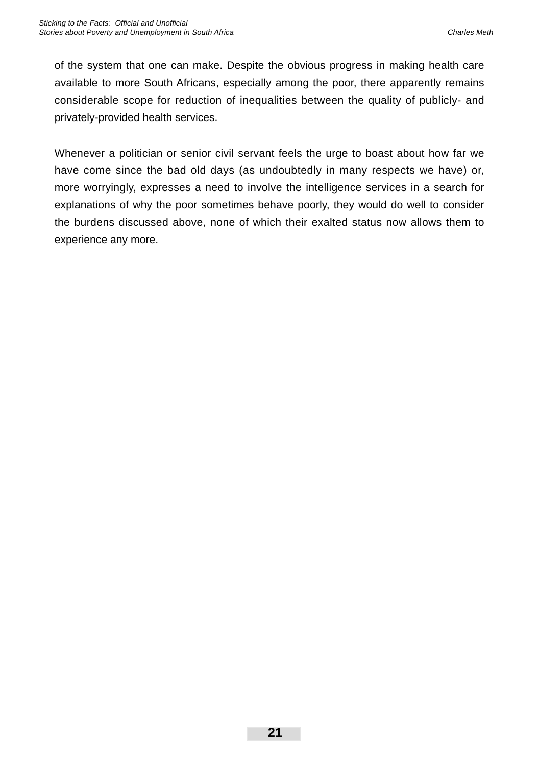of the system that one can make. Despite the obvious progress in making health care available to more South Africans, especially among the poor, there apparently remains considerable scope for reduction of inequalities between the quality of publicly- and privately-provided health services.

Whenever a politician or senior civil servant feels the urge to boast about how far we have come since the bad old days (as undoubtedly in many respects we have) or, more worryingly, expresses a need to involve the intelligence services in a search for explanations of why the poor sometimes behave poorly, they would do well to consider the burdens discussed above, none of which their exalted status now allows them to experience any more.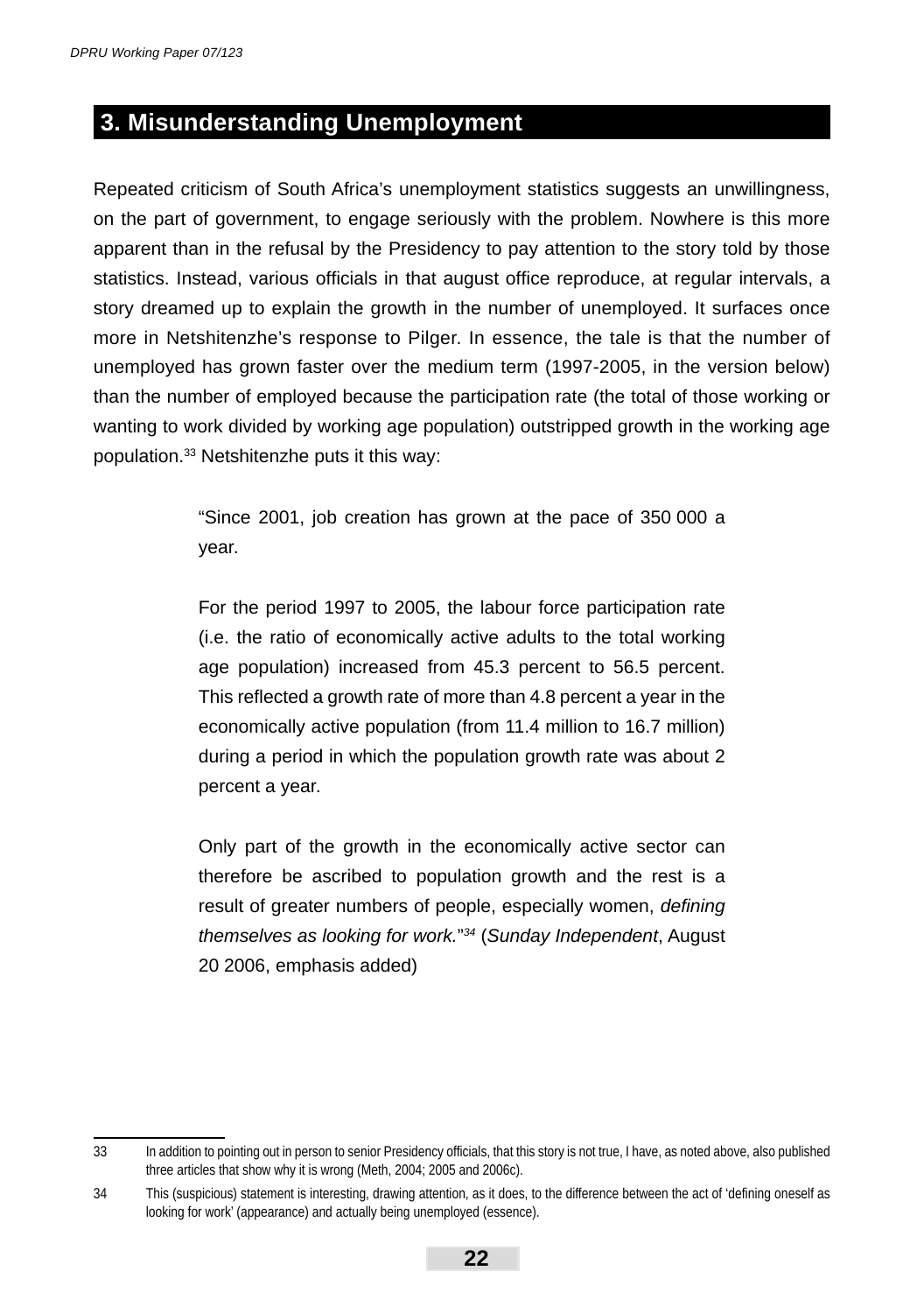## 3. Misunderstanding Unemployment

Repeated criticism of South Africa's unemployment statistics suggests an unwillingness, on the part of government, to engage seriously with the problem. Nowhere is this more apparent than in the refusal by the Presidency to pay attention to the story told by those statistics. Instead, various officials in that august office reproduce, at regular intervals, a story dreamed up to explain the growth in the number of unemployed. It surfaces once more in Netshitenzhe's response to Pilger. In essence, the tale is that the number of unemployed has grown faster over the medium term (1997-2005, in the version below) than the number of employed because the participation rate (the total of those working or wanting to work divided by working age population) outstripped growth in the working age population.[33] Netshitenzhe puts it this way:

> "Since 2001, job creation has grown at the pace of 350 000 a year.
>
> For the period 1997 to 2005, the labour force participation rate (i.e. the ratio of economically active adults to the total working age population) increased from 45.3 percent to 56.5 percent. This reflected a growth rate of more than 4.8 percent a year in the economically active population (from 11.4 million to 16.7 million) during a period in which the population growth rate was about 2 percent a year.
>
> Only part of the growth in the economically active sector can therefore be ascribed to population growth and the rest is a result of greater numbers of people, especially women, *defining themselves as looking for work.*"[34] (*Sunday Independent*, August 20 2006, emphasis added)

---

33 In addition to pointing out in person to senior Presidency officials, that this story is not true, I have, as noted above, also published three articles that show why it is wrong (Meth, 2004; 2005 and 2006c).

34 This (suspicious) statement is interesting, drawing attention, as it does, to the difference between the act of 'defining oneself as looking for work' (appearance) and actually being unemployed (essence).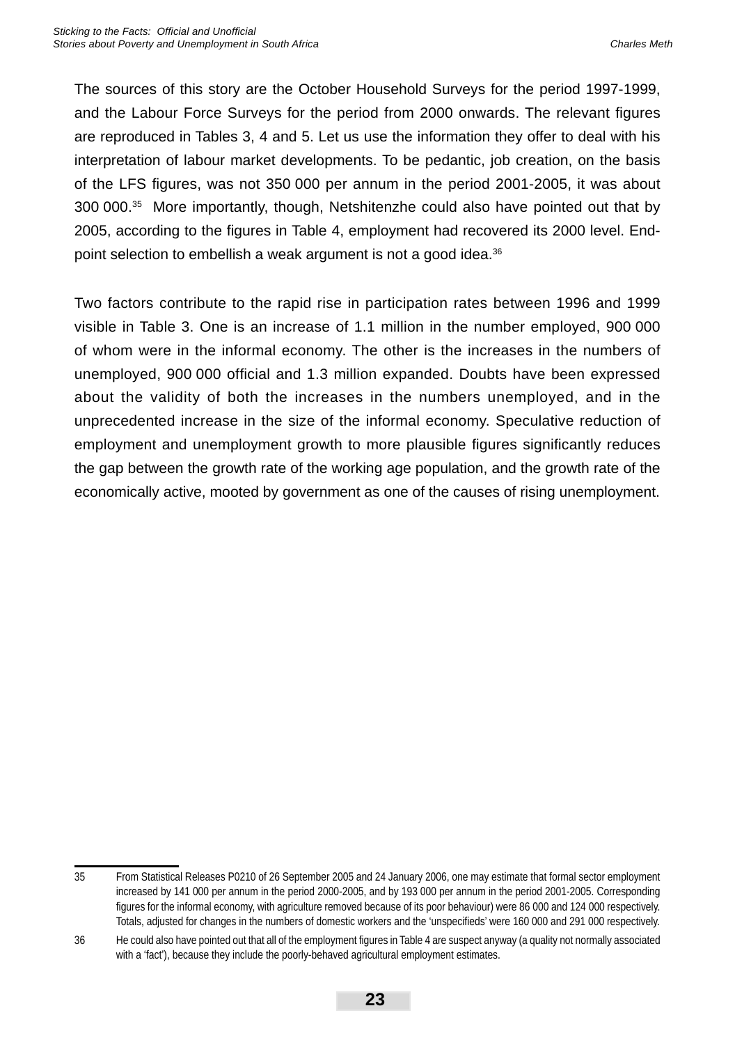The sources of this story are the October Household Surveys for the period 1997-1999, and the Labour Force Surveys for the period from 2000 onwards. The relevant figures are reproduced in Tables 3, 4 and 5. Let us use the information they offer to deal with his interpretation of labour market developments. To be pedantic, job creation, on the basis of the LFS figures, was not 350 000 per annum in the period 2001-2005, it was about 300 000.[35] More importantly, though, Netshitenzhe could also have pointed out that by 2005, according to the figures in Table 4, employment had recovered its 2000 level. End-point selection to embellish a weak argument is not a good idea.[36]

Two factors contribute to the rapid rise in participation rates between 1996 and 1999 visible in Table 3. One is an increase of 1.1 million in the number employed, 900 000 of whom were in the informal economy. The other is the increases in the numbers of unemployed, 900 000 official and 1.3 million expanded. Doubts have been expressed about the validity of both the increases in the numbers unemployed, and in the unprecedented increase in the size of the informal economy. Speculative reduction of employment and unemployment growth to more plausible figures significantly reduces the gap between the growth rate of the working age population, and the growth rate of the economically active, mooted by government as one of the causes of rising unemployment.

---

35 From Statistical Releases P0210 of 26 September 2005 and 24 January 2006, one may estimate that formal sector employment increased by 141 000 per annum in the period 2000-2005, and by 193 000 per annum in the period 2001-2005. Corresponding figures for the informal economy, with agriculture removed because of its poor behaviour) were 86 000 and 124 000 respectively. Totals, adjusted for changes in the numbers of domestic workers and the 'unspecifieds' were 160 000 and 291 000 respectively.

36 He could also have pointed out that all of the employment figures in Table 4 are suspect anyway (a quality not normally associated with a 'fact'), because they include the poorly-behaved agricultural employment estimates.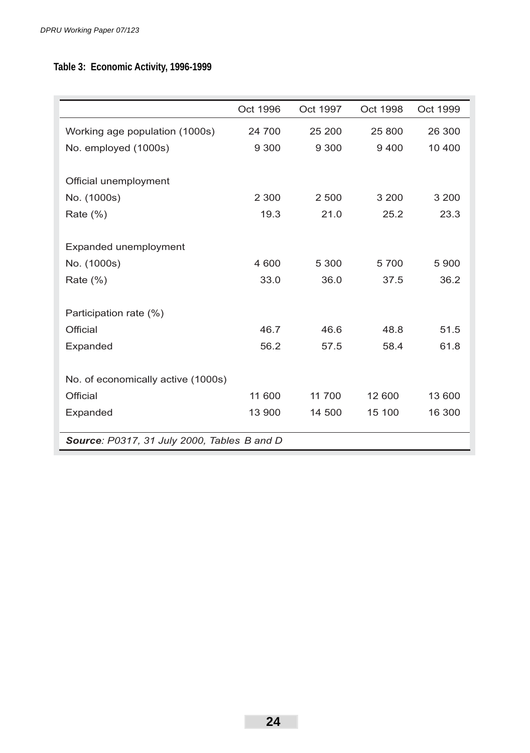**Table 3: Economic Activity, 1996-1999**

| | Oct 1996 | Oct 1997 | Oct 1998 | Oct 1999 |
|---|---|---|---|---|
| Working age population (1000s) | 24 700 | 25 200 | 25 800 | 26 300 |
| No. employed (1000s) | 9 300 | 9 300 | 9 400 | 10 400 |
| | | | | |
| Official unemployment | | | | |
| No. (1000s) | 2 300 | 2 500 | 3 200 | 3 200 |
| Rate (%) | 19.3 | 21.0 | 25.2 | 23.3 |
| | | | | |
| Expanded unemployment | | | | |
| No. (1000s) | 4 600 | 5 300 | 5 700 | 5 900 |
| Rate (%) | 33.0 | 36.0 | 37.5 | 36.2 |
| | | | | |
| Participation rate (%) | | | | |
| Official | 46.7 | 46.6 | 48.8 | 51.5 |
| Expanded | 56.2 | 57.5 | 58.4 | 61.8 |
| | | | | |
| No. of economically active (1000s) | | | | |
| Official | 11 600 | 11 700 | 12 600 | 13 600 |
| Expanded | 13 900 | 14 500 | 15 100 | 16 300 |

***Source**: P0317, 31 July 2000, Tables B and D*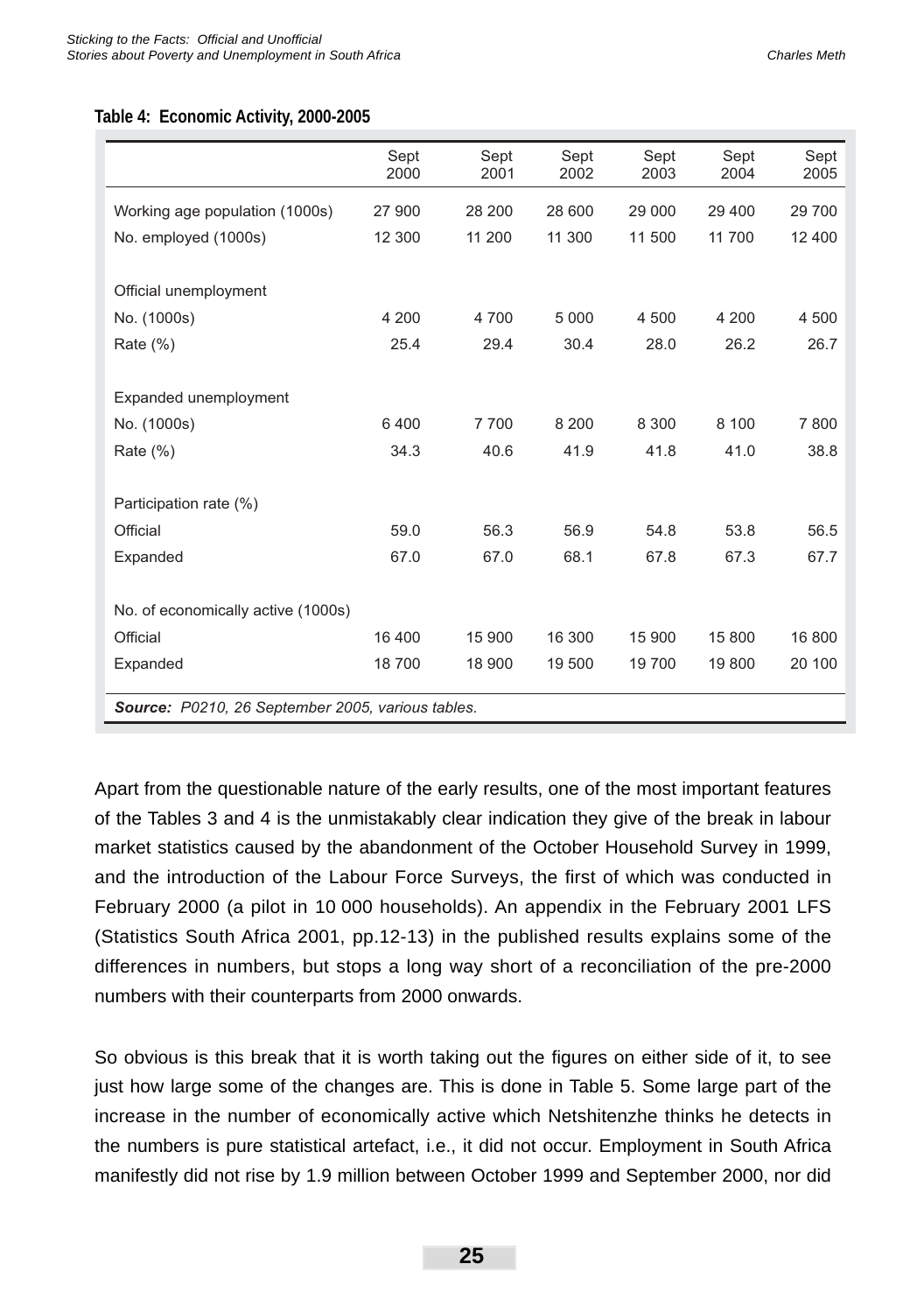**Table 4: Economic Activity, 2000-2005**

| | Sept 2000 | Sept 2001 | Sept 2002 | Sept 2003 | Sept 2004 | Sept 2005 |
|---|---|---|---|---|---|---|
| Working age population (1000s) | 27 900 | 28 200 | 28 600 | 29 000 | 29 400 | 29 700 |
| No. employed (1000s) | 12 300 | 11 200 | 11 300 | 11 500 | 11 700 | 12 400 |
| Official unemployment | | | | | | |
| No. (1000s) | 4 200 | 4 700 | 5 000 | 4 500 | 4 200 | 4 500 |
| Rate (%) | 25.4 | 29.4 | 30.4 | 28.0 | 26.2 | 26.7 |
| Expanded unemployment | | | | | | |
| No. (1000s) | 6 400 | 7 700 | 8 200 | 8 300 | 8 100 | 7 800 |
| Rate (%) | 34.3 | 40.6 | 41.9 | 41.8 | 41.0 | 38.8 |
| Participation rate (%) | | | | | | |
| Official | 59.0 | 56.3 | 56.9 | 54.8 | 53.8 | 56.5 |
| Expanded | 67.0 | 67.0 | 68.1 | 67.8 | 67.3 | 67.7 |
| No. of economically active (1000s) | | | | | | |
| Official | 16 400 | 15 900 | 16 300 | 15 900 | 15 800 | 16 800 |
| Expanded | 18 700 | 18 900 | 19 500 | 19 700 | 19 800 | 20 100 |

***Source:*** *P0210, 26 September 2005, various tables.*

Apart from the questionable nature of the early results, one of the most important features of the Tables 3 and 4 is the unmistakably clear indication they give of the break in labour market statistics caused by the abandonment of the October Household Survey in 1999, and the introduction of the Labour Force Surveys, the first of which was conducted in February 2000 (a pilot in 10 000 households). An appendix in the February 2001 LFS (Statistics South Africa 2001, pp.12-13) in the published results explains some of the differences in numbers, but stops a long way short of a reconciliation of the pre-2000 numbers with their counterparts from 2000 onwards.

So obvious is this break that it is worth taking out the figures on either side of it, to see just how large some of the changes are. This is done in Table 5. Some large part of the increase in the number of economically active which Netshitenzhe thinks he detects in the numbers is pure statistical artefact, i.e., it did not occur. Employment in South Africa manifestly did not rise by 1.9 million between October 1999 and September 2000, nor did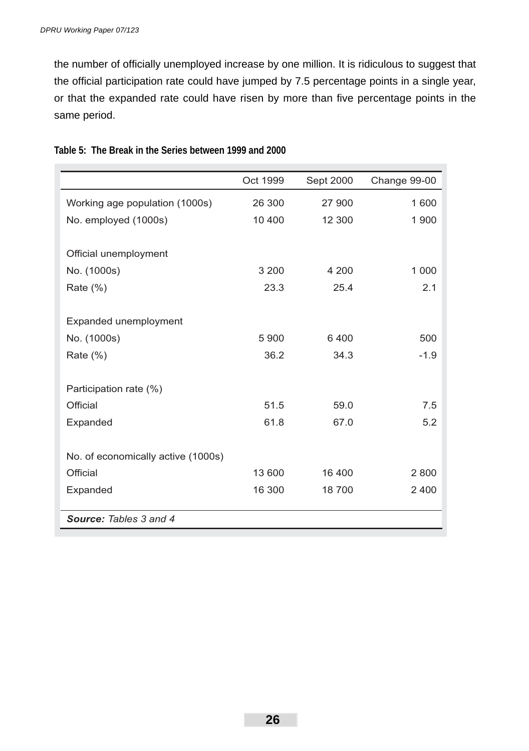the number of officially unemployed increase by one million. It is ridiculous to suggest that the official participation rate could have jumped by 7.5 percentage points in a single year, or that the expanded rate could have risen by more than five percentage points in the same period.

**Table 5: The Break in the Series between 1999 and 2000**

| | Oct 1999 | Sept 2000 | Change 99-00 |
|---|---|---|---|
| Working age population (1000s) | 26 300 | 27 900 | 1 600 |
| No. employed (1000s) | 10 400 | 12 300 | 1 900 |
| | | | |
| Official unemployment | | | |
| No. (1000s) | 3 200 | 4 200 | 1 000 |
| Rate (%) | 23.3 | 25.4 | 2.1 |
| | | | |
| Expanded unemployment | | | |
| No. (1000s) | 5 900 | 6 400 | 500 |
| Rate (%) | 36.2 | 34.3 | -1.9 |
| | | | |
| Participation rate (%) | | | |
| Official | 51.5 | 59.0 | 7.5 |
| Expanded | 61.8 | 67.0 | 5.2 |
| | | | |
| No. of economically active (1000s) | | | |
| Official | 13 600 | 16 400 | 2 800 |
| Expanded | 16 300 | 18 700 | 2 400 |

***Source:*** *Tables 3 and 4*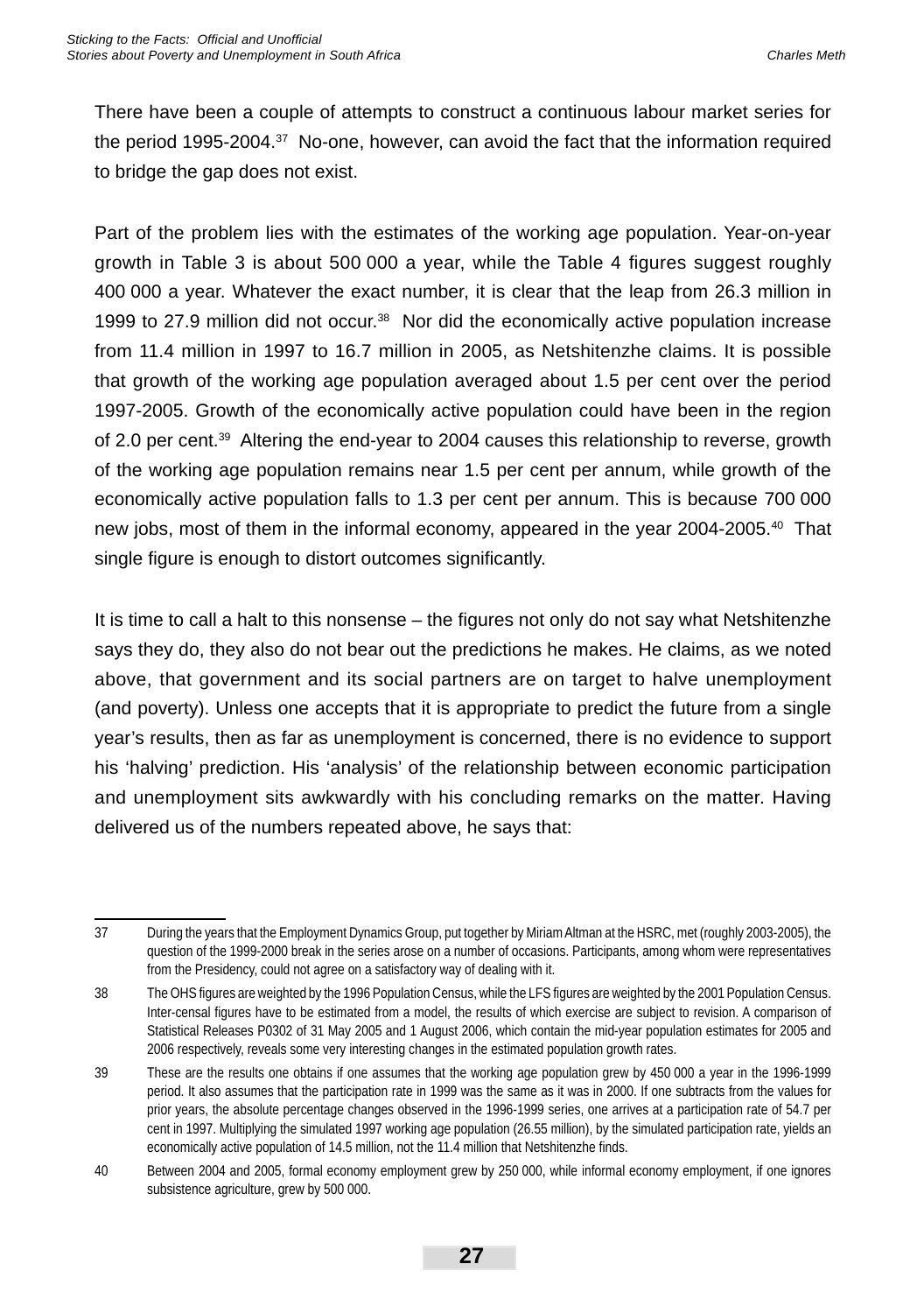There have been a couple of attempts to construct a continuous labour market series for the period 1995-2004.[37] No-one, however, can avoid the fact that the information required to bridge the gap does not exist.

Part of the problem lies with the estimates of the working age population. Year-on-year growth in Table 3 is about 500 000 a year, while the Table 4 figures suggest roughly 400 000 a year. Whatever the exact number, it is clear that the leap from 26.3 million in 1999 to 27.9 million did not occur.[38] Nor did the economically active population increase from 11.4 million in 1997 to 16.7 million in 2005, as Netshitenzhe claims. It is possible that growth of the working age population averaged about 1.5 per cent over the period 1997-2005. Growth of the economically active population could have been in the region of 2.0 per cent.[39] Altering the end-year to 2004 causes this relationship to reverse, growth of the working age population remains near 1.5 per cent per annum, while growth of the economically active population falls to 1.3 per cent per annum. This is because 700 000 new jobs, most of them in the informal economy, appeared in the year 2004-2005.[40] That single figure is enough to distort outcomes significantly.

It is time to call a halt to this nonsense – the figures not only do not say what Netshitenzhe says they do, they also do not bear out the predictions he makes. He claims, as we noted above, that government and its social partners are on target to halve unemployment (and poverty). Unless one accepts that it is appropriate to predict the future from a single year's results, then as far as unemployment is concerned, there is no evidence to support his 'halving' prediction. His 'analysis' of the relationship between economic participation and unemployment sits awkwardly with his concluding remarks on the matter. Having delivered us of the numbers repeated above, he says that:

---

37 During the years that the Employment Dynamics Group, put together by Miriam Altman at the HSRC, met (roughly 2003-2005), the question of the 1999-2000 break in the series arose on a number of occasions. Participants, among whom were representatives from the Presidency, could not agree on a satisfactory way of dealing with it.

38 The OHS figures are weighted by the 1996 Population Census, while the LFS figures are weighted by the 2001 Population Census. Inter-censal figures have to be estimated from a model, the results of which exercise are subject to revision. A comparison of Statistical Releases P0302 of 31 May 2005 and 1 August 2006, which contain the mid-year population estimates for 2005 and 2006 respectively, reveals some very interesting changes in the estimated population growth rates.

39 These are the results one obtains if one assumes that the working age population grew by 450 000 a year in the 1996-1999 period. It also assumes that the participation rate in 1999 was the same as it was in 2000. If one subtracts from the values for prior years, the absolute percentage changes observed in the 1996-1999 series, one arrives at a participation rate of 54.7 per cent in 1997. Multiplying the simulated 1997 working age population (26.55 million), by the simulated participation rate, yields an economically active population of 14.5 million, not the 11.4 million that Netshitenzhe finds.

40 Between 2004 and 2005, formal economy employment grew by 250 000, while informal economy employment, if one ignores subsistence agriculture, grew by 500 000.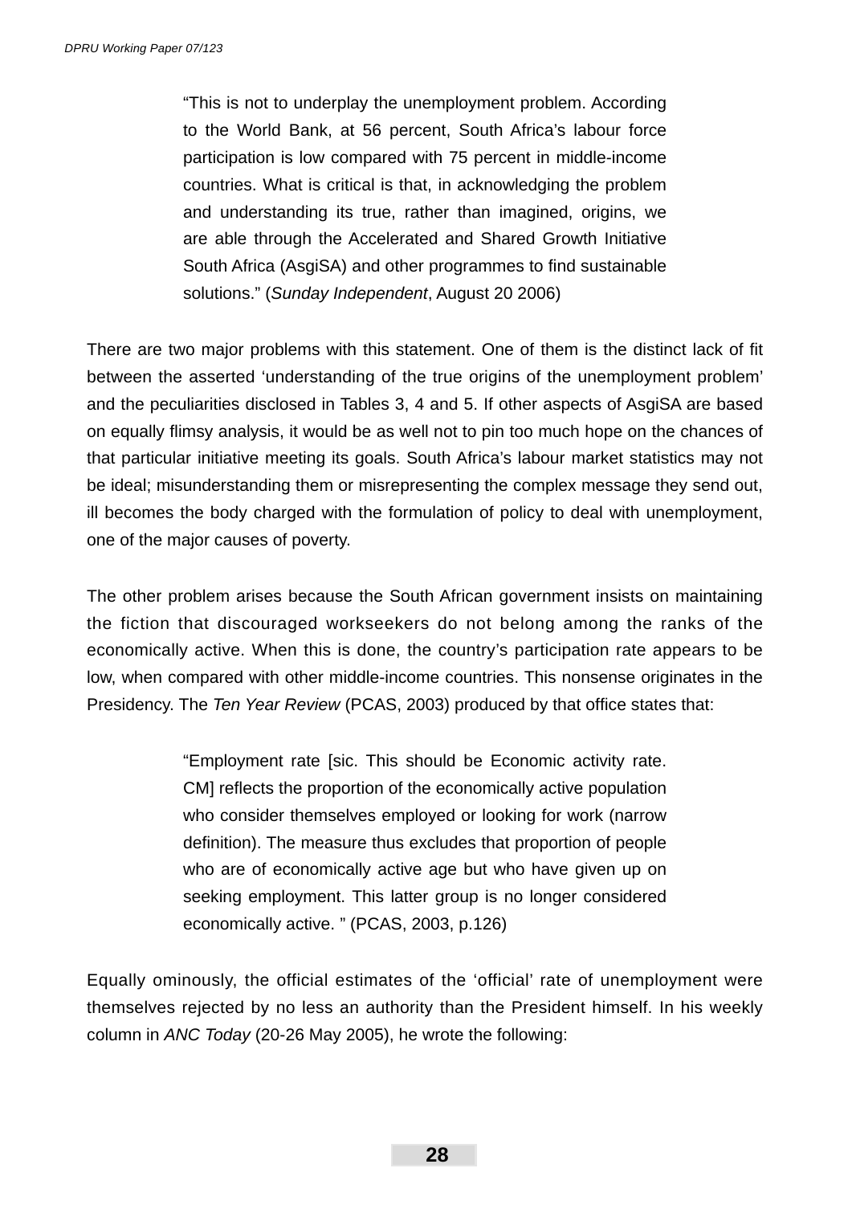> “This is not to underplay the unemployment problem. According to the World Bank, at 56 percent, South Africa’s labour force participation is low compared with 75 percent in middle-income countries. What is critical is that, in acknowledging the problem and understanding its true, rather than imagined, origins, we are able through the Accelerated and Shared Growth Initiative South Africa (AsgiSA) and other programmes to find sustainable solutions.” (*Sunday Independent*, August 20 2006)

There are two major problems with this statement. One of them is the distinct lack of fit between the asserted ‘understanding of the true origins of the unemployment problem’ and the peculiarities disclosed in Tables 3, 4 and 5. If other aspects of AsgiSA are based on equally flimsy analysis, it would be as well not to pin too much hope on the chances of that particular initiative meeting its goals. South Africa’s labour market statistics may not be ideal; misunderstanding them or misrepresenting the complex message they send out, ill becomes the body charged with the formulation of policy to deal with unemployment, one of the major causes of poverty.

The other problem arises because the South African government insists on maintaining the fiction that discouraged workseekers do not belong among the ranks of the economically active. When this is done, the country’s participation rate appears to be low, when compared with other middle-income countries. This nonsense originates in the Presidency. The *Ten Year Review* (PCAS, 2003) produced by that office states that:

> “Employment rate [sic. This should be Economic activity rate. CM] reflects the proportion of the economically active population who consider themselves employed or looking for work (narrow definition). The measure thus excludes that proportion of people who are of economically active age but who have given up on seeking employment. This latter group is no longer considered economically active. ” (PCAS, 2003, p.126)

Equally ominously, the official estimates of the ‘official’ rate of unemployment were themselves rejected by no less an authority than the President himself. In his weekly column in *ANC Today* (20-26 May 2005), he wrote the following: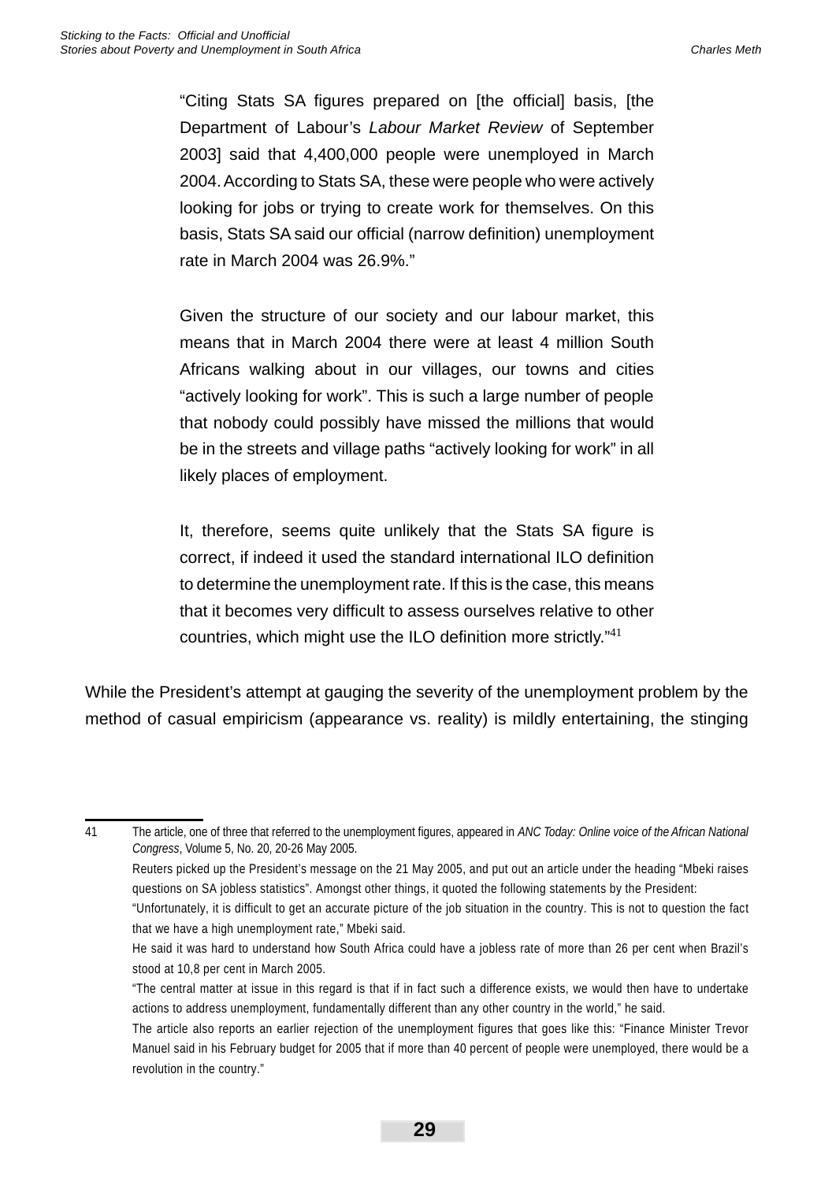> "Citing Stats SA figures prepared on [the official] basis, [the Department of Labour's *Labour Market Review* of September 2003] said that 4,400,000 people were unemployed in March 2004. According to Stats SA, these were people who were actively looking for jobs or trying to create work for themselves. On this basis, Stats SA said our official (narrow definition) unemployment rate in March 2004 was 26.9%."
>
> Given the structure of our society and our labour market, this means that in March 2004 there were at least 4 million South Africans walking about in our villages, our towns and cities "actively looking for work". This is such a large number of people that nobody could possibly have missed the millions that would be in the streets and village paths "actively looking for work" in all likely places of employment.
>
> It, therefore, seems quite unlikely that the Stats SA figure is correct, if indeed it used the standard international ILO definition to determine the unemployment rate. If this is the case, this means that it becomes very difficult to assess ourselves relative to other countries, which might use the ILO definition more strictly."[41]

While the President's attempt at gauging the severity of the unemployment problem by the method of casual empiricism (appearance vs. reality) is mildly entertaining, the stinging

---

41 The article, one of three that referred to the unemployment figures, appeared in *ANC Today: Online voice of the African National Congress*, Volume 5, No. 20, 20-26 May 2005.

Reuters picked up the President's message on the 21 May 2005, and put out an article under the heading "Mbeki raises questions on SA jobless statistics". Amongst other things, it quoted the following statements by the President:

"Unfortunately, it is difficult to get an accurate picture of the job situation in the country. This is not to question the fact that we have a high unemployment rate," Mbeki said.

He said it was hard to understand how South Africa could have a jobless rate of more than 26 per cent when Brazil's stood at 10,8 per cent in March 2005.

"The central matter at issue in this regard is that if in fact such a difference exists, we would then have to undertake actions to address unemployment, fundamentally different than any other country in the world," he said.

The article also reports an earlier rejection of the unemployment figures that goes like this: "Finance Minister Trevor Manuel said in his February budget for 2005 that if more than 40 percent of people were unemployed, there would be a revolution in the country."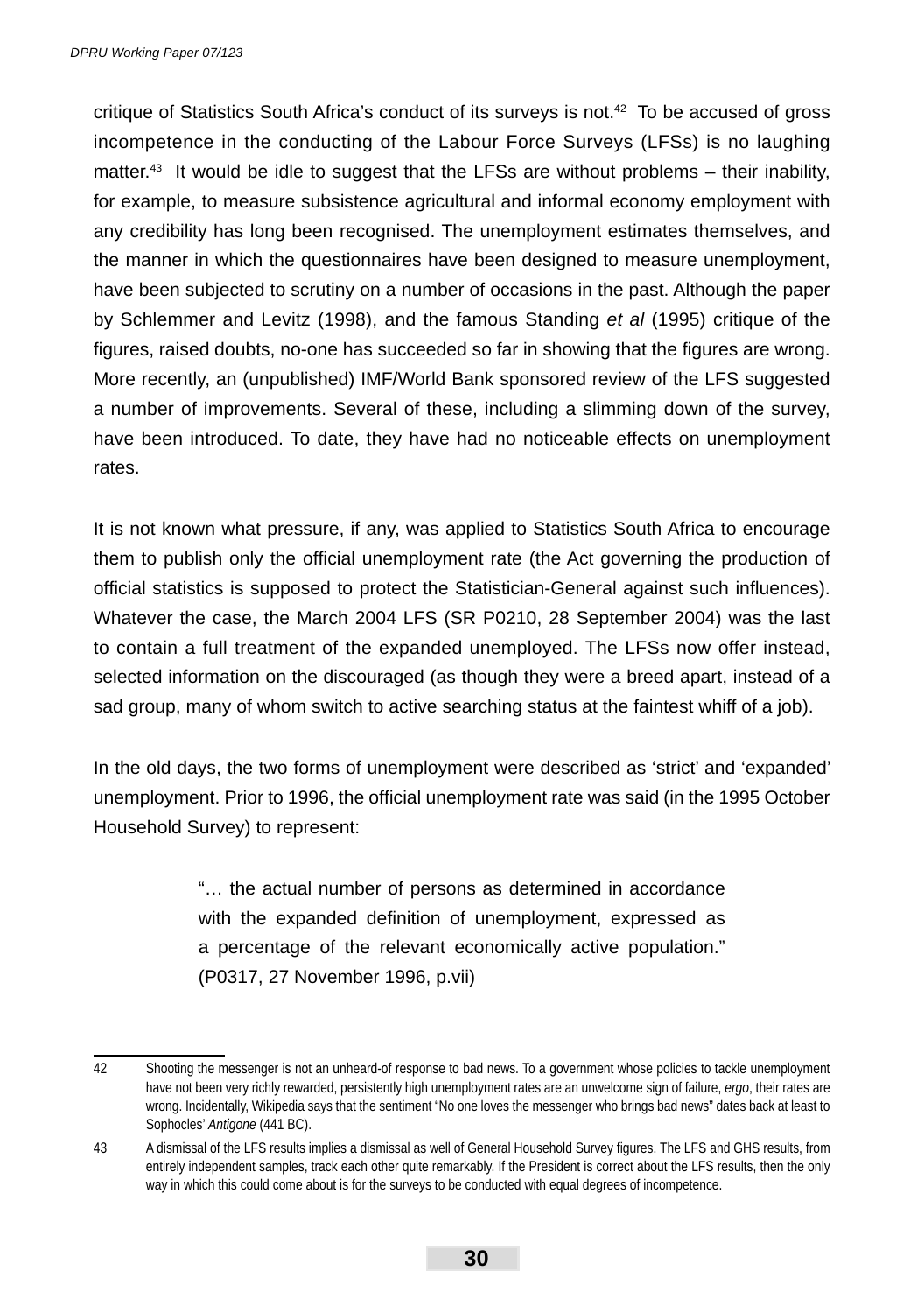critique of Statistics South Africa's conduct of its surveys is not.[42] To be accused of gross incompetence in the conducting of the Labour Force Surveys (LFSs) is no laughing matter.[43] It would be idle to suggest that the LFSs are without problems – their inability, for example, to measure subsistence agricultural and informal economy employment with any credibility has long been recognised. The unemployment estimates themselves, and the manner in which the questionnaires have been designed to measure unemployment, have been subjected to scrutiny on a number of occasions in the past. Although the paper by Schlemmer and Levitz (1998), and the famous Standing *et al* (1995) critique of the figures, raised doubts, no-one has succeeded so far in showing that the figures are wrong. More recently, an (unpublished) IMF/World Bank sponsored review of the LFS suggested a number of improvements. Several of these, including a slimming down of the survey, have been introduced. To date, they have had no noticeable effects on unemployment rates.

It is not known what pressure, if any, was applied to Statistics South Africa to encourage them to publish only the official unemployment rate (the Act governing the production of official statistics is supposed to protect the Statistician-General against such influences). Whatever the case, the March 2004 LFS (SR P0210, 28 September 2004) was the last to contain a full treatment of the expanded unemployed. The LFSs now offer instead, selected information on the discouraged (as though they were a breed apart, instead of a sad group, many of whom switch to active searching status at the faintest whiff of a job).

In the old days, the two forms of unemployment were described as 'strict' and 'expanded' unemployment. Prior to 1996, the official unemployment rate was said (in the 1995 October Household Survey) to represent:

> "… the actual number of persons as determined in accordance with the expanded definition of unemployment, expressed as a percentage of the relevant economically active population." (P0317, 27 November 1996, p.vii)

---

42 Shooting the messenger is not an unheard-of response to bad news. To a government whose policies to tackle unemployment have not been very richly rewarded, persistently high unemployment rates are an unwelcome sign of failure, *ergo*, their rates are wrong. Incidentally, Wikipedia says that the sentiment "No one loves the messenger who brings bad news" dates back at least to Sophocles' *Antigone* (441 BC).

43 A dismissal of the LFS results implies a dismissal as well of General Household Survey figures. The LFS and GHS results, from entirely independent samples, track each other quite remarkably. If the President is correct about the LFS results, then the only way in which this could come about is for the surveys to be conducted with equal degrees of incompetence.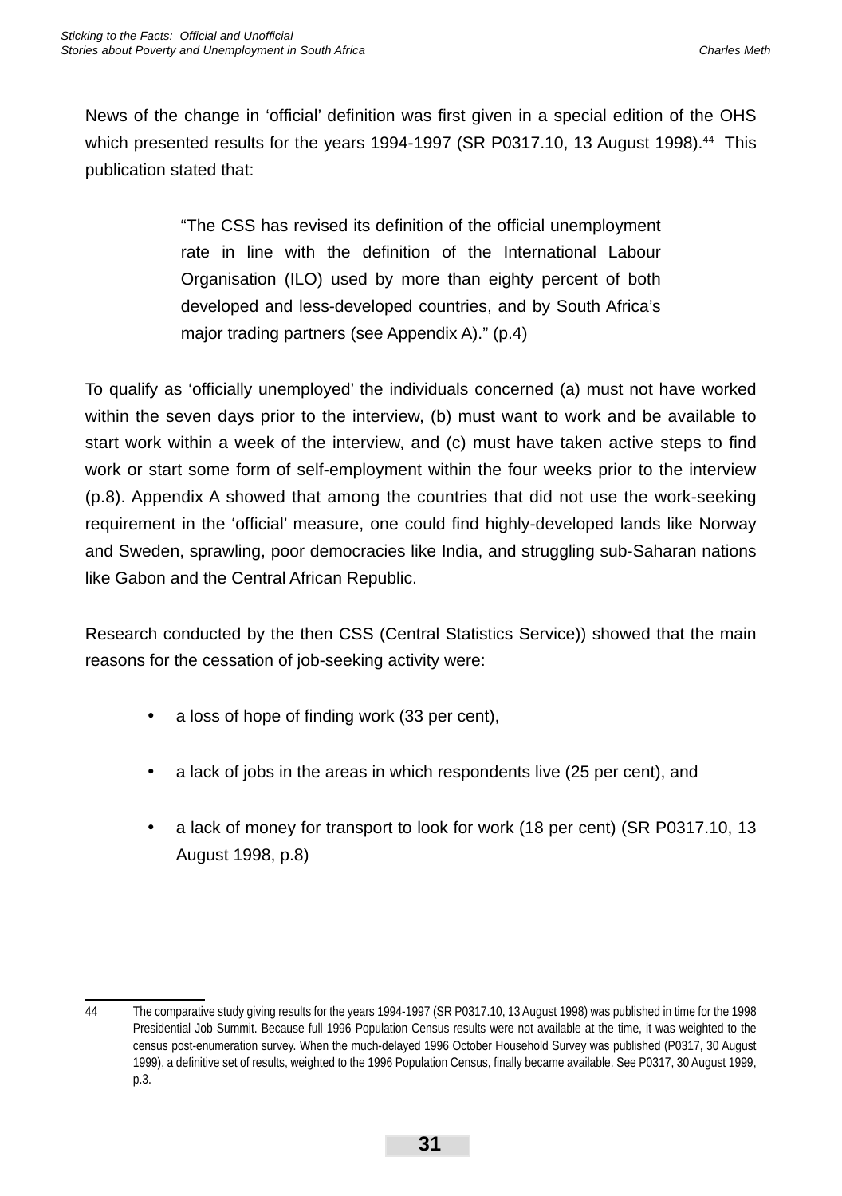News of the change in ‘official’ definition was first given in a special edition of the OHS which presented results for the years 1994-1997 (SR P0317.10, 13 August 1998).[44] This publication stated that:

> “The CSS has revised its definition of the official unemployment rate in line with the definition of the International Labour Organisation (ILO) used by more than eighty percent of both developed and less-developed countries, and by South Africa’s major trading partners (see Appendix A).” (p.4)

To qualify as ‘officially unemployed’ the individuals concerned (a) must not have worked within the seven days prior to the interview, (b) must want to work and be available to start work within a week of the interview, and (c) must have taken active steps to find work or start some form of self-employment within the four weeks prior to the interview (p.8). Appendix A showed that among the countries that did not use the work-seeking requirement in the ‘official’ measure, one could find highly-developed lands like Norway and Sweden, sprawling, poor democracies like India, and struggling sub-Saharan nations like Gabon and the Central African Republic.

Research conducted by the then CSS (Central Statistics Service)) showed that the main reasons for the cessation of job-seeking activity were:

- a loss of hope of finding work (33 per cent),
- a lack of jobs in the areas in which respondents live (25 per cent), and
- a lack of money for transport to look for work (18 per cent) (SR P0317.10, 13 August 1998, p.8)

---

44 The comparative study giving results for the years 1994-1997 (SR P0317.10, 13 August 1998) was published in time for the 1998 Presidential Job Summit. Because full 1996 Population Census results were not available at the time, it was weighted to the census post-enumeration survey. When the much-delayed 1996 October Household Survey was published (P0317, 30 August 1999), a definitive set of results, weighted to the 1996 Population Census, finally became available. See P0317, 30 August 1999, p.3.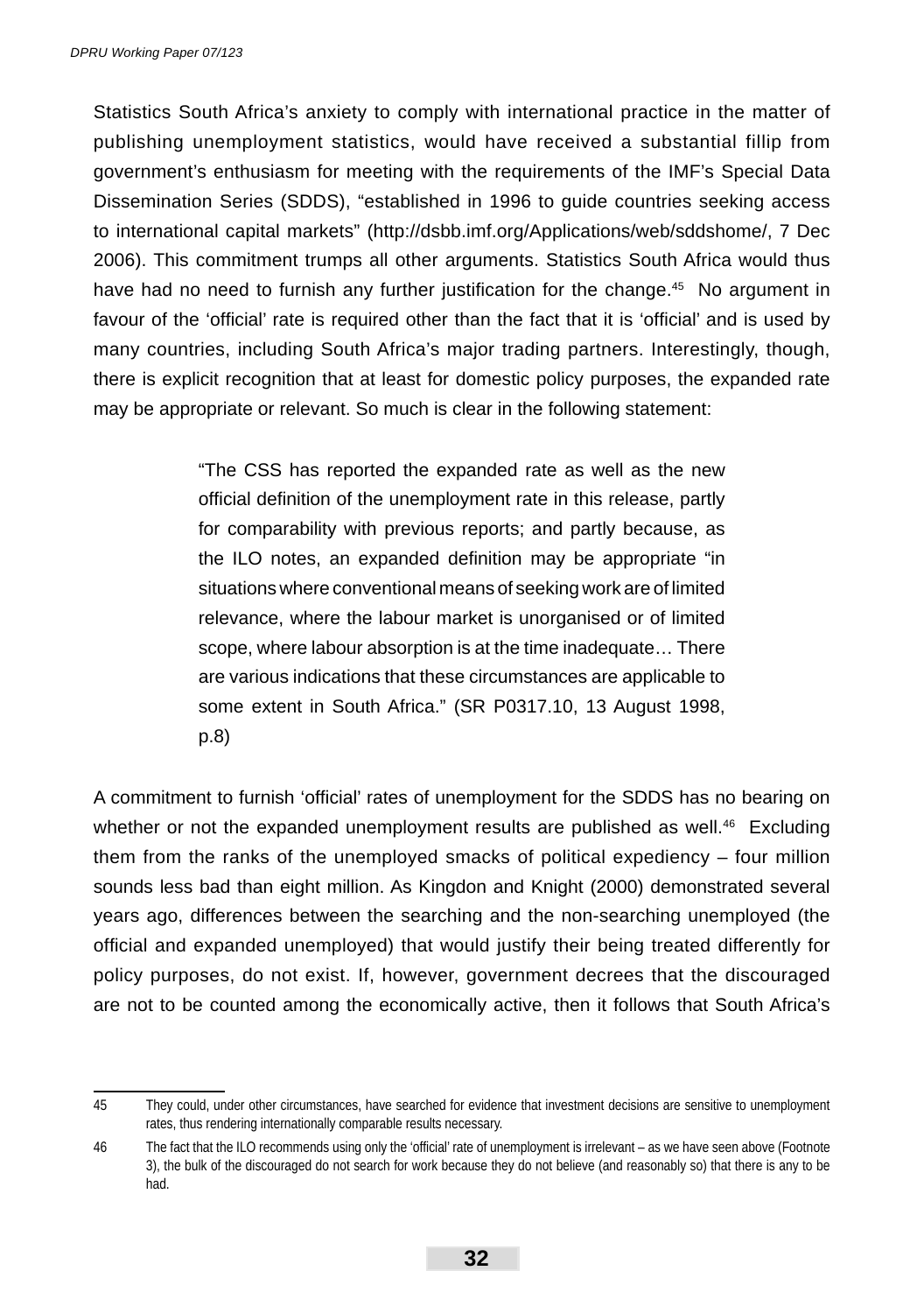Statistics South Africa's anxiety to comply with international practice in the matter of publishing unemployment statistics, would have received a substantial fillip from government's enthusiasm for meeting with the requirements of the IMF's Special Data Dissemination Series (SDDS), "established in 1996 to guide countries seeking access to international capital markets" (http://dsbb.imf.org/Applications/web/sddshome/, 7 Dec 2006). This commitment trumps all other arguments. Statistics South Africa would thus have had no need to furnish any further justification for the change.[45] No argument in favour of the 'official' rate is required other than the fact that it is 'official' and is used by many countries, including South Africa's major trading partners. Interestingly, though, there is explicit recognition that at least for domestic policy purposes, the expanded rate may be appropriate or relevant. So much is clear in the following statement:

> "The CSS has reported the expanded rate as well as the new official definition of the unemployment rate in this release, partly for comparability with previous reports; and partly because, as the ILO notes, an expanded definition may be appropriate "in situations where conventional means of seeking work are of limited relevance, where the labour market is unorganised or of limited scope, where labour absorption is at the time inadequate… There are various indications that these circumstances are applicable to some extent in South Africa." (SR P0317.10, 13 August 1998, p.8)

A commitment to furnish 'official' rates of unemployment for the SDDS has no bearing on whether or not the expanded unemployment results are published as well.[46] Excluding them from the ranks of the unemployed smacks of political expediency – four million sounds less bad than eight million. As Kingdon and Knight (2000) demonstrated several years ago, differences between the searching and the non-searching unemployed (the official and expanded unemployed) that would justify their being treated differently for policy purposes, do not exist. If, however, government decrees that the discouraged are not to be counted among the economically active, then it follows that South Africa's

---

45 They could, under other circumstances, have searched for evidence that investment decisions are sensitive to unemployment rates, thus rendering internationally comparable results necessary.

46 The fact that the ILO recommends using only the 'official' rate of unemployment is irrelevant – as we have seen above (Footnote 3), the bulk of the discouraged do not search for work because they do not believe (and reasonably so) that there is any to be had.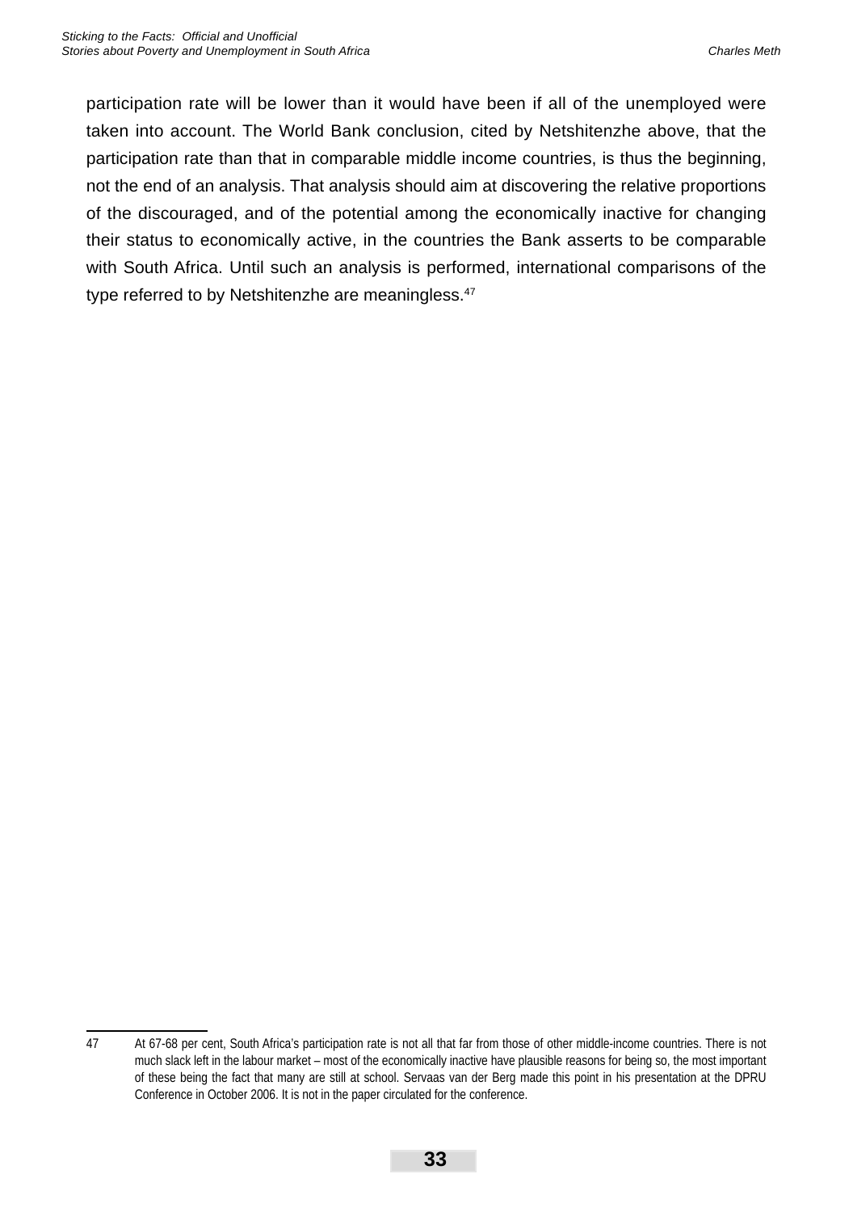participation rate will be lower than it would have been if all of the unemployed were taken into account. The World Bank conclusion, cited by Netshitenzhe above, that the participation rate than that in comparable middle income countries, is thus the beginning, not the end of an analysis. That analysis should aim at discovering the relative proportions of the discouraged, and of the potential among the economically inactive for changing their status to economically active, in the countries the Bank asserts to be comparable with South Africa. Until such an analysis is performed, international comparisons of the type referred to by Netshitenzhe are meaningless.[47]

---

47 At 67-68 per cent, South Africa's participation rate is not all that far from those of other middle-income countries. There is not much slack left in the labour market – most of the economically inactive have plausible reasons for being so, the most important of these being the fact that many are still at school. Servaas van der Berg made this point in his presentation at the DPRU Conference in October 2006. It is not in the paper circulated for the conference.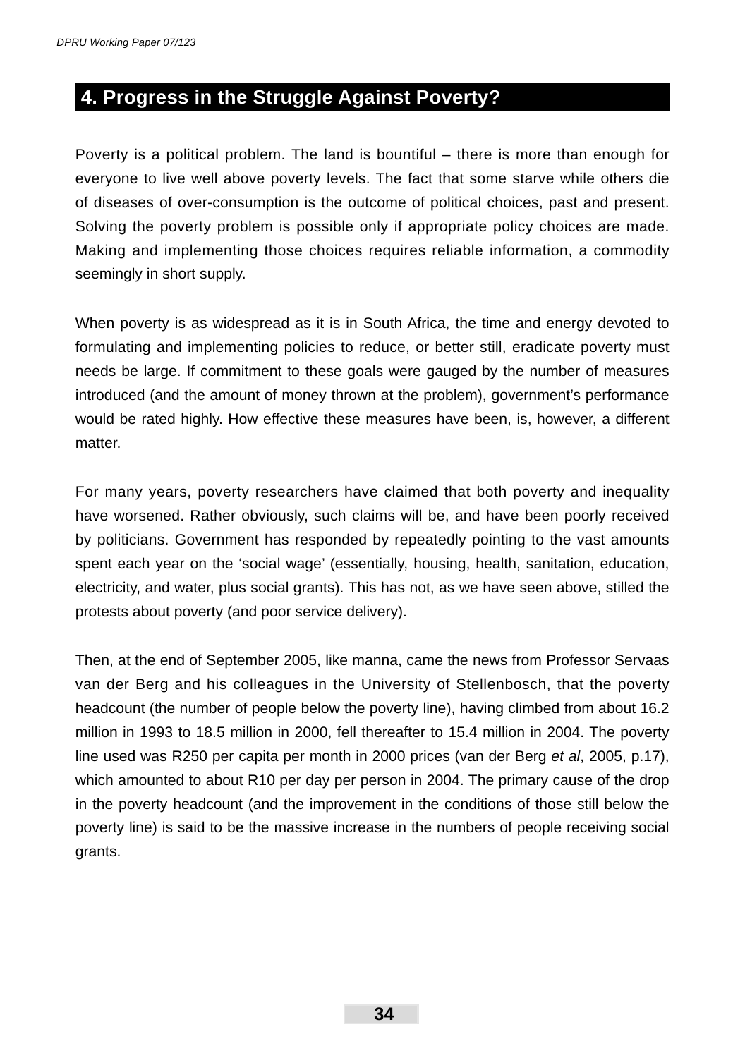## 4. Progress in the Struggle Against Poverty?

Poverty is a political problem. The land is bountiful – there is more than enough for everyone to live well above poverty levels. The fact that some starve while others die of diseases of over-consumption is the outcome of political choices, past and present. Solving the poverty problem is possible only if appropriate policy choices are made. Making and implementing those choices requires reliable information, a commodity seemingly in short supply.

When poverty is as widespread as it is in South Africa, the time and energy devoted to formulating and implementing policies to reduce, or better still, eradicate poverty must needs be large. If commitment to these goals were gauged by the number of measures introduced (and the amount of money thrown at the problem), government's performance would be rated highly. How effective these measures have been, is, however, a different matter.

For many years, poverty researchers have claimed that both poverty and inequality have worsened. Rather obviously, such claims will be, and have been poorly received by politicians. Government has responded by repeatedly pointing to the vast amounts spent each year on the 'social wage' (essentially, housing, health, sanitation, education, electricity, and water, plus social grants). This has not, as we have seen above, stilled the protests about poverty (and poor service delivery).

Then, at the end of September 2005, like manna, came the news from Professor Servaas van der Berg and his colleagues in the University of Stellenbosch, that the poverty headcount (the number of people below the poverty line), having climbed from about 16.2 million in 1993 to 18.5 million in 2000, fell thereafter to 15.4 million in 2004. The poverty line used was R250 per capita per month in 2000 prices (van der Berg *et al*, 2005, p.17), which amounted to about R10 per day per person in 2004. The primary cause of the drop in the poverty headcount (and the improvement in the conditions of those still below the poverty line) is said to be the massive increase in the numbers of people receiving social grants.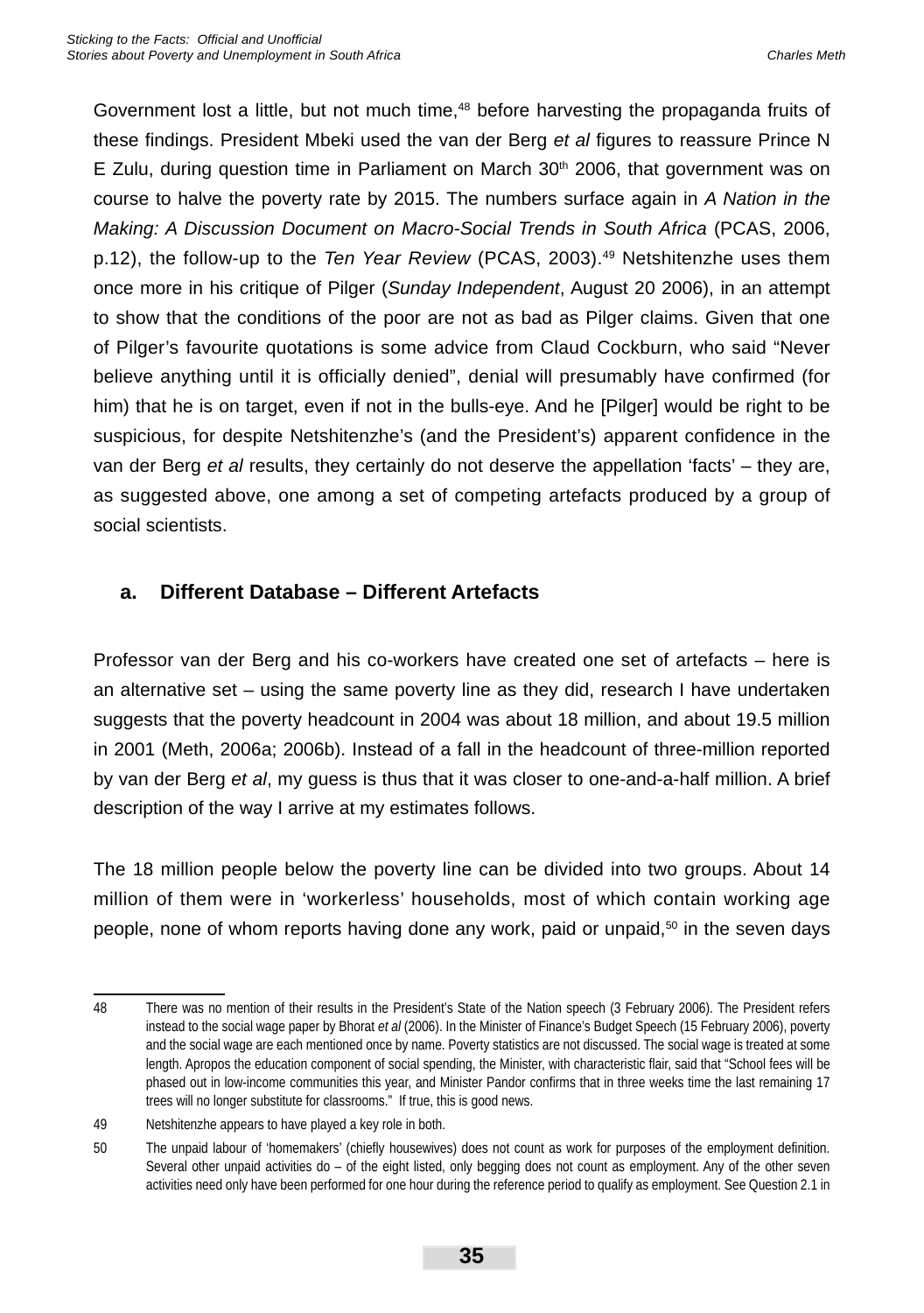Government lost a little, but not much time,[48] before harvesting the propaganda fruits of these findings. President Mbeki used the van der Berg *et al* figures to reassure Prince N E Zulu, during question time in Parliament on March 30th 2006, that government was on course to halve the poverty rate by 2015. The numbers surface again in *A Nation in the Making: A Discussion Document on Macro-Social Trends in South Africa* (PCAS, 2006, p.12), the follow-up to the *Ten Year Review* (PCAS, 2003).[49] Netshitenzhe uses them once more in his critique of Pilger (*Sunday Independent*, August 20 2006), in an attempt to show that the conditions of the poor are not as bad as Pilger claims. Given that one of Pilger's favourite quotations is some advice from Claud Cockburn, who said "Never believe anything until it is officially denied", denial will presumably have confirmed (for him) that he is on target, even if not in the bulls-eye. And he [Pilger] would be right to be suspicious, for despite Netshitenzhe's (and the President's) apparent confidence in the van der Berg *et al* results, they certainly do not deserve the appellation 'facts' – they are, as suggested above, one among a set of competing artefacts produced by a group of social scientists.

### a. Different Database – Different Artefacts

Professor van der Berg and his co-workers have created one set of artefacts – here is an alternative set – using the same poverty line as they did, research I have undertaken suggests that the poverty headcount in 2004 was about 18 million, and about 19.5 million in 2001 (Meth, 2006a; 2006b). Instead of a fall in the headcount of three-million reported by van der Berg *et al*, my guess is thus that it was closer to one-and-a-half million. A brief description of the way I arrive at my estimates follows.

The 18 million people below the poverty line can be divided into two groups. About 14 million of them were in 'workerless' households, most of which contain working age people, none of whom reports having done any work, paid or unpaid,[50] in the seven days

---

48 There was no mention of their results in the President's State of the Nation speech (3 February 2006). The President refers instead to the social wage paper by Bhorat *et al* (2006). In the Minister of Finance's Budget Speech (15 February 2006), poverty and the social wage are each mentioned once by name. Poverty statistics are not discussed. The social wage is treated at some length. Apropos the education component of social spending, the Minister, with characteristic flair, said that "School fees will be phased out in low-income communities this year, and Minister Pandor confirms that in three weeks time the last remaining 17 trees will no longer substitute for classrooms." If true, this is good news.

49 Netshitenzhe appears to have played a key role in both.

50 The unpaid labour of 'homemakers' (chiefly housewives) does not count as work for purposes of the employment definition. Several other unpaid activities do – of the eight listed, only begging does not count as employment. Any of the other seven activities need only have been performed for one hour during the reference period to qualify as employment. See Question 2.1 in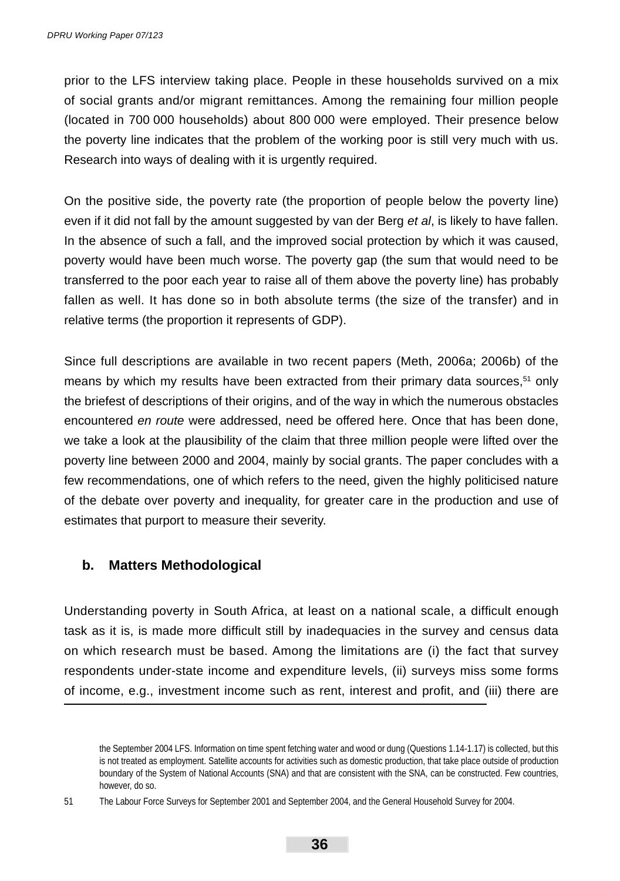prior to the LFS interview taking place. People in these households survived on a mix of social grants and/or migrant remittances. Among the remaining four million people (located in 700 000 households) about 800 000 were employed. Their presence below the poverty line indicates that the problem of the working poor is still very much with us. Research into ways of dealing with it is urgently required.

On the positive side, the poverty rate (the proportion of people below the poverty line) even if it did not fall by the amount suggested by van der Berg *et al*, is likely to have fallen. In the absence of such a fall, and the improved social protection by which it was caused, poverty would have been much worse. The poverty gap (the sum that would need to be transferred to the poor each year to raise all of them above the poverty line) has probably fallen as well. It has done so in both absolute terms (the size of the transfer) and in relative terms (the proportion it represents of GDP).

Since full descriptions are available in two recent papers (Meth, 2006a; 2006b) of the means by which my results have been extracted from their primary data sources,[51] only the briefest of descriptions of their origins, and of the way in which the numerous obstacles encountered *en route* were addressed, need be offered here. Once that has been done, we take a look at the plausibility of the claim that three million people were lifted over the poverty line between 2000 and 2004, mainly by social grants. The paper concludes with a few recommendations, one of which refers to the need, given the highly politicised nature of the debate over poverty and inequality, for greater care in the production and use of estimates that purport to measure their severity.

### b. Matters Methodological

Understanding poverty in South Africa, at least on a national scale, a difficult enough task as it is, is made more difficult still by inadequacies in the survey and census data on which research must be based. Among the limitations are (i) the fact that survey respondents under-state income and expenditure levels, (ii) surveys miss some forms of income, e.g., investment income such as rent, interest and profit, and (iii) there are

---

the September 2004 LFS. Information on time spent fetching water and wood or dung (Questions 1.14-1.17) is collected, but this is not treated as employment. Satellite accounts for activities such as domestic production, that take place outside of production boundary of the System of National Accounts (SNA) and that are consistent with the SNA, can be constructed. Few countries, however, do so.

51 The Labour Force Surveys for September 2001 and September 2004, and the General Household Survey for 2004.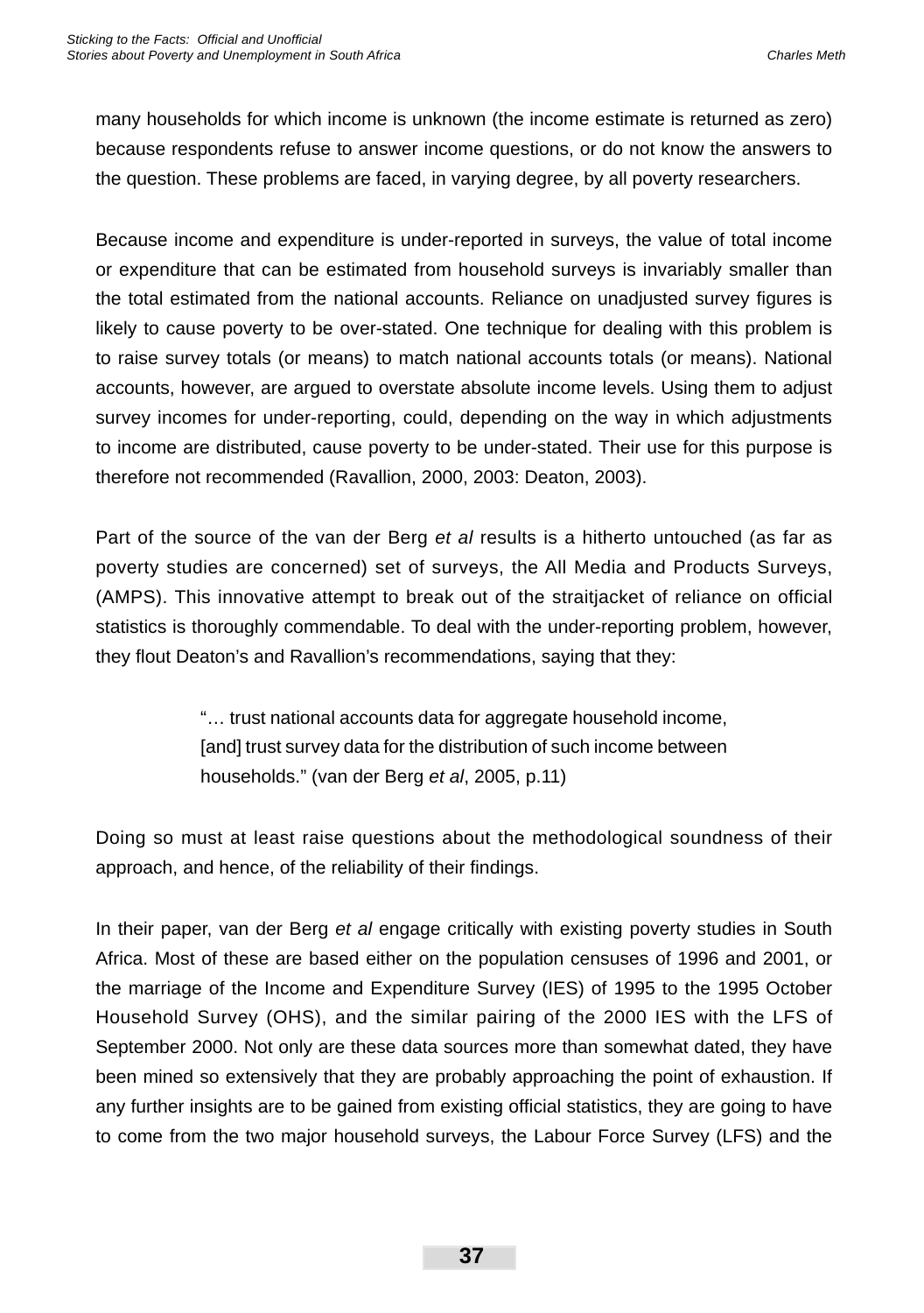many households for which income is unknown (the income estimate is returned as zero) because respondents refuse to answer income questions, or do not know the answers to the question. These problems are faced, in varying degree, by all poverty researchers.

Because income and expenditure is under-reported in surveys, the value of total income or expenditure that can be estimated from household surveys is invariably smaller than the total estimated from the national accounts. Reliance on unadjusted survey figures is likely to cause poverty to be over-stated. One technique for dealing with this problem is to raise survey totals (or means) to match national accounts totals (or means). National accounts, however, are argued to overstate absolute income levels. Using them to adjust survey incomes for under-reporting, could, depending on the way in which adjustments to income are distributed, cause poverty to be under-stated. Their use for this purpose is therefore not recommended (Ravallion, 2000, 2003: Deaton, 2003).

Part of the source of the van der Berg *et al* results is a hitherto untouched (as far as poverty studies are concerned) set of surveys, the All Media and Products Surveys, (AMPS). This innovative attempt to break out of the straitjacket of reliance on official statistics is thoroughly commendable. To deal with the under-reporting problem, however, they flout Deaton's and Ravallion's recommendations, saying that they:

> "… trust national accounts data for aggregate household income, [and] trust survey data for the distribution of such income between households." (van der Berg *et al*, 2005, p.11)

Doing so must at least raise questions about the methodological soundness of their approach, and hence, of the reliability of their findings.

In their paper, van der Berg *et al* engage critically with existing poverty studies in South Africa. Most of these are based either on the population censuses of 1996 and 2001, or the marriage of the Income and Expenditure Survey (IES) of 1995 to the 1995 October Household Survey (OHS), and the similar pairing of the 2000 IES with the LFS of September 2000. Not only are these data sources more than somewhat dated, they have been mined so extensively that they are probably approaching the point of exhaustion. If any further insights are to be gained from existing official statistics, they are going to have to come from the two major household surveys, the Labour Force Survey (LFS) and the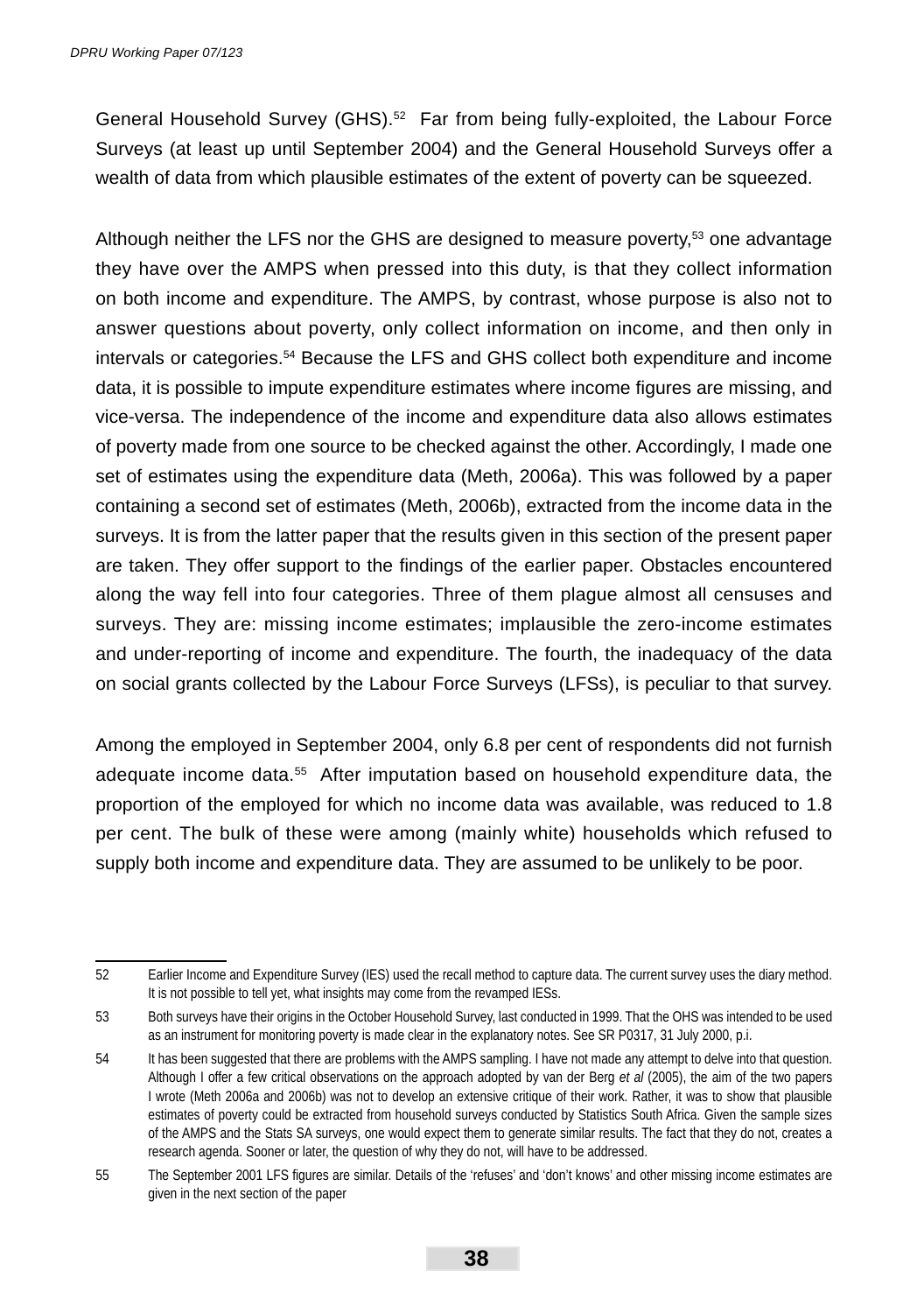General Household Survey (GHS).[52] Far from being fully-exploited, the Labour Force Surveys (at least up until September 2004) and the General Household Surveys offer a wealth of data from which plausible estimates of the extent of poverty can be squeezed.

Although neither the LFS nor the GHS are designed to measure poverty,[53] one advantage they have over the AMPS when pressed into this duty, is that they collect information on both income and expenditure. The AMPS, by contrast, whose purpose is also not to answer questions about poverty, only collect information on income, and then only in intervals or categories.[54] Because the LFS and GHS collect both expenditure and income data, it is possible to impute expenditure estimates where income figures are missing, and vice-versa. The independence of the income and expenditure data also allows estimates of poverty made from one source to be checked against the other. Accordingly, I made one set of estimates using the expenditure data (Meth, 2006a). This was followed by a paper containing a second set of estimates (Meth, 2006b), extracted from the income data in the surveys. It is from the latter paper that the results given in this section of the present paper are taken. They offer support to the findings of the earlier paper. Obstacles encountered along the way fell into four categories. Three of them plague almost all censuses and surveys. They are: missing income estimates; implausible the zero-income estimates and under-reporting of income and expenditure. The fourth, the inadequacy of the data on social grants collected by the Labour Force Surveys (LFSs), is peculiar to that survey.

Among the employed in September 2004, only 6.8 per cent of respondents did not furnish adequate income data.[55] After imputation based on household expenditure data, the proportion of the employed for which no income data was available, was reduced to 1.8 per cent. The bulk of these were among (mainly white) households which refused to supply both income and expenditure data. They are assumed to be unlikely to be poor.

---

52 Earlier Income and Expenditure Survey (IES) used the recall method to capture data. The current survey uses the diary method. It is not possible to tell yet, what insights may come from the revamped IESs.

53 Both surveys have their origins in the October Household Survey, last conducted in 1999. That the OHS was intended to be used as an instrument for monitoring poverty is made clear in the explanatory notes. See SR P0317, 31 July 2000, p.i.

54 It has been suggested that there are problems with the AMPS sampling. I have not made any attempt to delve into that question. Although I offer a few critical observations on the approach adopted by van der Berg *et al* (2005), the aim of the two papers I wrote (Meth 2006a and 2006b) was not to develop an extensive critique of their work. Rather, it was to show that plausible estimates of poverty could be extracted from household surveys conducted by Statistics South Africa. Given the sample sizes of the AMPS and the Stats SA surveys, one would expect them to generate similar results. The fact that they do not, creates a research agenda. Sooner or later, the question of why they do not, will have to be addressed.

55 The September 2001 LFS figures are similar. Details of the 'refuses' and 'don't knows' and other missing income estimates are given in the next section of the paper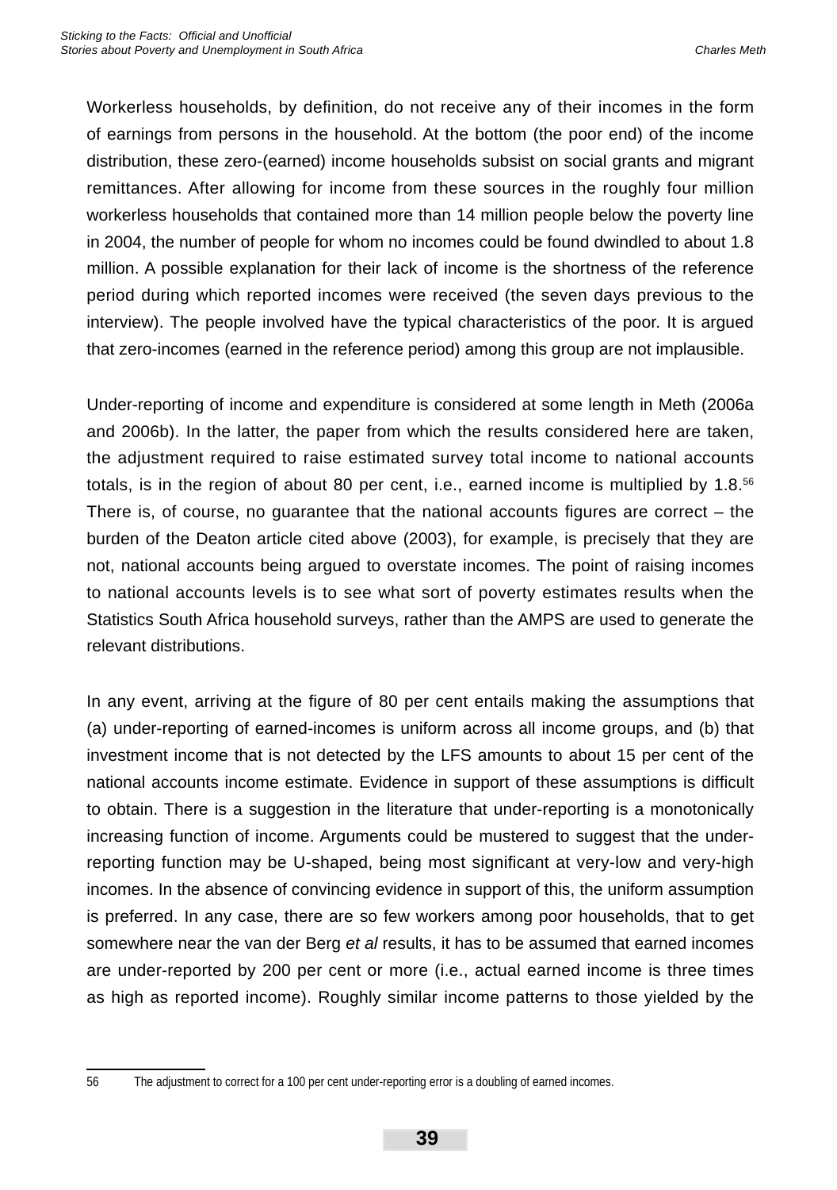Workerless households, by definition, do not receive any of their incomes in the form of earnings from persons in the household. At the bottom (the poor end) of the income distribution, these zero-(earned) income households subsist on social grants and migrant remittances. After allowing for income from these sources in the roughly four million workerless households that contained more than 14 million people below the poverty line in 2004, the number of people for whom no incomes could be found dwindled to about 1.8 million. A possible explanation for their lack of income is the shortness of the reference period during which reported incomes were received (the seven days previous to the interview). The people involved have the typical characteristics of the poor. It is argued that zero-incomes (earned in the reference period) among this group are not implausible.

Under-reporting of income and expenditure is considered at some length in Meth (2006a and 2006b). In the latter, the paper from which the results considered here are taken, the adjustment required to raise estimated survey total income to national accounts totals, is in the region of about 80 per cent, i.e., earned income is multiplied by 1.8.[56] There is, of course, no guarantee that the national accounts figures are correct – the burden of the Deaton article cited above (2003), for example, is precisely that they are not, national accounts being argued to overstate incomes. The point of raising incomes to national accounts levels is to see what sort of poverty estimates results when the Statistics South Africa household surveys, rather than the AMPS are used to generate the relevant distributions.

In any event, arriving at the figure of 80 per cent entails making the assumptions that (a) under-reporting of earned-incomes is uniform across all income groups, and (b) that investment income that is not detected by the LFS amounts to about 15 per cent of the national accounts income estimate. Evidence in support of these assumptions is difficult to obtain. There is a suggestion in the literature that under-reporting is a monotonically increasing function of income. Arguments could be mustered to suggest that the under-reporting function may be U-shaped, being most significant at very-low and very-high incomes. In the absence of convincing evidence in support of this, the uniform assumption is preferred. In any case, there are so few workers among poor households, that to get somewhere near the van der Berg *et al* results, it has to be assumed that earned incomes are under-reported by 200 per cent or more (i.e., actual earned income is three times as high as reported income). Roughly similar income patterns to those yielded by the

---

56 The adjustment to correct for a 100 per cent under-reporting error is a doubling of earned incomes.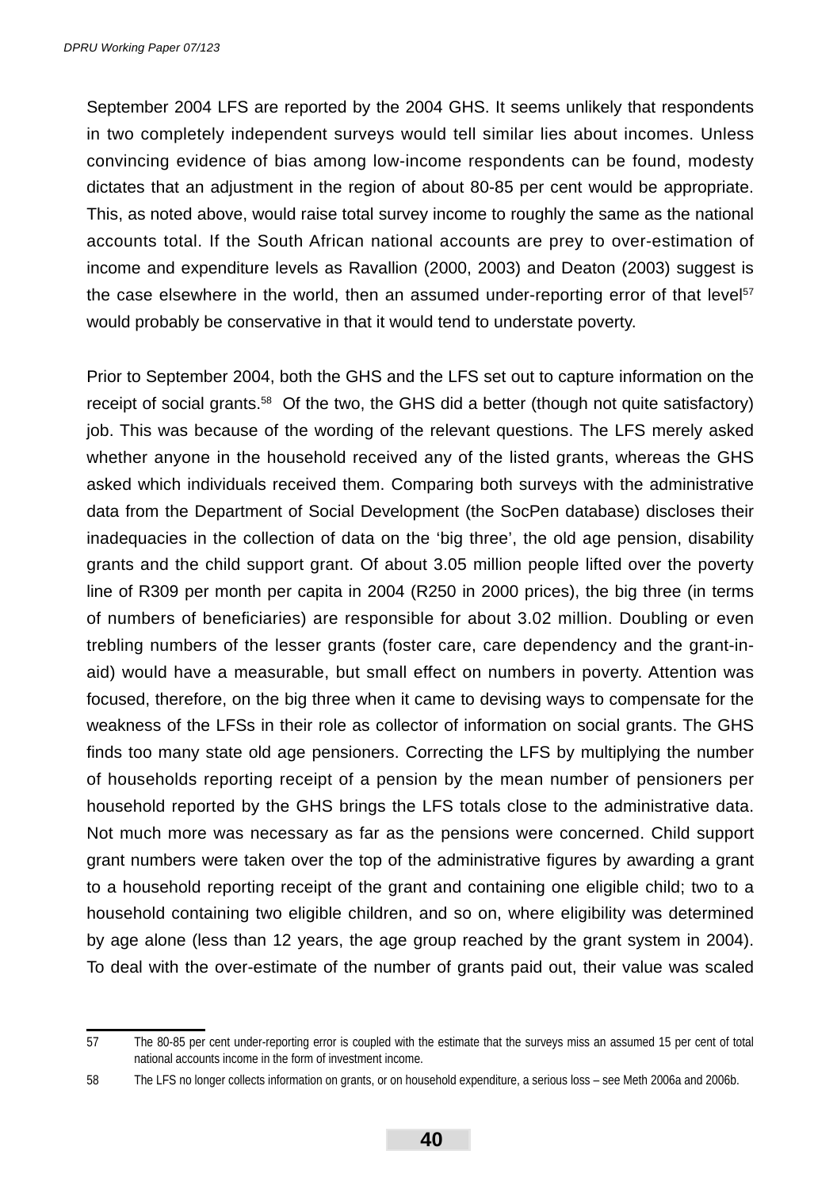September 2004 LFS are reported by the 2004 GHS. It seems unlikely that respondents in two completely independent surveys would tell similar lies about incomes. Unless convincing evidence of bias among low-income respondents can be found, modesty dictates that an adjustment in the region of about 80-85 per cent would be appropriate. This, as noted above, would raise total survey income to roughly the same as the national accounts total. If the South African national accounts are prey to over-estimation of income and expenditure levels as Ravallion (2000, 2003) and Deaton (2003) suggest is the case elsewhere in the world, then an assumed under-reporting error of that level[57] would probably be conservative in that it would tend to understate poverty.

Prior to September 2004, both the GHS and the LFS set out to capture information on the receipt of social grants.[58] Of the two, the GHS did a better (though not quite satisfactory) job. This was because of the wording of the relevant questions. The LFS merely asked whether anyone in the household received any of the listed grants, whereas the GHS asked which individuals received them. Comparing both surveys with the administrative data from the Department of Social Development (the SocPen database) discloses their inadequacies in the collection of data on the 'big three', the old age pension, disability grants and the child support grant. Of about 3.05 million people lifted over the poverty line of R309 per month per capita in 2004 (R250 in 2000 prices), the big three (in terms of numbers of beneficiaries) are responsible for about 3.02 million. Doubling or even trebling numbers of the lesser grants (foster care, care dependency and the grant-in-aid) would have a measurable, but small effect on numbers in poverty. Attention was focused, therefore, on the big three when it came to devising ways to compensate for the weakness of the LFSs in their role as collector of information on social grants. The GHS finds too many state old age pensioners. Correcting the LFS by multiplying the number of households reporting receipt of a pension by the mean number of pensioners per household reported by the GHS brings the LFS totals close to the administrative data. Not much more was necessary as far as the pensions were concerned. Child support grant numbers were taken over the top of the administrative figures by awarding a grant to a household reporting receipt of the grant and containing one eligible child; two to a household containing two eligible children, and so on, where eligibility was determined by age alone (less than 12 years, the age group reached by the grant system in 2004). To deal with the over-estimate of the number of grants paid out, their value was scaled

---

57 The 80-85 per cent under-reporting error is coupled with the estimate that the surveys miss an assumed 15 per cent of total national accounts income in the form of investment income.

58 The LFS no longer collects information on grants, or on household expenditure, a serious loss – see Meth 2006a and 2006b.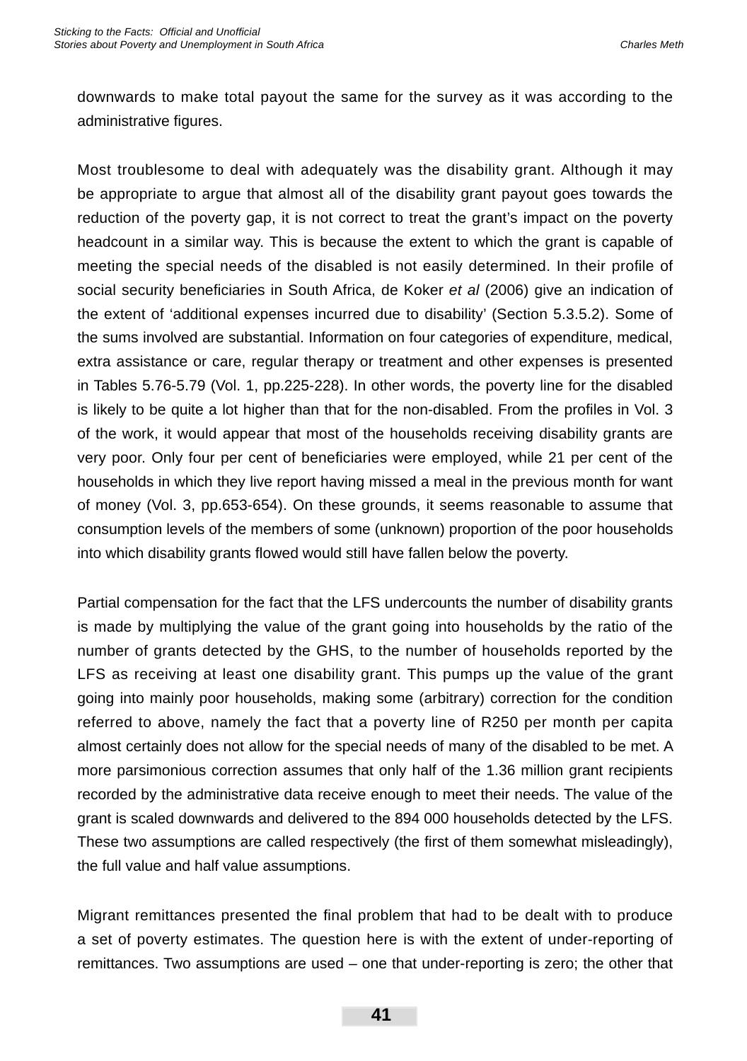downwards to make total payout the same for the survey as it was according to the administrative figures.

Most troublesome to deal with adequately was the disability grant. Although it may be appropriate to argue that almost all of the disability grant payout goes towards the reduction of the poverty gap, it is not correct to treat the grant's impact on the poverty headcount in a similar way. This is because the extent to which the grant is capable of meeting the special needs of the disabled is not easily determined. In their profile of social security beneficiaries in South Africa, de Koker *et al* (2006) give an indication of the extent of 'additional expenses incurred due to disability' (Section 5.3.5.2). Some of the sums involved are substantial. Information on four categories of expenditure, medical, extra assistance or care, regular therapy or treatment and other expenses is presented in Tables 5.76-5.79 (Vol. 1, pp.225-228). In other words, the poverty line for the disabled is likely to be quite a lot higher than that for the non-disabled. From the profiles in Vol. 3 of the work, it would appear that most of the households receiving disability grants are very poor. Only four per cent of beneficiaries were employed, while 21 per cent of the households in which they live report having missed a meal in the previous month for want of money (Vol. 3, pp.653-654). On these grounds, it seems reasonable to assume that consumption levels of the members of some (unknown) proportion of the poor households into which disability grants flowed would still have fallen below the poverty.

Partial compensation for the fact that the LFS undercounts the number of disability grants is made by multiplying the value of the grant going into households by the ratio of the number of grants detected by the GHS, to the number of households reported by the LFS as receiving at least one disability grant. This pumps up the value of the grant going into mainly poor households, making some (arbitrary) correction for the condition referred to above, namely the fact that a poverty line of R250 per month per capita almost certainly does not allow for the special needs of many of the disabled to be met. A more parsimonious correction assumes that only half of the 1.36 million grant recipients recorded by the administrative data receive enough to meet their needs. The value of the grant is scaled downwards and delivered to the 894 000 households detected by the LFS. These two assumptions are called respectively (the first of them somewhat misleadingly), the full value and half value assumptions.

Migrant remittances presented the final problem that had to be dealt with to produce a set of poverty estimates. The question here is with the extent of under-reporting of remittances. Two assumptions are used – one that under-reporting is zero; the other that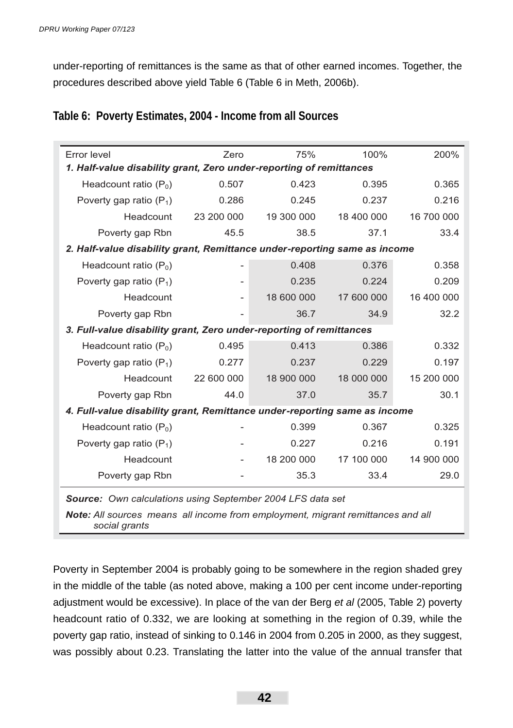under-reporting of remittances is the same as that of other earned incomes. Together, the procedures described above yield Table 6 (Table 6 in Meth, 2006b).

**Table 6: Poverty Estimates, 2004 - Income from all Sources**

| Error level | Zero | 75% | 100% | 200% |
|---|---|---|---|---|
| ***1. Half-value disability grant, Zero under-reporting of remittances*** | | | | |
| Headcount ratio ($P_0$) | 0.507 | 0.423 | 0.395 | 0.365 |
| Poverty gap ratio ($P_1$) | 0.286 | 0.245 | 0.237 | 0.216 |
| Headcount | 23 200 000 | 19 300 000 | 18 400 000 | 16 700 000 |
| Poverty gap Rbn | 45.5 | 38.5 | 37.1 | 33.4 |
| ***2. Half-value disability grant, Remittance under-reporting same as income*** | | | | |
| Headcount ratio ($P_0$) | - | 0.408 | 0.376 | 0.358 |
| Poverty gap ratio ($P_1$) | - | 0.235 | 0.224 | 0.209 |
| Headcount | - | 18 600 000 | 17 600 000 | 16 400 000 |
| Poverty gap Rbn | - | 36.7 | 34.9 | 32.2 |
| ***3. Full-value disability grant, Zero under-reporting of remittances*** | | | | |
| Headcount ratio ($P_0$) | 0.495 | 0.413 | 0.386 | 0.332 |
| Poverty gap ratio ($P_1$) | 0.277 | 0.237 | 0.229 | 0.197 |
| Headcount | 22 600 000 | 18 900 000 | 18 000 000 | 15 200 000 |
| Poverty gap Rbn | 44.0 | 37.0 | 35.7 | 30.1 |
| ***4. Full-value disability grant, Remittance under-reporting same as income*** | | | | |
| Headcount ratio ($P_0$) | - | 0.399 | 0.367 | 0.325 |
| Poverty gap ratio ($P_1$) | - | 0.227 | 0.216 | 0.191 |
| Headcount | - | 18 200 000 | 17 100 000 | 14 900 000 |
| Poverty gap Rbn | - | 35.3 | 33.4 | 29.0 |

***Source:*** *Own calculations using September 2004 LFS data set*

***Note:*** *All sources means all income from employment, migrant remittances and all social grants*

Poverty in September 2004 is probably going to be somewhere in the region shaded grey in the middle of the table (as noted above, making a 100 per cent income under-reporting adjustment would be excessive). In place of the van der Berg *et al* (2005, Table 2) poverty headcount ratio of 0.332, we are looking at something in the region of 0.39, while the poverty gap ratio, instead of sinking to 0.146 in 2004 from 0.205 in 2000, as they suggest, was possibly about 0.23. Translating the latter into the value of the annual transfer that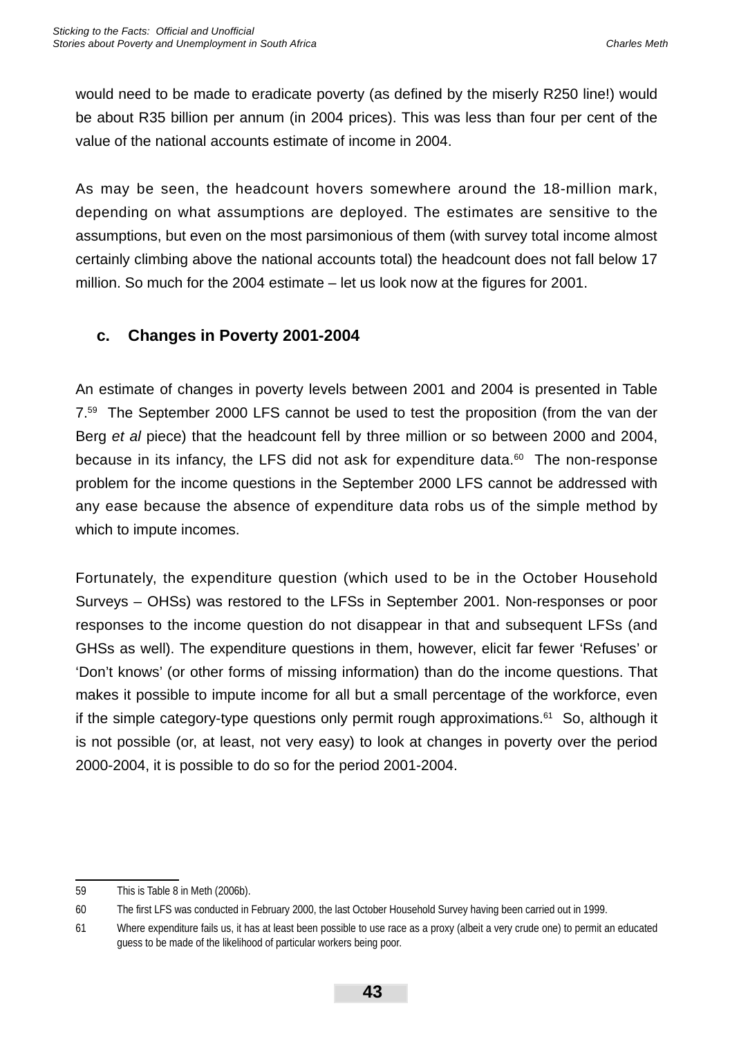would need to be made to eradicate poverty (as defined by the miserly R250 line!) would be about R35 billion per annum (in 2004 prices). This was less than four per cent of the value of the national accounts estimate of income in 2004.

As may be seen, the headcount hovers somewhere around the 18-million mark, depending on what assumptions are deployed. The estimates are sensitive to the assumptions, but even on the most parsimonious of them (with survey total income almost certainly climbing above the national accounts total) the headcount does not fall below 17 million. So much for the 2004 estimate – let us look now at the figures for 2001.

### c. Changes in Poverty 2001-2004

An estimate of changes in poverty levels between 2001 and 2004 is presented in Table 7.[59] The September 2000 LFS cannot be used to test the proposition (from the van der Berg *et al* piece) that the headcount fell by three million or so between 2000 and 2004, because in its infancy, the LFS did not ask for expenditure data.[60] The non-response problem for the income questions in the September 2000 LFS cannot be addressed with any ease because the absence of expenditure data robs us of the simple method by which to impute incomes.

Fortunately, the expenditure question (which used to be in the October Household Surveys – OHSs) was restored to the LFSs in September 2001. Non-responses or poor responses to the income question do not disappear in that and subsequent LFSs (and GHSs as well). The expenditure questions in them, however, elicit far fewer 'Refuses' or 'Don't knows' (or other forms of missing information) than do the income questions. That makes it possible to impute income for all but a small percentage of the workforce, even if the simple category-type questions only permit rough approximations.[61] So, although it is not possible (or, at least, not very easy) to look at changes in poverty over the period 2000-2004, it is possible to do so for the period 2001-2004.

---

59 This is Table 8 in Meth (2006b).

60 The first LFS was conducted in February 2000, the last October Household Survey having been carried out in 1999.

61 Where expenditure fails us, it has at least been possible to use race as a proxy (albeit a very crude one) to permit an educated guess to be made of the likelihood of particular workers being poor.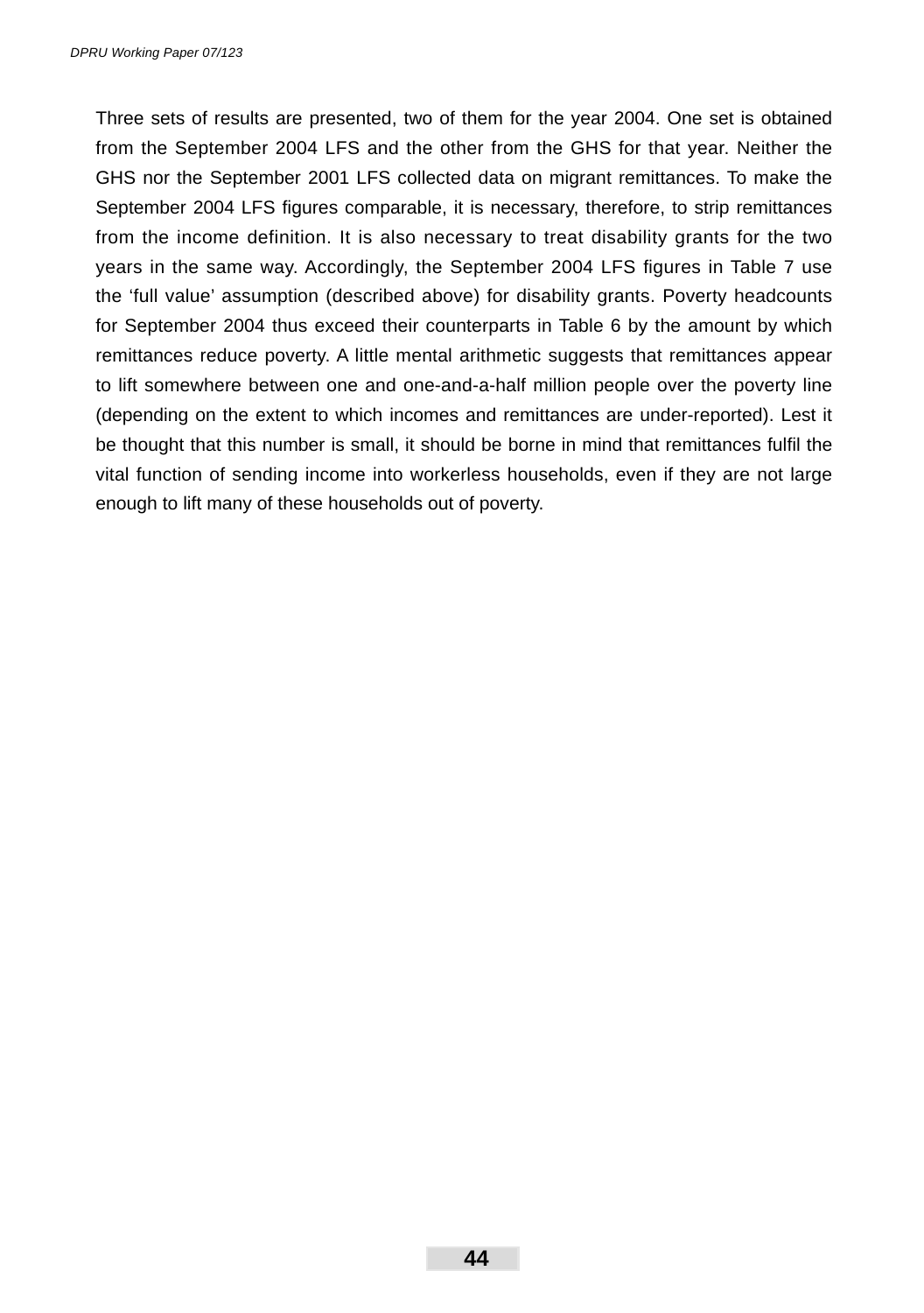Three sets of results are presented, two of them for the year 2004. One set is obtained from the September 2004 LFS and the other from the GHS for that year. Neither the GHS nor the September 2001 LFS collected data on migrant remittances. To make the September 2004 LFS figures comparable, it is necessary, therefore, to strip remittances from the income definition. It is also necessary to treat disability grants for the two years in the same way. Accordingly, the September 2004 LFS figures in Table 7 use the ‘full value’ assumption (described above) for disability grants. Poverty headcounts for September 2004 thus exceed their counterparts in Table 6 by the amount by which remittances reduce poverty. A little mental arithmetic suggests that remittances appear to lift somewhere between one and one-and-a-half million people over the poverty line (depending on the extent to which incomes and remittances are under-reported). Lest it be thought that this number is small, it should be borne in mind that remittances fulfil the vital function of sending income into workerless households, even if they are not large enough to lift many of these households out of poverty.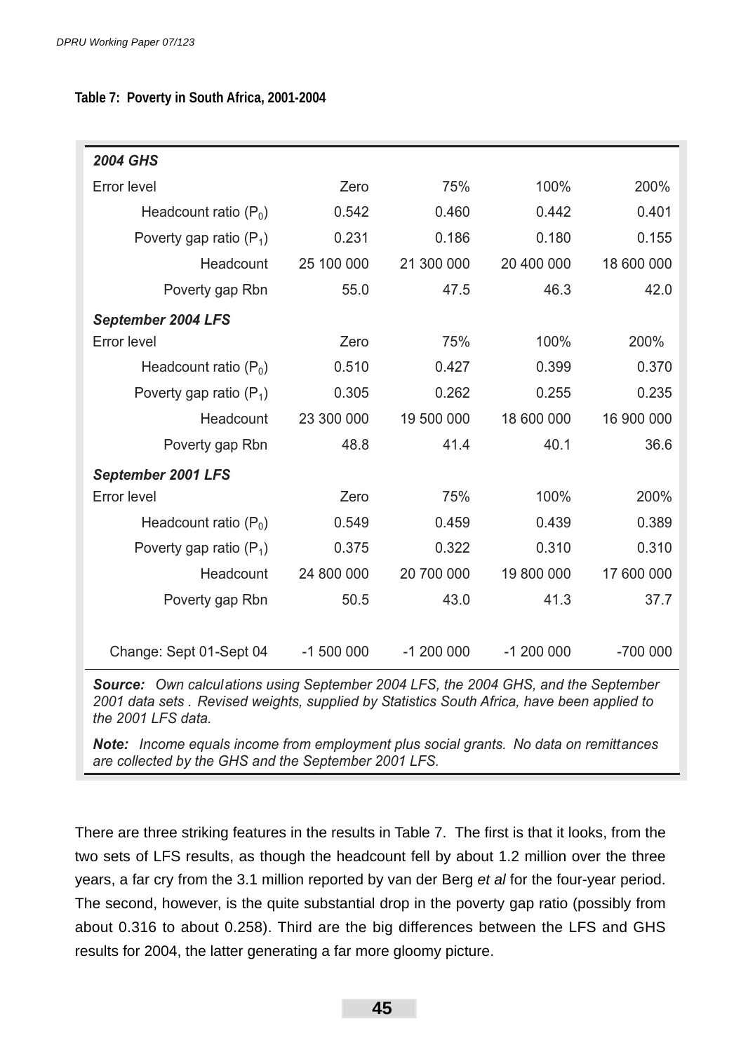**Table 7: Poverty in South Africa, 2001-2004**

| ***2004 GHS*** | | | | |
|---|---|---|---|---|
| Error level | Zero | 75% | 100% | 200% |
| Headcount ratio ($P_0$) | 0.542 | 0.460 | 0.442 | 0.401 |
| Poverty gap ratio ($P_1$) | 0.231 | 0.186 | 0.180 | 0.155 |
| Headcount | 25 100 000 | 21 300 000 | 20 400 000 | 18 600 000 |
| Poverty gap Rbn | 55.0 | 47.5 | 46.3 | 42.0 |
| ***September 2004 LFS*** | | | | |
| Error level | Zero | 75% | 100% | 200% |
| Headcount ratio ($P_0$) | 0.510 | 0.427 | 0.399 | 0.370 |
| Poverty gap ratio ($P_1$) | 0.305 | 0.262 | 0.255 | 0.235 |
| Headcount | 23 300 000 | 19 500 000 | 18 600 000 | 16 900 000 |
| Poverty gap Rbn | 48.8 | 41.4 | 40.1 | 36.6 |
| ***September 2001 LFS*** | | | | |
| Error level | Zero | 75% | 100% | 200% |
| Headcount ratio ($P_0$) | 0.549 | 0.459 | 0.439 | 0.389 |
| Poverty gap ratio ($P_1$) | 0.375 | 0.322 | 0.310 | 0.310 |
| Headcount | 24 800 000 | 20 700 000 | 19 800 000 | 17 600 000 |
| Poverty gap Rbn | 50.5 | 43.0 | 41.3 | 37.7 |
| Change: Sept 01-Sept 04 | -1 500 000 | -1 200 000 | -1 200 000 | -700 000 |

***Source:*** *Own calculations using September 2004 LFS, the 2004 GHS, and the September 2001 data sets . Revised weights, supplied by Statistics South Africa, have been applied to the 2001 LFS data.*

***Note:*** *Income equals income from employment plus social grants. No data on remittances are collected by the GHS and the September 2001 LFS.*

There are three striking features in the results in Table 7. The first is that it looks, from the two sets of LFS results, as though the headcount fell by about 1.2 million over the three years, a far cry from the 3.1 million reported by van der Berg *et al* for the four-year period. The second, however, is the quite substantial drop in the poverty gap ratio (possibly from about 0.316 to about 0.258). Third are the big differences between the LFS and GHS results for 2004, the latter generating a far more gloomy picture.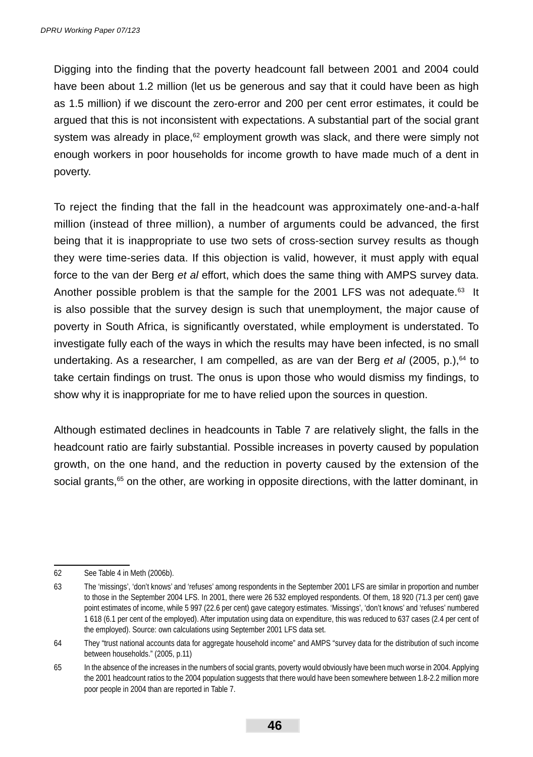Digging into the finding that the poverty headcount fall between 2001 and 2004 could have been about 1.2 million (let us be generous and say that it could have been as high as 1.5 million) if we discount the zero-error and 200 per cent error estimates, it could be argued that this is not inconsistent with expectations. A substantial part of the social grant system was already in place,[62] employment growth was slack, and there were simply not enough workers in poor households for income growth to have made much of a dent in poverty.

To reject the finding that the fall in the headcount was approximately one-and-a-half million (instead of three million), a number of arguments could be advanced, the first being that it is inappropriate to use two sets of cross-section survey results as though they were time-series data. If this objection is valid, however, it must apply with equal force to the van der Berg *et al* effort, which does the same thing with AMPS survey data. Another possible problem is that the sample for the 2001 LFS was not adequate.[63] It is also possible that the survey design is such that unemployment, the major cause of poverty in South Africa, is significantly overstated, while employment is understated. To investigate fully each of the ways in which the results may have been infected, is no small undertaking. As a researcher, I am compelled, as are van der Berg *et al* (2005, p.),[64] to take certain findings on trust. The onus is upon those who would dismiss my findings, to show why it is inappropriate for me to have relied upon the sources in question.

Although estimated declines in headcounts in Table 7 are relatively slight, the falls in the headcount ratio are fairly substantial. Possible increases in poverty caused by population growth, on the one hand, and the reduction in poverty caused by the extension of the social grants,[65] on the other, are working in opposite directions, with the latter dominant, in

---

62 See Table 4 in Meth (2006b).

63 The 'missings', 'don't knows' and 'refuses' among respondents in the September 2001 LFS are similar in proportion and number to those in the September 2004 LFS. In 2001, there were 26 532 employed respondents. Of them, 18 920 (71.3 per cent) gave point estimates of income, while 5 997 (22.6 per cent) gave category estimates. 'Missings', 'don't knows' and 'refuses' numbered 1 618 (6.1 per cent of the employed). After imputation using data on expenditure, this was reduced to 637 cases (2.4 per cent of the employed). Source: own calculations using September 2001 LFS data set.

64 They "trust national accounts data for aggregate household income" and AMPS "survey data for the distribution of such income between households." (2005, p.11)

65 In the absence of the increases in the numbers of social grants, poverty would obviously have been much worse in 2004. Applying the 2001 headcount ratios to the 2004 population suggests that there would have been somewhere between 1.8-2.2 million more poor people in 2004 than are reported in Table 7.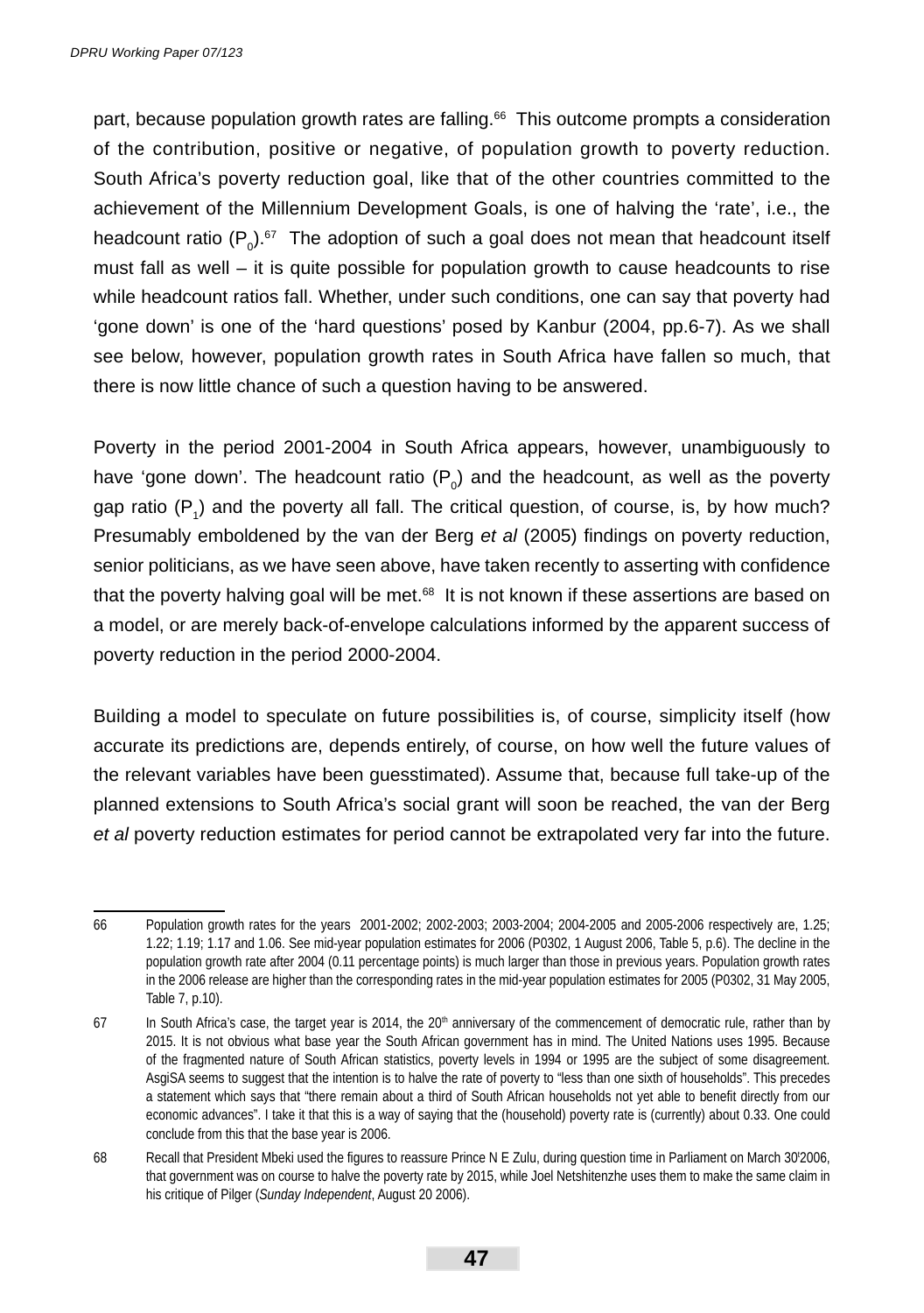part, because population growth rates are falling.[66] This outcome prompts a consideration of the contribution, positive or negative, of population growth to poverty reduction. South Africa's poverty reduction goal, like that of the other countries committed to the achievement of the Millennium Development Goals, is one of halving the 'rate', i.e., the headcount ratio ($P_0$).[67] The adoption of such a goal does not mean that headcount itself must fall as well – it is quite possible for population growth to cause headcounts to rise while headcount ratios fall. Whether, under such conditions, one can say that poverty had 'gone down' is one of the 'hard questions' posed by Kanbur (2004, pp.6-7). As we shall see below, however, population growth rates in South Africa have fallen so much, that there is now little chance of such a question having to be answered.

Poverty in the period 2001-2004 in South Africa appears, however, unambiguously to have 'gone down'. The headcount ratio ($P_0$) and the headcount, as well as the poverty gap ratio ($P_1$) and the poverty all fall. The critical question, of course, is, by how much? Presumably emboldened by the van der Berg *et al* (2005) findings on poverty reduction, senior politicians, as we have seen above, have taken recently to asserting with confidence that the poverty halving goal will be met.[68] It is not known if these assertions are based on a model, or are merely back-of-envelope calculations informed by the apparent success of poverty reduction in the period 2000-2004.

Building a model to speculate on future possibilities is, of course, simplicity itself (how accurate its predictions are, depends entirely, of course, on how well the future values of the relevant variables have been guesstimated). Assume that, because full take-up of the planned extensions to South Africa's social grant will soon be reached, the van der Berg *et al* poverty reduction estimates for period cannot be extrapolated very far into the future.

---

66 Population growth rates for the years 2001-2002; 2002-2003; 2003-2004; 2004-2005 and 2005-2006 respectively are, 1.25; 1.22; 1.19; 1.17 and 1.06. See mid-year population estimates for 2006 (P0302, 1 August 2006, Table 5, p.6). The decline in the population growth rate after 2004 (0.11 percentage points) is much larger than those in previous years. Population growth rates in the 2006 release are higher than the corresponding rates in the mid-year population estimates for 2005 (P0302, 31 May 2005, Table 7, p.10).

67 In South Africa's case, the target year is 2014, the 20th anniversary of the commencement of democratic rule, rather than by 2015. It is not obvious what base year the South African government has in mind. The United Nations uses 1995. Because of the fragmented nature of South African statistics, poverty levels in 1994 or 1995 are the subject of some disagreement. AsgiSA seems to suggest that the intention is to halve the rate of poverty to "less than one sixth of households". This precedes a statement which says that "there remain about a third of South African households not yet able to benefit directly from our economic advances". I take it that this is a way of saying that the (household) poverty rate is (currently) about 0.33. One could conclude from this that the base year is 2006.

68 Recall that President Mbeki used the figures to reassure Prince N E Zulu, during question time in Parliament on March 30'2006, that government was on course to halve the poverty rate by 2015, while Joel Netshitenzhe uses them to make the same claim in his critique of Pilger (*Sunday Independent*, August 20 2006).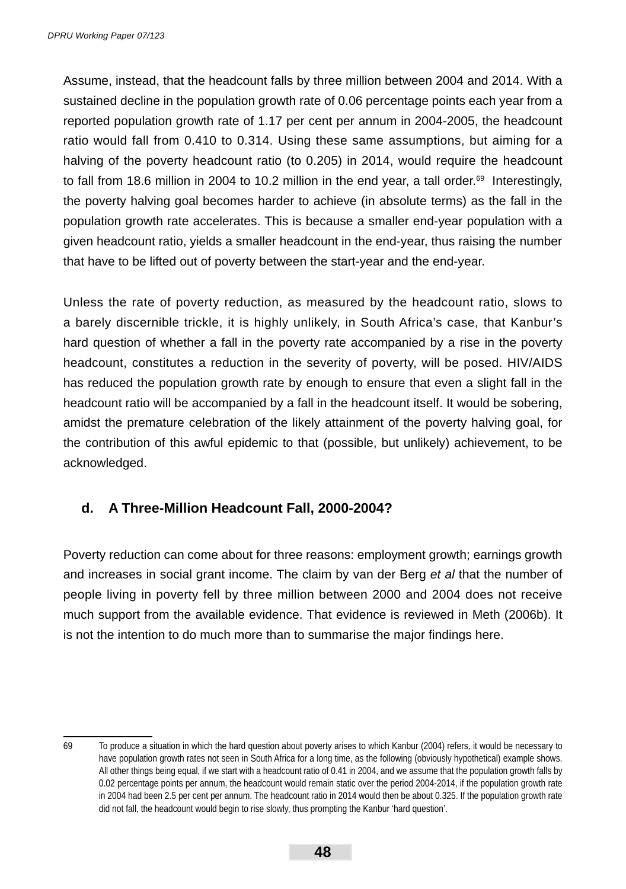Assume, instead, that the headcount falls by three million between 2004 and 2014. With a sustained decline in the population growth rate of 0.06 percentage points each year from a reported population growth rate of 1.17 per cent per annum in 2004-2005, the headcount ratio would fall from 0.410 to 0.314. Using these same assumptions, but aiming for a halving of the poverty headcount ratio (to 0.205) in 2014, would require the headcount to fall from 18.6 million in 2004 to 10.2 million in the end year, a tall order.[69] Interestingly, the poverty halving goal becomes harder to achieve (in absolute terms) as the fall in the population growth rate accelerates. This is because a smaller end-year population with a given headcount ratio, yields a smaller headcount in the end-year, thus raising the number that have to be lifted out of poverty between the start-year and the end-year.

Unless the rate of poverty reduction, as measured by the headcount ratio, slows to a barely discernible trickle, it is highly unlikely, in South Africa's case, that Kanbur's hard question of whether a fall in the poverty rate accompanied by a rise in the poverty headcount, constitutes a reduction in the severity of poverty, will be posed. HIV/AIDS has reduced the population growth rate by enough to ensure that even a slight fall in the headcount ratio will be accompanied by a fall in the headcount itself. It would be sobering, amidst the premature celebration of the likely attainment of the poverty halving goal, for the contribution of this awful epidemic to that (possible, but unlikely) achievement, to be acknowledged.

### d. A Three-Million Headcount Fall, 2000-2004?

Poverty reduction can come about for three reasons: employment growth; earnings growth and increases in social grant income. The claim by van der Berg *et al* that the number of people living in poverty fell by three million between 2000 and 2004 does not receive much support from the available evidence. That evidence is reviewed in Meth (2006b). It is not the intention to do much more than to summarise the major findings here.

---

69 To produce a situation in which the hard question about poverty arises to which Kanbur (2004) refers, it would be necessary to have population growth rates not seen in South Africa for a long time, as the following (obviously hypothetical) example shows. All other things being equal, if we start with a headcount ratio of 0.41 in 2004, and we assume that the population growth falls by 0.02 percentage points per annum, the headcount would remain static over the period 2004-2014, if the population growth rate in 2004 had been 2.5 per cent per annum. The headcount ratio in 2014 would then be about 0.325. If the population growth rate did not fall, the headcount would begin to rise slowly, thus prompting the Kanbur 'hard question'.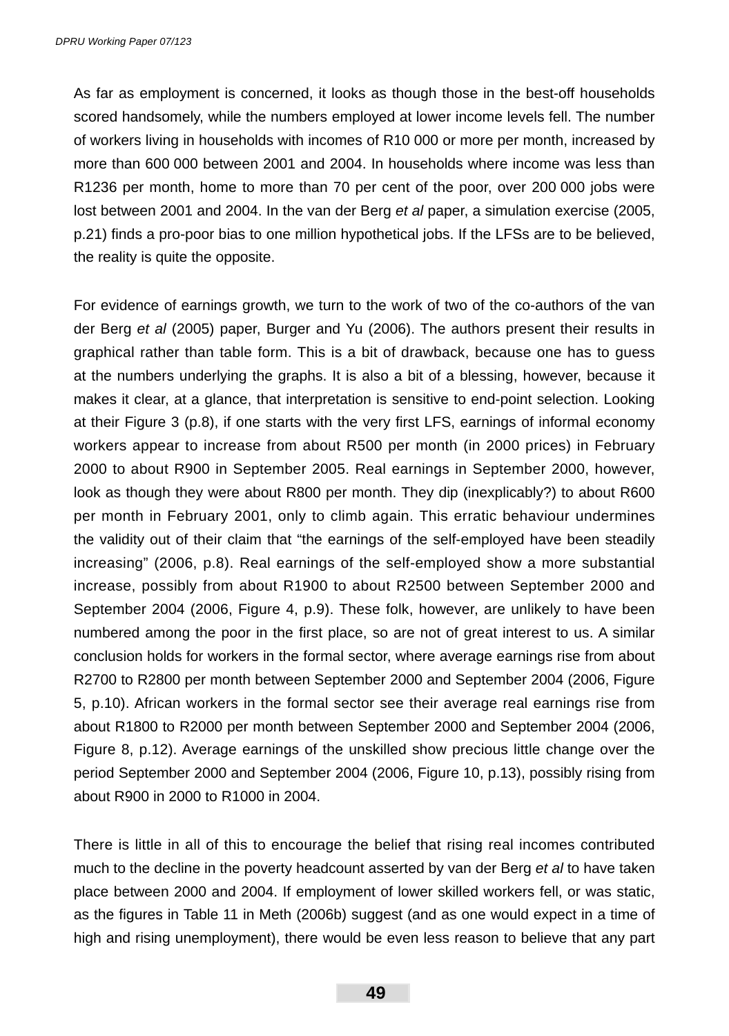As far as employment is concerned, it looks as though those in the best-off households scored handsomely, while the numbers employed at lower income levels fell. The number of workers living in households with incomes of R10 000 or more per month, increased by more than 600 000 between 2001 and 2004. In households where income was less than R1236 per month, home to more than 70 per cent of the poor, over 200 000 jobs were lost between 2001 and 2004. In the van der Berg *et al* paper, a simulation exercise (2005, p.21) finds a pro-poor bias to one million hypothetical jobs. If the LFSs are to be believed, the reality is quite the opposite.

For evidence of earnings growth, we turn to the work of two of the co-authors of the van der Berg *et al* (2005) paper, Burger and Yu (2006). The authors present their results in graphical rather than table form. This is a bit of drawback, because one has to guess at the numbers underlying the graphs. It is also a bit of a blessing, however, because it makes it clear, at a glance, that interpretation is sensitive to end-point selection. Looking at their Figure 3 (p.8), if one starts with the very first LFS, earnings of informal economy workers appear to increase from about R500 per month (in 2000 prices) in February 2000 to about R900 in September 2005. Real earnings in September 2000, however, look as though they were about R800 per month. They dip (inexplicably?) to about R600 per month in February 2001, only to climb again. This erratic behaviour undermines the validity out of their claim that "the earnings of the self-employed have been steadily increasing" (2006, p.8). Real earnings of the self-employed show a more substantial increase, possibly from about R1900 to about R2500 between September 2000 and September 2004 (2006, Figure 4, p.9). These folk, however, are unlikely to have been numbered among the poor in the first place, so are not of great interest to us. A similar conclusion holds for workers in the formal sector, where average earnings rise from about R2700 to R2800 per month between September 2000 and September 2004 (2006, Figure 5, p.10). African workers in the formal sector see their average real earnings rise from about R1800 to R2000 per month between September 2000 and September 2004 (2006, Figure 8, p.12). Average earnings of the unskilled show precious little change over the period September 2000 and September 2004 (2006, Figure 10, p.13), possibly rising from about R900 in 2000 to R1000 in 2004.

There is little in all of this to encourage the belief that rising real incomes contributed much to the decline in the poverty headcount asserted by van der Berg *et al* to have taken place between 2000 and 2004. If employment of lower skilled workers fell, or was static, as the figures in Table 11 in Meth (2006b) suggest (and as one would expect in a time of high and rising unemployment), there would be even less reason to believe that any part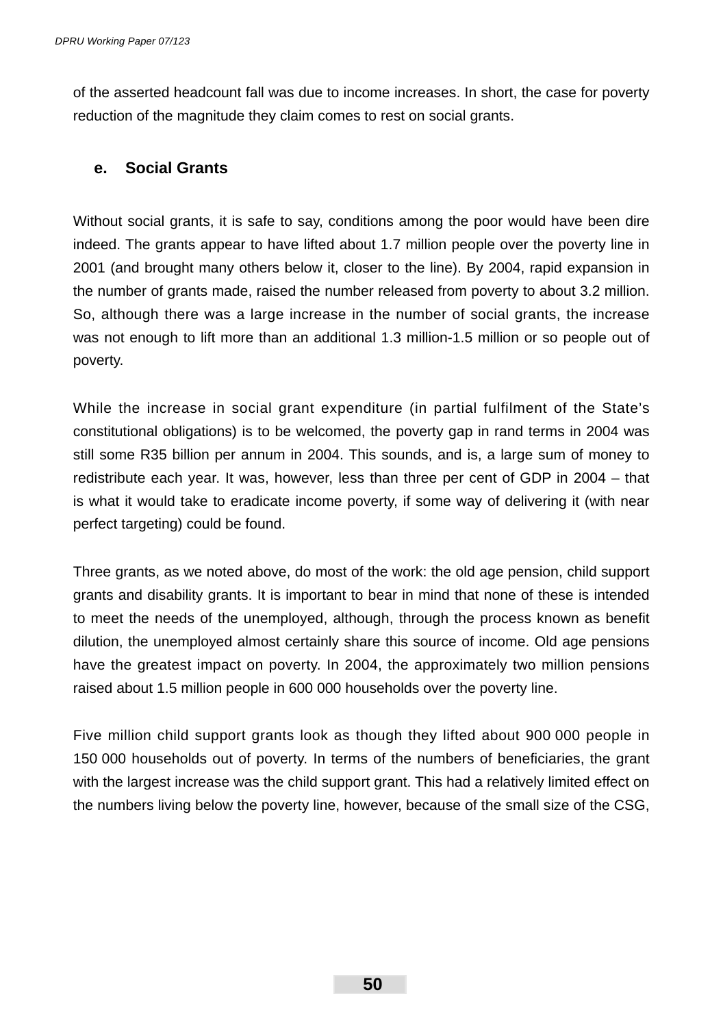of the asserted headcount fall was due to income increases. In short, the case for poverty reduction of the magnitude they claim comes to rest on social grants.

### e. Social Grants

Without social grants, it is safe to say, conditions among the poor would have been dire indeed. The grants appear to have lifted about 1.7 million people over the poverty line in 2001 (and brought many others below it, closer to the line). By 2004, rapid expansion in the number of grants made, raised the number released from poverty to about 3.2 million. So, although there was a large increase in the number of social grants, the increase was not enough to lift more than an additional 1.3 million-1.5 million or so people out of poverty.

While the increase in social grant expenditure (in partial fulfilment of the State's constitutional obligations) is to be welcomed, the poverty gap in rand terms in 2004 was still some R35 billion per annum in 2004. This sounds, and is, a large sum of money to redistribute each year. It was, however, less than three per cent of GDP in 2004 – that is what it would take to eradicate income poverty, if some way of delivering it (with near perfect targeting) could be found.

Three grants, as we noted above, do most of the work: the old age pension, child support grants and disability grants. It is important to bear in mind that none of these is intended to meet the needs of the unemployed, although, through the process known as benefit dilution, the unemployed almost certainly share this source of income. Old age pensions have the greatest impact on poverty. In 2004, the approximately two million pensions raised about 1.5 million people in 600 000 households over the poverty line.

Five million child support grants look as though they lifted about 900 000 people in 150 000 households out of poverty. In terms of the numbers of beneficiaries, the grant with the largest increase was the child support grant. This had a relatively limited effect on the numbers living below the poverty line, however, because of the small size of the CSG,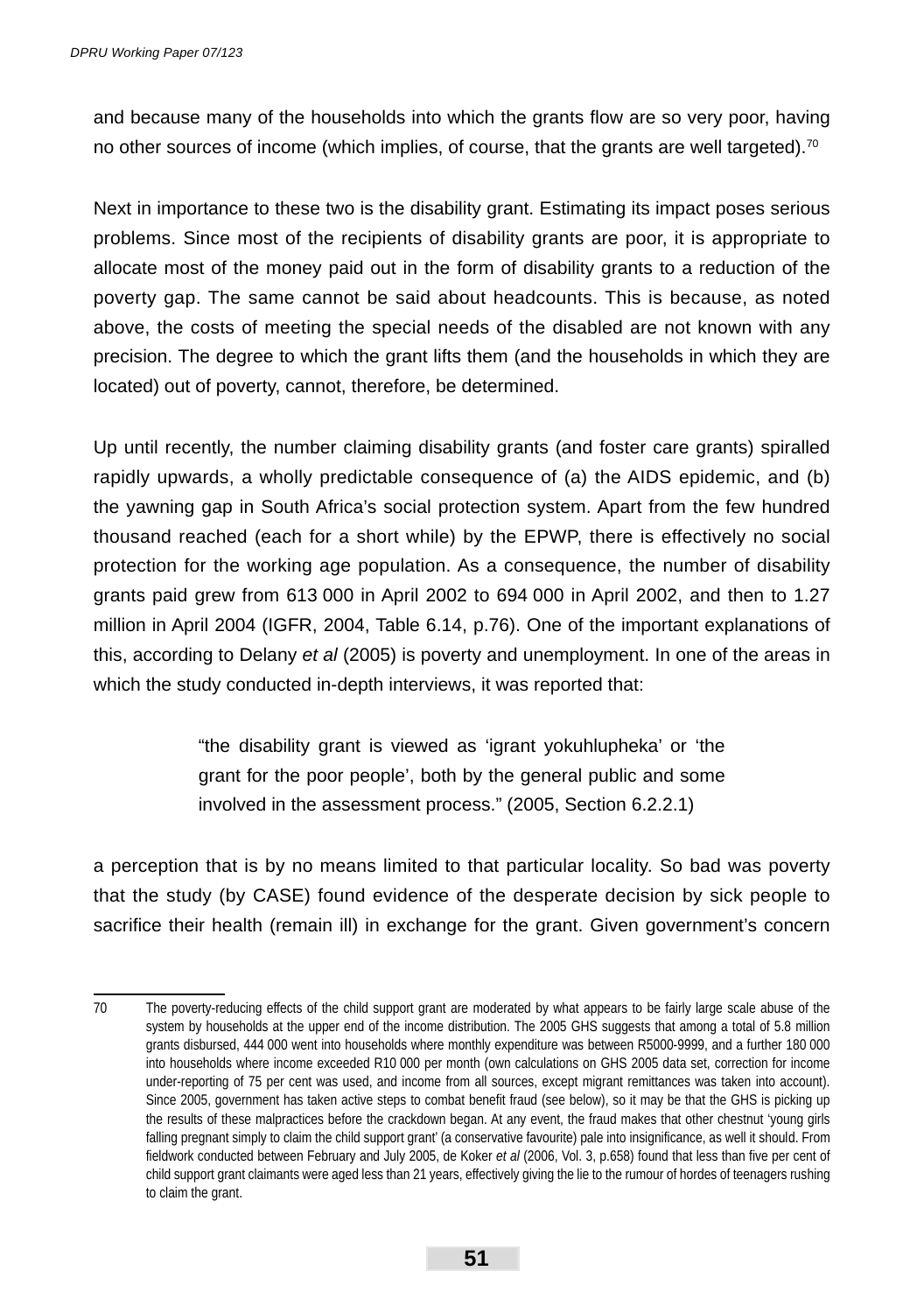and because many of the households into which the grants flow are so very poor, having no other sources of income (which implies, of course, that the grants are well targeted).[70]

Next in importance to these two is the disability grant. Estimating its impact poses serious problems. Since most of the recipients of disability grants are poor, it is appropriate to allocate most of the money paid out in the form of disability grants to a reduction of the poverty gap. The same cannot be said about headcounts. This is because, as noted above, the costs of meeting the special needs of the disabled are not known with any precision. The degree to which the grant lifts them (and the households in which they are located) out of poverty, cannot, therefore, be determined.

Up until recently, the number claiming disability grants (and foster care grants) spiralled rapidly upwards, a wholly predictable consequence of (a) the AIDS epidemic, and (b) the yawning gap in South Africa's social protection system. Apart from the few hundred thousand reached (each for a short while) by the EPWP, there is effectively no social protection for the working age population. As a consequence, the number of disability grants paid grew from 613 000 in April 2002 to 694 000 in April 2002, and then to 1.27 million in April 2004 (IGFR, 2004, Table 6.14, p.76). One of the important explanations of this, according to Delany *et al* (2005) is poverty and unemployment. In one of the areas in which the study conducted in-depth interviews, it was reported that:

> "the disability grant is viewed as 'igrant yokuhlupheka' or 'the grant for the poor people', both by the general public and some involved in the assessment process." (2005, Section 6.2.2.1)

a perception that is by no means limited to that particular locality. So bad was poverty that the study (by CASE) found evidence of the desperate decision by sick people to sacrifice their health (remain ill) in exchange for the grant. Given government's concern

---

70 The poverty-reducing effects of the child support grant are moderated by what appears to be fairly large scale abuse of the system by households at the upper end of the income distribution. The 2005 GHS suggests that among a total of 5.8 million grants disbursed, 444 000 went into households where monthly expenditure was between R5000-9999, and a further 180 000 into households where income exceeded R10 000 per month (own calculations on GHS 2005 data set, correction for income under-reporting of 75 per cent was used, and income from all sources, except migrant remittances was taken into account). Since 2005, government has taken active steps to combat benefit fraud (see below), so it may be that the GHS is picking up the results of these malpractices before the crackdown began. At any event, the fraud makes that other chestnut 'young girls falling pregnant simply to claim the child support grant' (a conservative favourite) pale into insignificance, as well it should. From fieldwork conducted between February and July 2005, de Koker *et al* (2006, Vol. 3, p.658) found that less than five per cent of child support grant claimants were aged less than 21 years, effectively giving the lie to the rumour of hordes of teenagers rushing to claim the grant.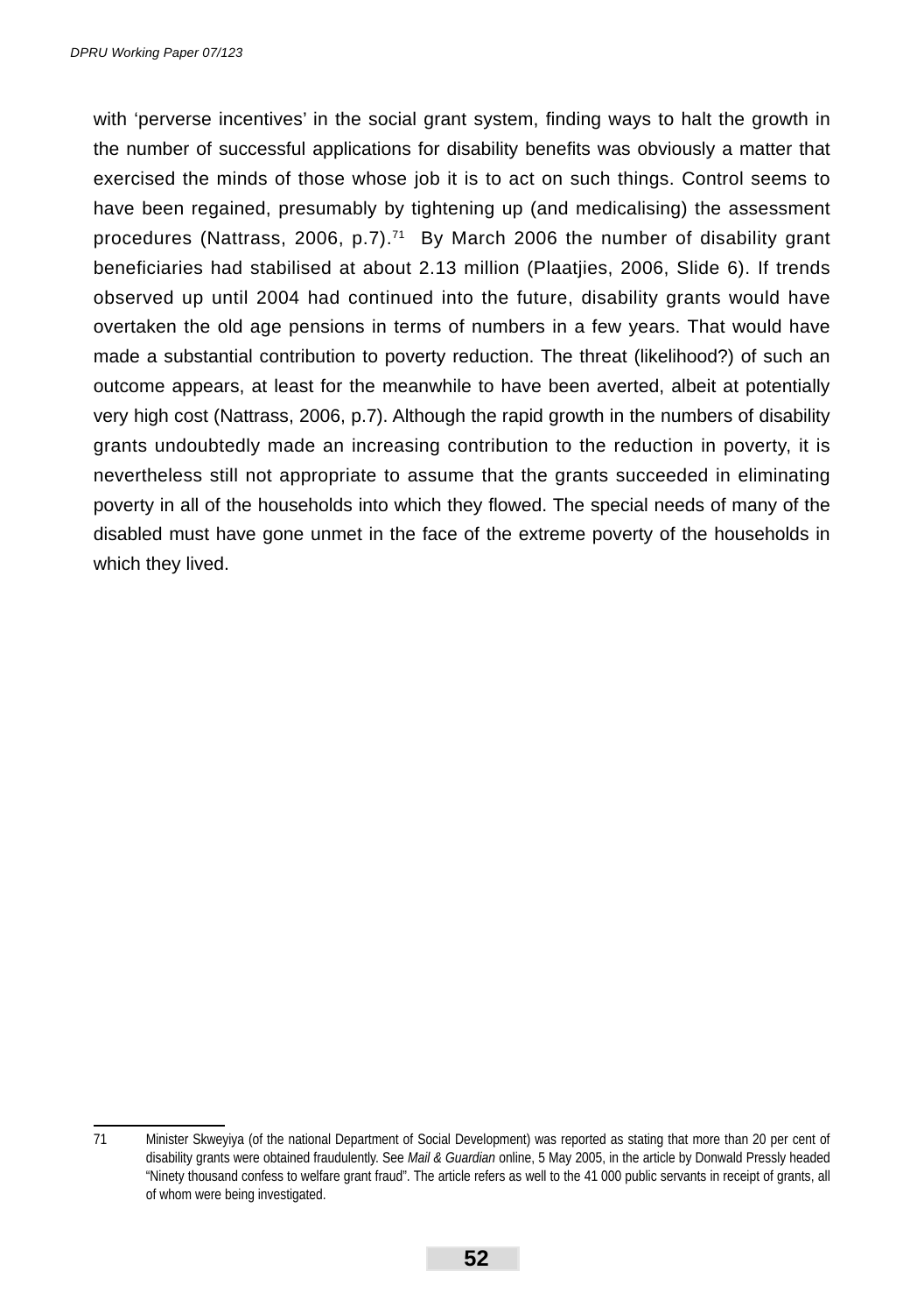with ‘perverse incentives’ in the social grant system, finding ways to halt the growth in the number of successful applications for disability benefits was obviously a matter that exercised the minds of those whose job it is to act on such things. Control seems to have been regained, presumably by tightening up (and medicalising) the assessment procedures (Nattrass, 2006, p.7).[71] By March 2006 the number of disability grant beneficiaries had stabilised at about 2.13 million (Plaatjies, 2006, Slide 6). If trends observed up until 2004 had continued into the future, disability grants would have overtaken the old age pensions in terms of numbers in a few years. That would have made a substantial contribution to poverty reduction. The threat (likelihood?) of such an outcome appears, at least for the meanwhile to have been averted, albeit at potentially very high cost (Nattrass, 2006, p.7). Although the rapid growth in the numbers of disability grants undoubtedly made an increasing contribution to the reduction in poverty, it is nevertheless still not appropriate to assume that the grants succeeded in eliminating poverty in all of the households into which they flowed. The special needs of many of the disabled must have gone unmet in the face of the extreme poverty of the households in which they lived.

---

71 Minister Skweyiya (of the national Department of Social Development) was reported as stating that more than 20 per cent of disability grants were obtained fraudulently. See *Mail & Guardian* online, 5 May 2005, in the article by Donwald Pressly headed “Ninety thousand confess to welfare grant fraud”. The article refers as well to the 41 000 public servants in receipt of grants, all of whom were being investigated.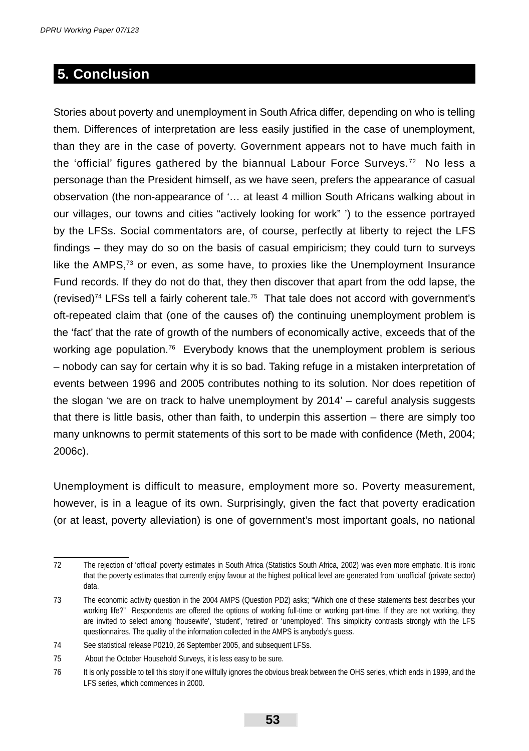## 5. Conclusion

Stories about poverty and unemployment in South Africa differ, depending on who is telling them. Differences of interpretation are less easily justified in the case of unemployment, than they are in the case of poverty. Government appears not to have much faith in the 'official' figures gathered by the biannual Labour Force Surveys.[72] No less a personage than the President himself, as we have seen, prefers the appearance of casual observation (the non-appearance of '… at least 4 million South Africans walking about in our villages, our towns and cities "actively looking for work" ') to the essence portrayed by the LFSs. Social commentators are, of course, perfectly at liberty to reject the LFS findings – they may do so on the basis of casual empiricism; they could turn to surveys like the AMPS,[73] or even, as some have, to proxies like the Unemployment Insurance Fund records. If they do not do that, they then discover that apart from the odd lapse, the (revised)[74] LFSs tell a fairly coherent tale.[75] That tale does not accord with government's oft-repeated claim that (one of the causes of) the continuing unemployment problem is the 'fact' that the rate of growth of the numbers of economically active, exceeds that of the working age population.[76] Everybody knows that the unemployment problem is serious – nobody can say for certain why it is so bad. Taking refuge in a mistaken interpretation of events between 1996 and 2005 contributes nothing to its solution. Nor does repetition of the slogan 'we are on track to halve unemployment by 2014' – careful analysis suggests that there is little basis, other than faith, to underpin this assertion – there are simply too many unknowns to permit statements of this sort to be made with confidence (Meth, 2004; 2006c).

Unemployment is difficult to measure, employment more so. Poverty measurement, however, is in a league of its own. Surprisingly, given the fact that poverty eradication (or at least, poverty alleviation) is one of government's most important goals, no national

---

72 The rejection of 'official' poverty estimates in South Africa (Statistics South Africa, 2002) was even more emphatic. It is ironic that the poverty estimates that currently enjoy favour at the highest political level are generated from 'unofficial' (private sector) data.

73 The economic activity question in the 2004 AMPS (Question PD2) asks; "Which one of these statements best describes your working life?" Respondents are offered the options of working full-time or working part-time. If they are not working, they are invited to select among 'housewife', 'student', 'retired' or 'unemployed'. This simplicity contrasts strongly with the LFS questionnaires. The quality of the information collected in the AMPS is anybody's guess.

74 See statistical release P0210, 26 September 2005, and subsequent LFSs.

75 About the October Household Surveys, it is less easy to be sure.

76 It is only possible to tell this story if one willfully ignores the obvious break between the OHS series, which ends in 1999, and the LFS series, which commences in 2000.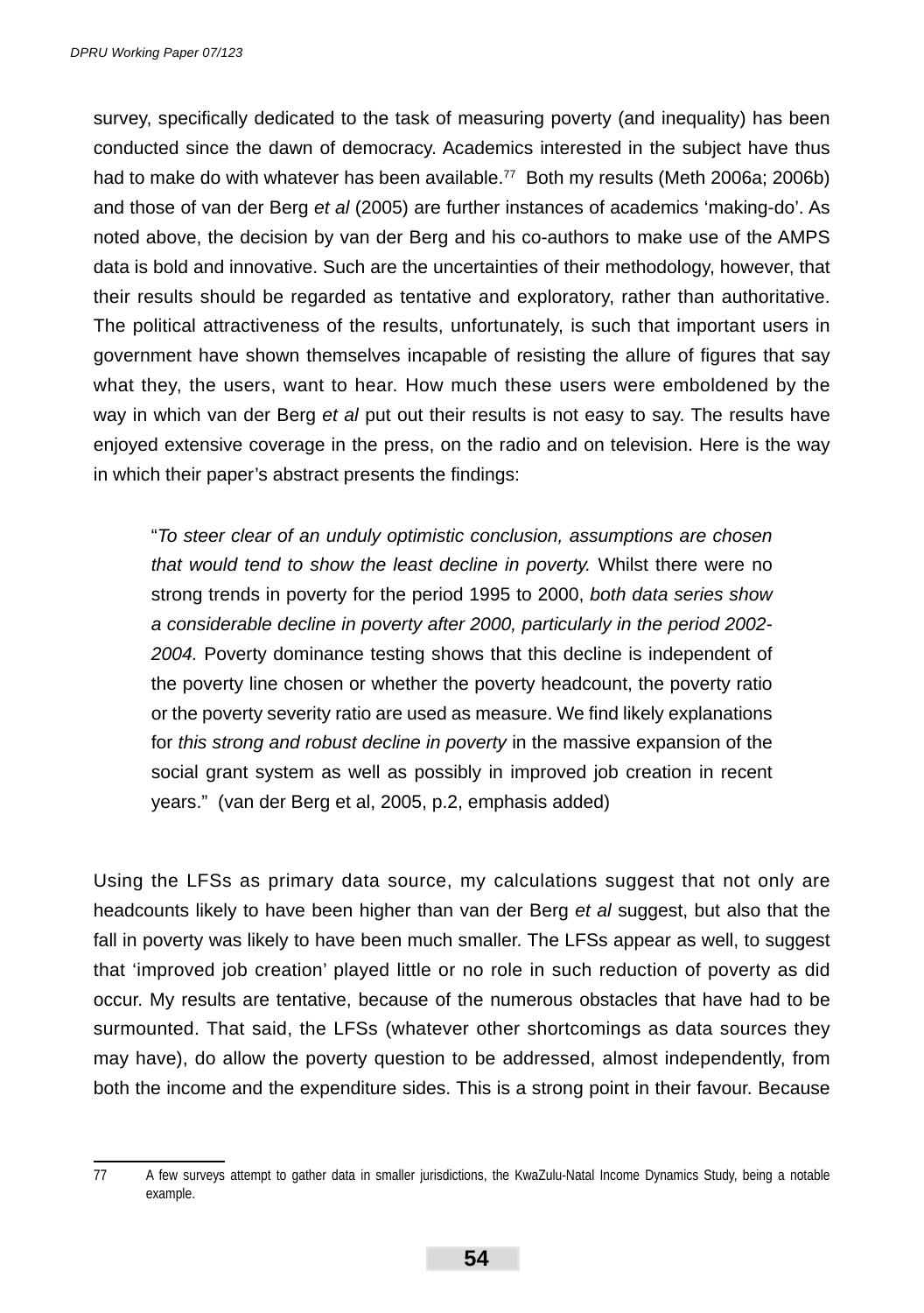survey, specifically dedicated to the task of measuring poverty (and inequality) has been conducted since the dawn of democracy. Academics interested in the subject have thus had to make do with whatever has been available.[77] Both my results (Meth 2006a; 2006b) and those of van der Berg *et al* (2005) are further instances of academics 'making-do'. As noted above, the decision by van der Berg and his co-authors to make use of the AMPS data is bold and innovative. Such are the uncertainties of their methodology, however, that their results should be regarded as tentative and exploratory, rather than authoritative. The political attractiveness of the results, unfortunately, is such that important users in government have shown themselves incapable of resisting the allure of figures that say what they, the users, want to hear. How much these users were emboldened by the way in which van der Berg *et al* put out their results is not easy to say. The results have enjoyed extensive coverage in the press, on the radio and on television. Here is the way in which their paper's abstract presents the findings:

> "*To steer clear of an unduly optimistic conclusion, assumptions are chosen that would tend to show the least decline in poverty.* Whilst there were no strong trends in poverty for the period 1995 to 2000, *both data series show a considerable decline in poverty after 2000, particularly in the period 2002-2004.* Poverty dominance testing shows that this decline is independent of the poverty line chosen or whether the poverty headcount, the poverty ratio or the poverty severity ratio are used as measure. We find likely explanations for *this strong and robust decline in poverty* in the massive expansion of the social grant system as well as possibly in improved job creation in recent years." (van der Berg et al, 2005, p.2, emphasis added)

Using the LFSs as primary data source, my calculations suggest that not only are headcounts likely to have been higher than van der Berg *et al* suggest, but also that the fall in poverty was likely to have been much smaller. The LFSs appear as well, to suggest that 'improved job creation' played little or no role in such reduction of poverty as did occur. My results are tentative, because of the numerous obstacles that have had to be surmounted. That said, the LFSs (whatever other shortcomings as data sources they may have), do allow the poverty question to be addressed, almost independently, from both the income and the expenditure sides. This is a strong point in their favour. Because

---

77 A few surveys attempt to gather data in smaller jurisdictions, the KwaZulu-Natal Income Dynamics Study, being a notable example.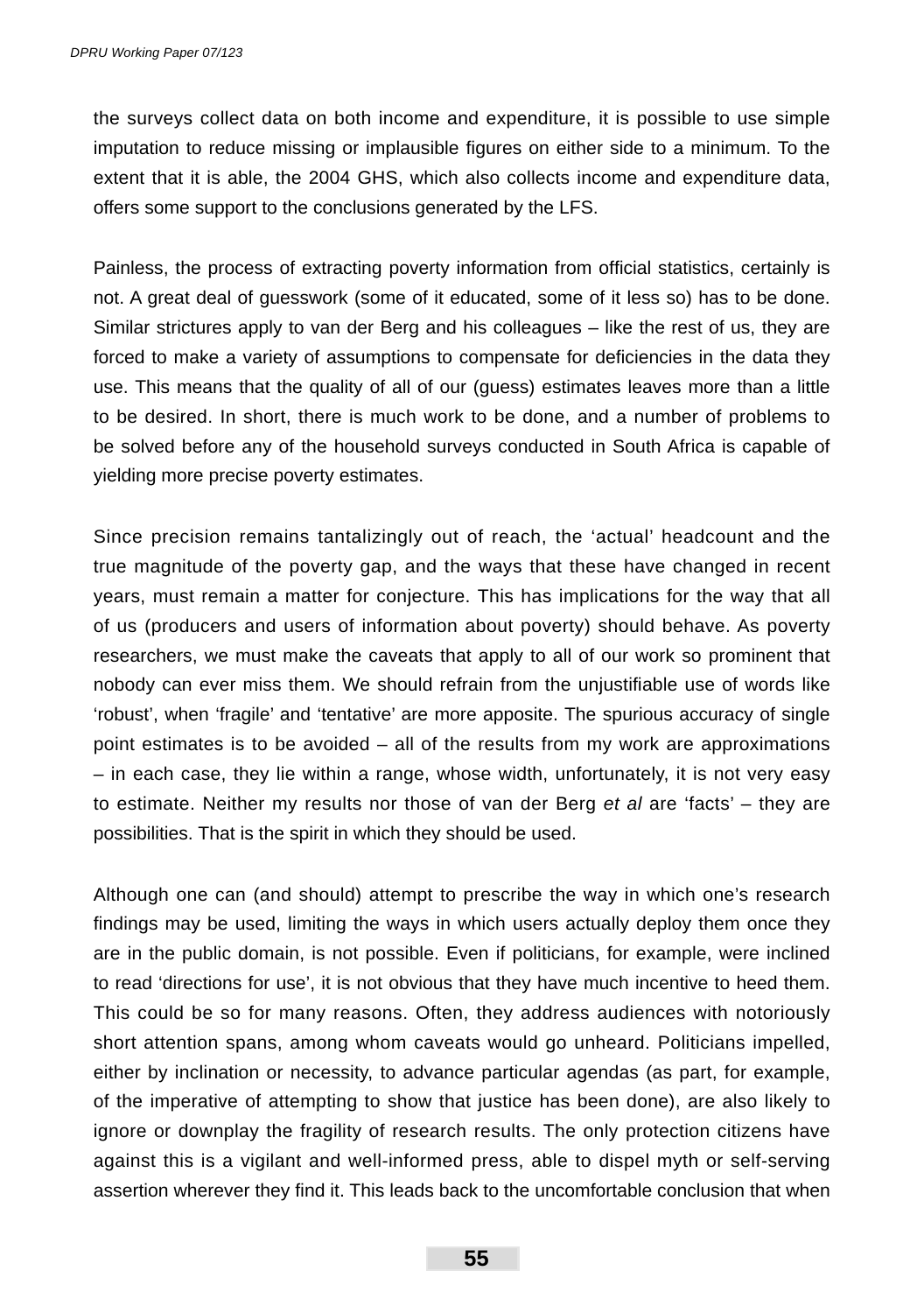the surveys collect data on both income and expenditure, it is possible to use simple imputation to reduce missing or implausible figures on either side to a minimum. To the extent that it is able, the 2004 GHS, which also collects income and expenditure data, offers some support to the conclusions generated by the LFS.

Painless, the process of extracting poverty information from official statistics, certainly is not. A great deal of guesswork (some of it educated, some of it less so) has to be done. Similar strictures apply to van der Berg and his colleagues – like the rest of us, they are forced to make a variety of assumptions to compensate for deficiencies in the data they use. This means that the quality of all of our (guess) estimates leaves more than a little to be desired. In short, there is much work to be done, and a number of problems to be solved before any of the household surveys conducted in South Africa is capable of yielding more precise poverty estimates.

Since precision remains tantalizingly out of reach, the 'actual' headcount and the true magnitude of the poverty gap, and the ways that these have changed in recent years, must remain a matter for conjecture. This has implications for the way that all of us (producers and users of information about poverty) should behave. As poverty researchers, we must make the caveats that apply to all of our work so prominent that nobody can ever miss them. We should refrain from the unjustifiable use of words like 'robust', when 'fragile' and 'tentative' are more apposite. The spurious accuracy of single point estimates is to be avoided – all of the results from my work are approximations – in each case, they lie within a range, whose width, unfortunately, it is not very easy to estimate. Neither my results nor those of van der Berg *et al* are 'facts' – they are possibilities. That is the spirit in which they should be used.

Although one can (and should) attempt to prescribe the way in which one's research findings may be used, limiting the ways in which users actually deploy them once they are in the public domain, is not possible. Even if politicians, for example, were inclined to read 'directions for use', it is not obvious that they have much incentive to heed them. This could be so for many reasons. Often, they address audiences with notoriously short attention spans, among whom caveats would go unheard. Politicians impelled, either by inclination or necessity, to advance particular agendas (as part, for example, of the imperative of attempting to show that justice has been done), are also likely to ignore or downplay the fragility of research results. The only protection citizens have against this is a vigilant and well-informed press, able to dispel myth or self-serving assertion wherever they find it. This leads back to the uncomfortable conclusion that when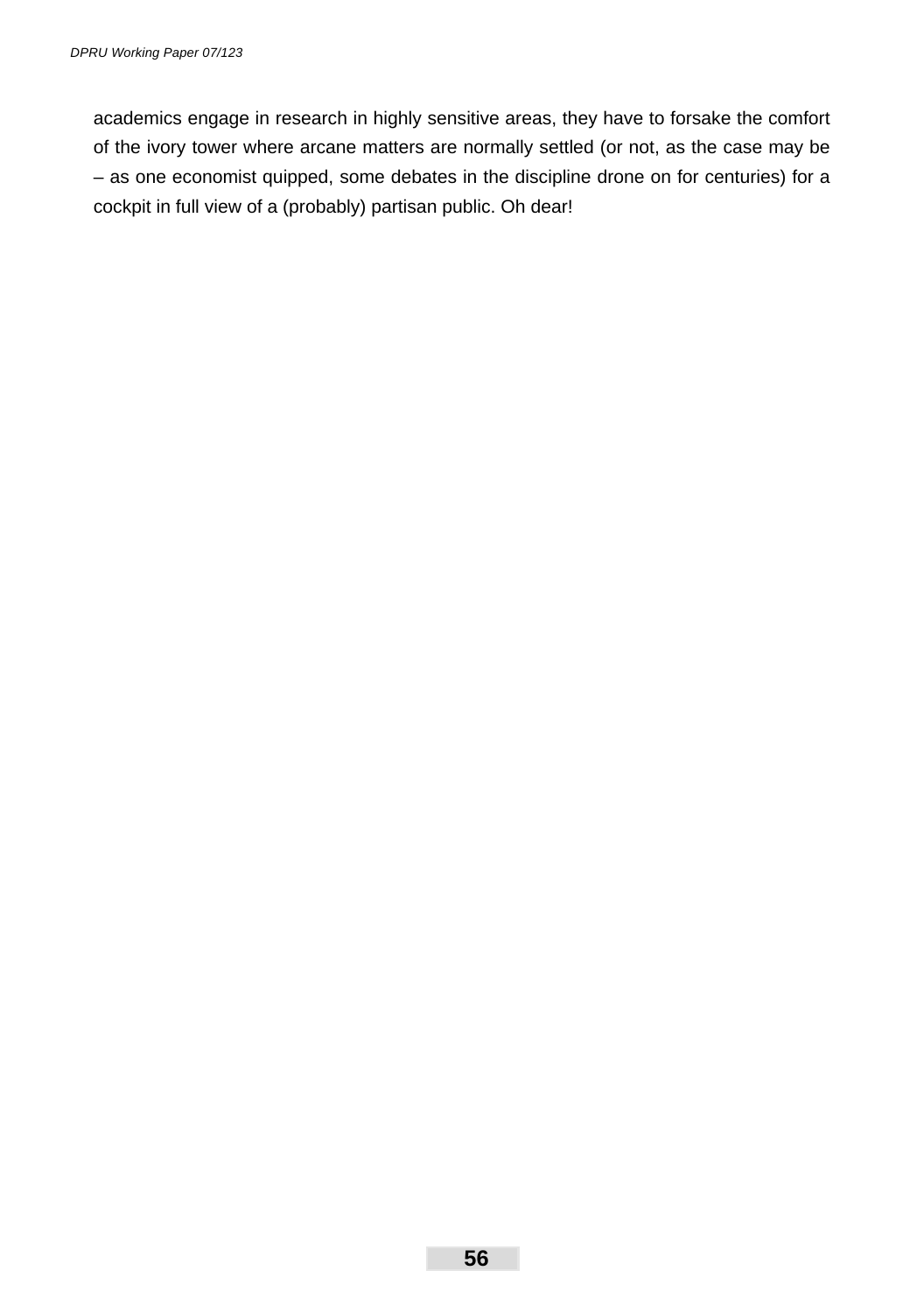academics engage in research in highly sensitive areas, they have to forsake the comfort of the ivory tower where arcane matters are normally settled (or not, as the case may be – as one economist quipped, some debates in the discipline drone on for centuries) for a cockpit in full view of a (probably) partisan public. Oh dear!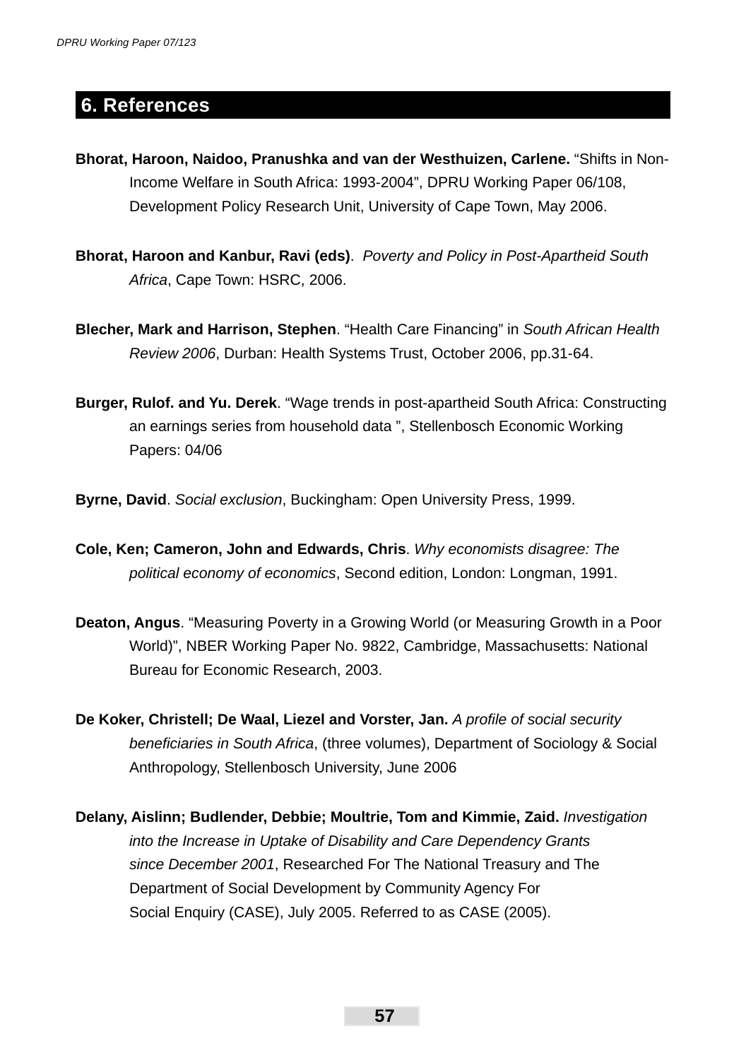## 6. References

**Bhorat, Haroon, Naidoo, Pranushka and van der Westhuizen, Carlene.** "Shifts in Non-Income Welfare in South Africa: 1993-2004", DPRU Working Paper 06/108, Development Policy Research Unit, University of Cape Town, May 2006.

**Bhorat, Haroon and Kanbur, Ravi (eds)**. *Poverty and Policy in Post-Apartheid South Africa*, Cape Town: HSRC, 2006.

**Blecher, Mark and Harrison, Stephen**. "Health Care Financing" in *South African Health Review 2006*, Durban: Health Systems Trust, October 2006, pp.31-64.

**Burger, Rulof. and Yu. Derek**. "Wage trends in post-apartheid South Africa: Constructing an earnings series from household data ", Stellenbosch Economic Working Papers: 04/06

**Byrne, David**. *Social exclusion*, Buckingham: Open University Press, 1999.

**Cole, Ken; Cameron, John and Edwards, Chris**. *Why economists disagree: The political economy of economics*, Second edition, London: Longman, 1991.

**Deaton, Angus**. "Measuring Poverty in a Growing World (or Measuring Growth in a Poor World)", NBER Working Paper No. 9822, Cambridge, Massachusetts: National Bureau for Economic Research, 2003.

**De Koker, Christell; De Waal, Liezel and Vorster, Jan.** *A profile of social security beneficiaries in South Africa*, (three volumes), Department of Sociology & Social Anthropology, Stellenbosch University, June 2006

**Delany, Aislinn; Budlender, Debbie; Moultrie, Tom and Kimmie, Zaid.** *Investigation into the Increase in Uptake of Disability and Care Dependency Grants since December 2001*, Researched For The National Treasury and The Department of Social Development by Community Agency For Social Enquiry (CASE), July 2005. Referred to as CASE (2005).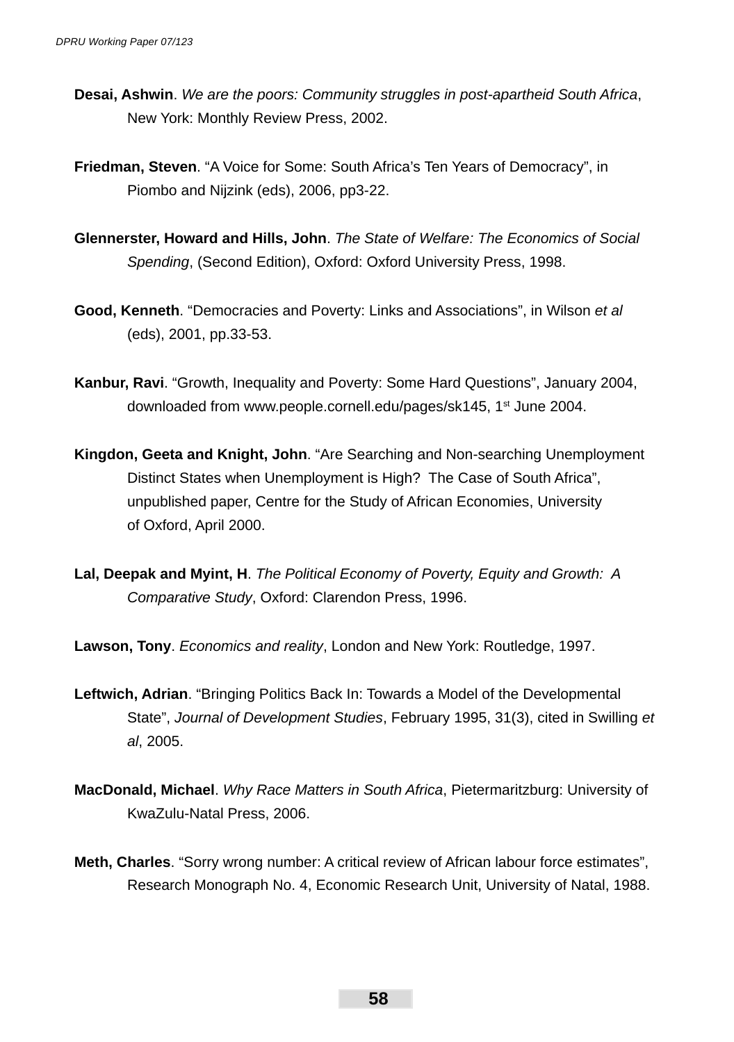**Desai, Ashwin**. *We are the poors: Community struggles in post-apartheid South Africa*, New York: Monthly Review Press, 2002.

**Friedman, Steven**. "A Voice for Some: South Africa's Ten Years of Democracy", in Piombo and Nijzink (eds), 2006, pp3-22.

**Glennerster, Howard and Hills, John**. *The State of Welfare: The Economics of Social Spending*, (Second Edition), Oxford: Oxford University Press, 1998.

**Good, Kenneth**. "Democracies and Poverty: Links and Associations", in Wilson *et al* (eds), 2001, pp.33-53.

**Kanbur, Ravi**. "Growth, Inequality and Poverty: Some Hard Questions", January 2004, downloaded from www.people.cornell.edu/pages/sk145, 1st June 2004.

**Kingdon, Geeta and Knight, John**. "Are Searching and Non-searching Unemployment Distinct States when Unemployment is High? The Case of South Africa", unpublished paper, Centre for the Study of African Economies, University of Oxford, April 2000.

**Lal, Deepak and Myint, H**. *The Political Economy of Poverty, Equity and Growth: A Comparative Study*, Oxford: Clarendon Press, 1996.

**Lawson, Tony**. *Economics and reality*, London and New York: Routledge, 1997.

**Leftwich, Adrian**. "Bringing Politics Back In: Towards a Model of the Developmental State", *Journal of Development Studies*, February 1995, 31(3), cited in Swilling *et al*, 2005.

**MacDonald, Michael**. *Why Race Matters in South Africa*, Pietermaritzburg: University of KwaZulu-Natal Press, 2006.

**Meth, Charles**. "Sorry wrong number: A critical review of African labour force estimates", Research Monograph No. 4, Economic Research Unit, University of Natal, 1988.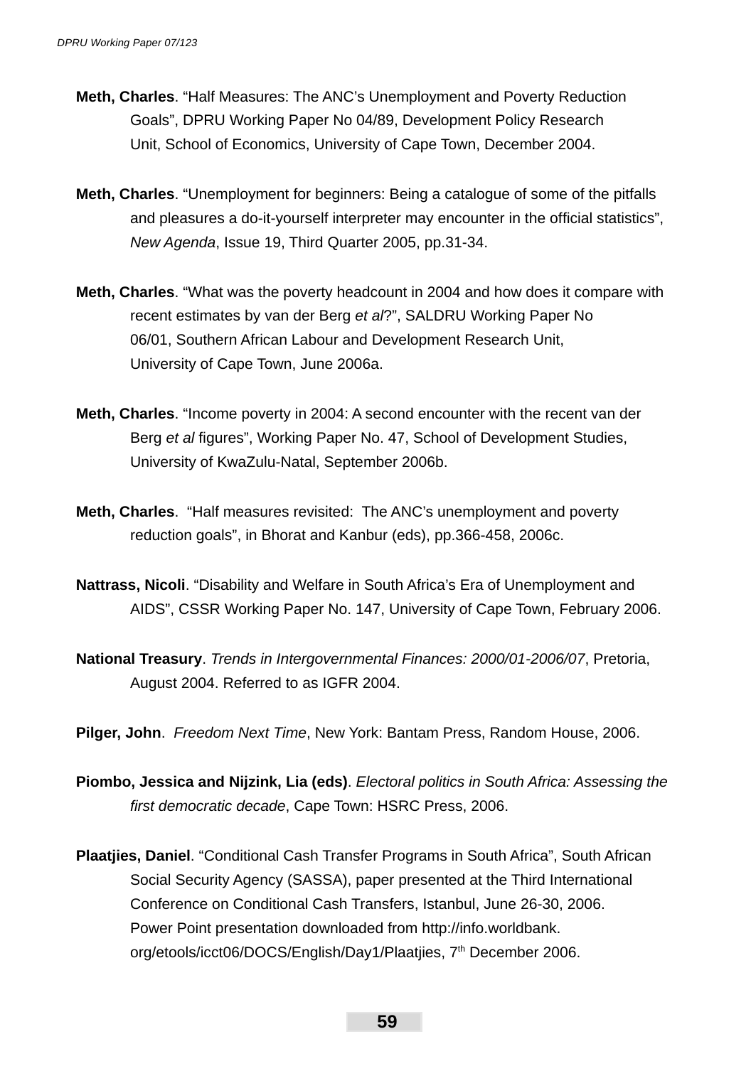**Meth, Charles**. "Half Measures: The ANC's Unemployment and Poverty Reduction Goals", DPRU Working Paper No 04/89, Development Policy Research Unit, School of Economics, University of Cape Town, December 2004.

**Meth, Charles**. "Unemployment for beginners: Being a catalogue of some of the pitfalls and pleasures a do-it-yourself interpreter may encounter in the official statistics", *New Agenda*, Issue 19, Third Quarter 2005, pp.31-34.

**Meth, Charles**. "What was the poverty headcount in 2004 and how does it compare with recent estimates by van der Berg *et al*?", SALDRU Working Paper No 06/01, Southern African Labour and Development Research Unit, University of Cape Town, June 2006a.

**Meth, Charles**. "Income poverty in 2004: A second encounter with the recent van der Berg *et al* figures", Working Paper No. 47, School of Development Studies, University of KwaZulu-Natal, September 2006b.

**Meth, Charles**. "Half measures revisited: The ANC's unemployment and poverty reduction goals", in Bhorat and Kanbur (eds), pp.366-458, 2006c.

**Nattrass, Nicoli**. "Disability and Welfare in South Africa's Era of Unemployment and AIDS", CSSR Working Paper No. 147, University of Cape Town, February 2006.

**National Treasury**. *Trends in Intergovernmental Finances: 2000/01-2006/07*, Pretoria, August 2004. Referred to as IGFR 2004.

**Pilger, John**. *Freedom Next Time*, New York: Bantam Press, Random House, 2006.

**Piombo, Jessica and Nijzink, Lia (eds)**. *Electoral politics in South Africa: Assessing the first democratic decade*, Cape Town: HSRC Press, 2006.

**Plaatjies, Daniel**. "Conditional Cash Transfer Programs in South Africa", South African Social Security Agency (SASSA), paper presented at the Third International Conference on Conditional Cash Transfers, Istanbul, June 26-30, 2006. Power Point presentation downloaded from http://info.worldbank.org/etools/icct06/DOCS/English/Day1/Plaatjies, 7th December 2006.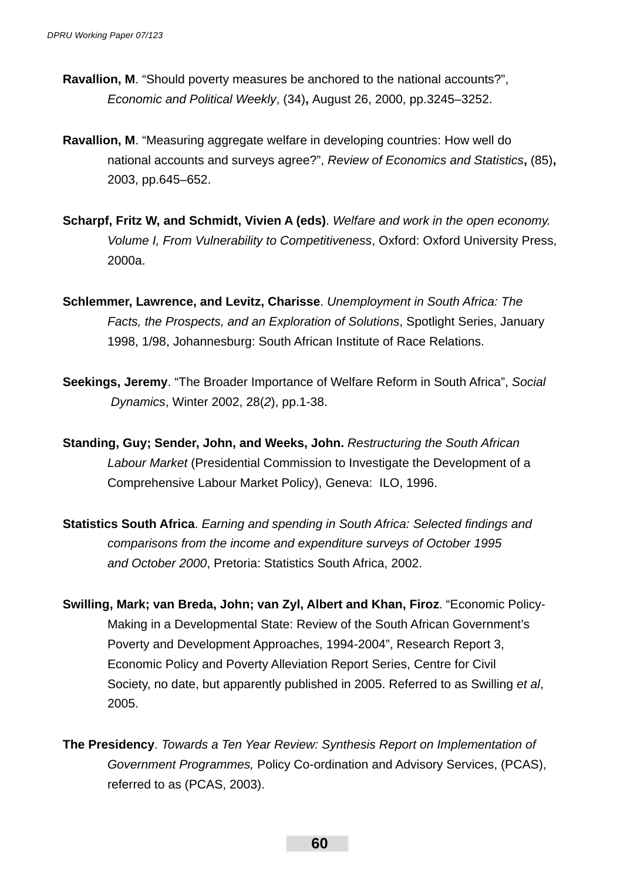**Ravallion, M**. “Should poverty measures be anchored to the national accounts?”, *Economic and Political Weekly*, (34)**,** August 26, 2000, pp.3245–3252.

**Ravallion, M**. “Measuring aggregate welfare in developing countries: How well do national accounts and surveys agree?”, *Review of Economics and Statistics***,** (85)**,** 2003, pp.645–652.

**Scharpf, Fritz W, and Schmidt, Vivien A (eds)**. *Welfare and work in the open economy. Volume I, From Vulnerability to Competitiveness*, Oxford: Oxford University Press, 2000a.

**Schlemmer, Lawrence, and Levitz, Charisse**. *Unemployment in South Africa: The Facts, the Prospects, and an Exploration of Solutions*, Spotlight Series, January 1998, 1/98, Johannesburg: South African Institute of Race Relations.

**Seekings, Jeremy**. “The Broader Importance of Welfare Reform in South Africa”, *Social Dynamics*, Winter 2002, 28(*2*), pp.1-38.

**Standing, Guy; Sender, John, and Weeks, John.** *Restructuring the South African Labour Market* (Presidential Commission to Investigate the Development of a Comprehensive Labour Market Policy), Geneva: ILO, 1996.

**Statistics South Africa**. *Earning and spending in South Africa: Selected findings and comparisons from the income and expenditure surveys of October 1995 and October 2000*, Pretoria: Statistics South Africa, 2002.

**Swilling, Mark; van Breda, John; van Zyl, Albert and Khan, Firoz**. “Economic Policy-Making in a Developmental State: Review of the South African Government’s Poverty and Development Approaches, 1994-2004”, Research Report 3, Economic Policy and Poverty Alleviation Report Series, Centre for Civil Society, no date, but apparently published in 2005. Referred to as Swilling *et al*, 2005.

**The Presidency**. *Towards a Ten Year Review: Synthesis Report on Implementation of Government Programmes,* Policy Co-ordination and Advisory Services, (PCAS), referred to as (PCAS, 2003).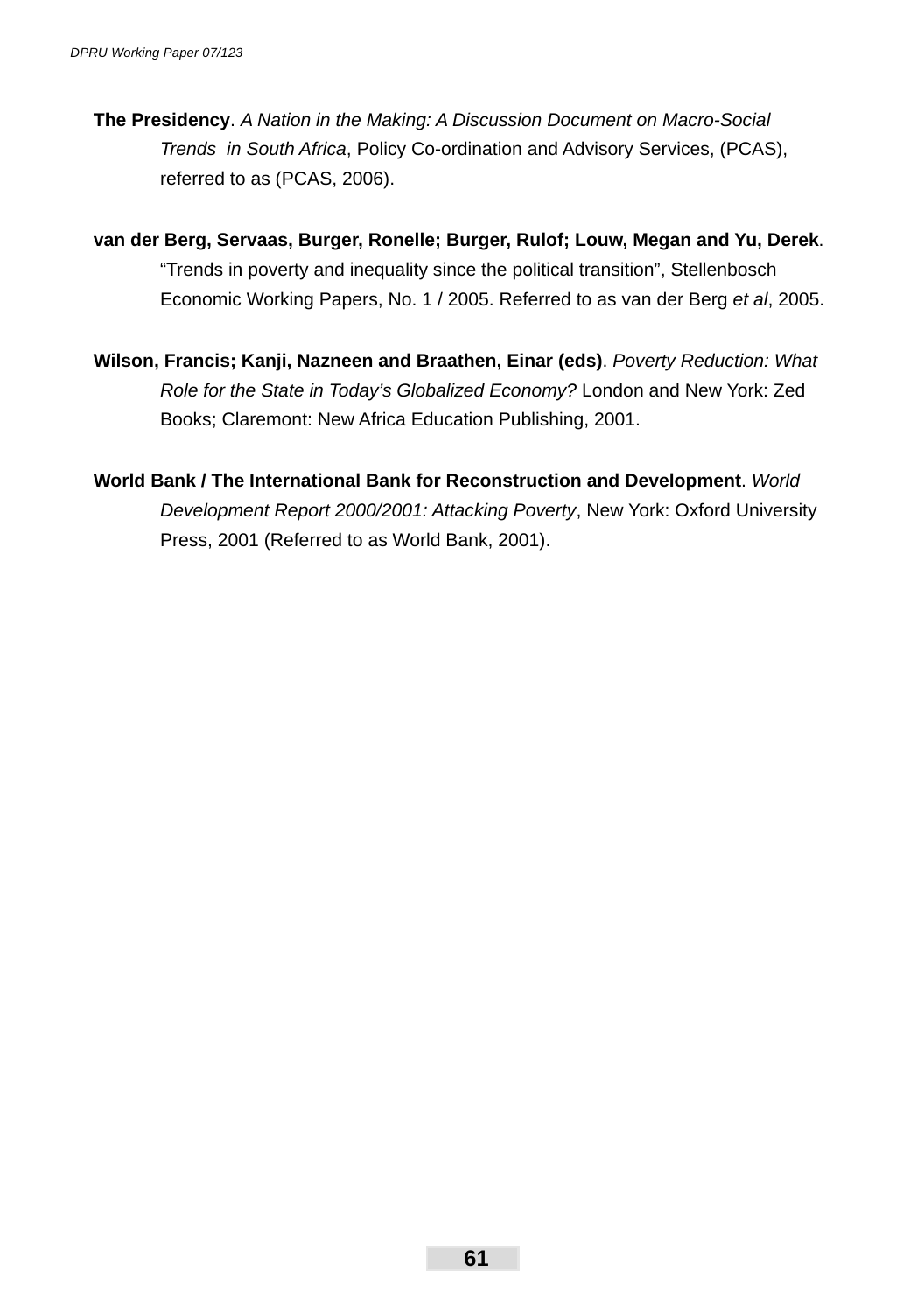**The Presidency**. *A Nation in the Making: A Discussion Document on Macro-Social Trends in South Africa*, Policy Co-ordination and Advisory Services, (PCAS), referred to as (PCAS, 2006).

**van der Berg, Servaas, Burger, Ronelle; Burger, Rulof; Louw, Megan and Yu, Derek**. “Trends in poverty and inequality since the political transition”, Stellenbosch Economic Working Papers, No. 1 / 2005. Referred to as van der Berg *et al*, 2005.

**Wilson, Francis; Kanji, Nazneen and Braathen, Einar (eds)**. *Poverty Reduction: What Role for the State in Today’s Globalized Economy?* London and New York: Zed Books; Claremont: New Africa Education Publishing, 2001.

**World Bank / The International Bank for Reconstruction and Development**. *World Development Report 2000/2001: Attacking Poverty*, New York: Oxford University Press, 2001 (Referred to as World Bank, 2001).